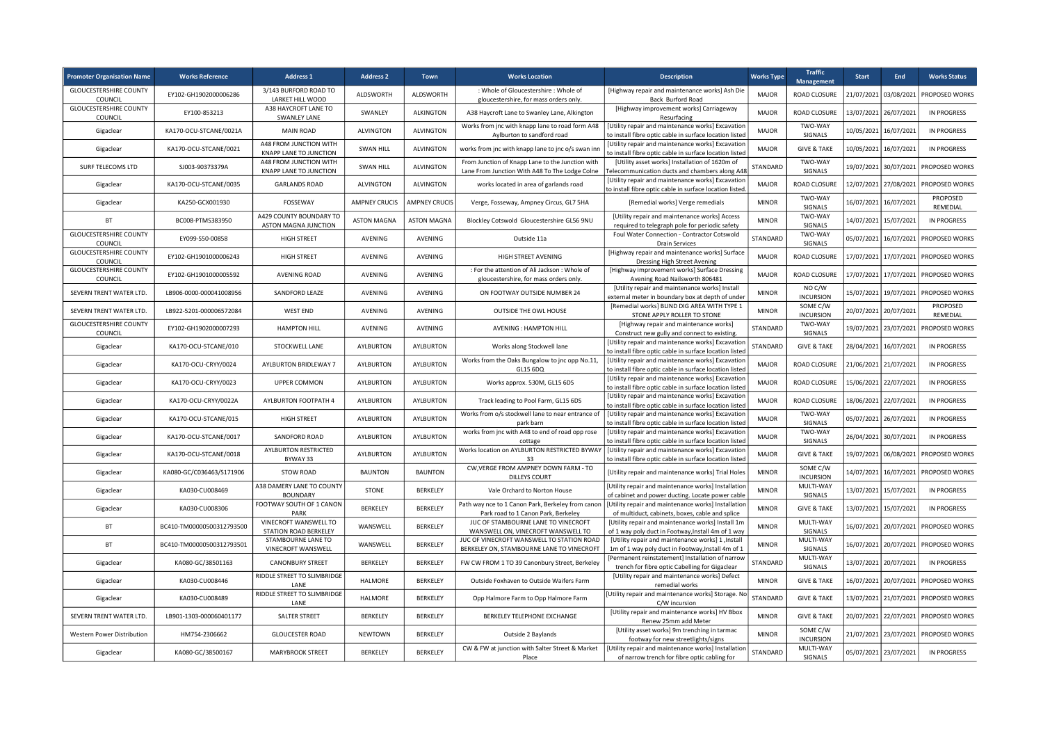| Promoter Organisation Name | Works Reference | Address 1 | Address 2 | Town | Works Location | Description | Works Type | Traffic Management | Start | End | Works Status |
|---|---|---|---|---|---|---|---|---|---|---|---|
| GLOUCESTERSHIRE COUNTY COUNCIL | EY102-GH1902000006286 | 3/143 BURFORD ROAD TO LARKET HILL WOOD | ALDSWORTH | ALDSWORTH | : Whole of Gloucestershire : Whole of gloucestershire, for mass orders only. | [Highway repair and maintenance works] Ash Die Back Burford Road | MAJOR | ROAD CLOSURE | 21/07/2021 | 03/08/2021 | PROPOSED WORKS |
| GLOUCESTERSHIRE COUNTY COUNCIL | EY100-853213 | A38 HAYCROFT LANE TO SWANLEY LANE | SWANLEY | ALKINGTON | A38 Haycroft Lane to Swanley Lane, Alkington | [Highway improvement works] Carriageway Resurfacing | MAJOR | ROAD CLOSURE | 13/07/2021 | 26/07/2021 | IN PROGRESS |
| Gigaclear | KA170-OCU-STCANE/0021A | MAIN ROAD | ALVINGTON | ALVINGTON | Works from jnc with knapp lane to road form A48 Aylburton to sandford road | [Utility repair and maintenance works] Excavation to install fibre optic cable in surface location listed | MAJOR | TWO-WAY SIGNALS | 10/05/2021 | 16/07/2021 | IN PROGRESS |
| Gigaclear | KA170-OCU-STCANE/0021 | A48 FROM JUNCTION WITH KNAPP LANE TO JUNCTION | SWAN HILL | ALVINGTON | works from jnc with knapp lane to jnc o/s swan inn | [Utility repair and maintenance works] Excavation to install fibre optic cable in surface location listed | MAJOR | GIVE & TAKE | 10/05/2021 | 16/07/2021 | IN PROGRESS |
| SURF TELECOMS LTD | SJ003-90373379A | A48 FROM JUNCTION WITH KNAPP LANE TO JUNCTION | SWAN HILL | ALVINGTON | From Junction of Knapp Lane to the Junction with Lane From Junction With A48 To The Lodge Colne | [Utility asset works] Installation of 1620m of Telecommunication ducts and chambers along A48 | STANDARD | TWO-WAY SIGNALS | 19/07/2021 | 30/07/2021 | PROPOSED WORKS |
| Gigaclear | KA170-OCU-STCANE/0035 | GARLANDS ROAD | ALVINGTON | ALVINGTON | works located in area of garlands road | [Utility repair and maintenance works] Excavation to install fibre optic cable in surface location listed. | MAJOR | ROAD CLOSURE | 12/07/2021 | 27/08/2021 | PROPOSED WORKS |
| Gigaclear | KA250-GCX001930 | FOSSEWAY | AMPNEY CRUCIS | AMPNEY CRUCIS | Verge, Fosseway, Ampney Circus, GL7 5HA | [Remedial works] Verge remedials | MINOR | TWO-WAY SIGNALS | 16/07/2021 | 16/07/2021 | PROPOSED REMEDIAL |
| BT | BC008-PTMS383950 | A429 COUNTY BOUNDARY TO ASTON MAGNA JUNCTION | ASTON MAGNA | ASTON MAGNA | Blockley Cotswold Gloucestershire GL56 9NU | [Utility repair and maintenance works] Access required to telegraph pole for periodic safety | MINOR | TWO-WAY SIGNALS | 14/07/2021 | 15/07/2021 | IN PROGRESS |
| GLOUCESTERSHIRE COUNTY COUNCIL | EY099-S50-00858 | HIGH STREET | AVENING | AVENING | Outside 11a | Foul Water Connection - Contractor Cotswold Drain Services | STANDARD | TWO-WAY SIGNALS | 05/07/2021 | 16/07/2021 | PROPOSED WORKS |
| GLOUCESTERSHIRE COUNTY COUNCIL | EY102-GH1901000006243 | HIGH STREET | AVENING | AVENING | HIGH STREET AVENING | [Highway repair and maintenance works] Surface Dressing High Street Avening | MAJOR | ROAD CLOSURE | 17/07/2021 | 17/07/2021 | PROPOSED WORKS |
| GLOUCESTERSHIRE COUNTY COUNCIL | EY102-GH1901000005592 | AVENING ROAD | AVENING | AVENING | : For the attention of Ali Jackson : Whole of gloucestershire, for mass orders only. | [Highway improvement works] Surface Dressing Avening Road Nailsworth 806481 | MAJOR | ROAD CLOSURE | 17/07/2021 | 17/07/2021 | PROPOSED WORKS |
| SEVERN TRENT WATER LTD. | LB906-0000-000041008956 | SANDFORD LEAZE | AVENING | AVENING | ON FOOTWAY OUTSIDE NUMBER 24 | [Utility repair and maintenance works] Install external meter in boundary box at depth of under | MINOR | NO C/W INCURSION | 15/07/2021 | 19/07/2021 | PROPOSED WORKS |
| SEVERN TRENT WATER LTD. | LB922-5201-000006572084 | WEST END | AVENING | AVENING | OUTSIDE THE OWL HOUSE | [Remedial works] BLIND DIG AREA WITH TYPE 1 STONE APPLY ROLLER TO STONE | MINOR | SOME C/W INCURSION | 20/07/2021 | 20/07/2021 | PROPOSED REMEDIAL |
| GLOUCESTERSHIRE COUNTY COUNCIL | EY102-GH1902000007293 | HAMPTON HILL | AVENING | AVENING | AVENING : HAMPTON HILL | [Highway repair and maintenance works] Construct new gully and connect to existing. | STANDARD | TWO-WAY SIGNALS | 19/07/2021 | 23/07/2021 | PROPOSED WORKS |
| Gigaclear | KA170-OCU-STCANE/010 | STOCKWELL LANE | AYLBURTON | AYLBURTON | Works along Stockwell lane | [Utility repair and maintenance works] Excavation to install fibre optic cable in surface location listed | STANDARD | GIVE & TAKE | 28/04/2021 | 16/07/2021 | IN PROGRESS |
| Gigaclear | KA170-OCU-CRYY/0024 | AYLBURTON BRIDLEWAY 7 | AYLBURTON | AYLBURTON | Works from the Oaks Bungalow to jnc opp No.11, GL15 6DQ | [Utility repair and maintenance works] Excavation to install fibre optic cable in surface location listed | MAJOR | ROAD CLOSURE | 21/06/2021 | 21/07/2021 | IN PROGRESS |
| Gigaclear | KA170-OCU-CRYY/0023 | UPPER COMMON | AYLBURTON | AYLBURTON | Works approx. 530M, GL15 6DS | [Utility repair and maintenance works] Excavation to install fibre optic cable in surface location listed | MAJOR | ROAD CLOSURE | 15/06/2021 | 22/07/2021 | IN PROGRESS |
| Gigaclear | KA170-OCU-CRYY/0022A | AYLBURTON FOOTPATH 4 | AYLBURTON | AYLBURTON | Track leading to Pool Farm, GL15 6DS | [Utility repair and maintenance works] Excavation to install fibre optic cable in surface location listed | MAJOR | ROAD CLOSURE | 18/06/2021 | 22/07/2021 | IN PROGRESS |
| Gigaclear | KA170-OCU-STCANE/015 | HIGH STREET | AYLBURTON | AYLBURTON | Works from o/s stockwell lane to near entrance of park barn | [Utility repair and maintenance works] Excavation to install fibre optic cable in surface location listed | MAJOR | TWO-WAY SIGNALS | 05/07/2021 | 26/07/2021 | IN PROGRESS |
| Gigaclear | KA170-OCU-STCANE/0017 | SANDFORD ROAD | AYLBURTON | AYLBURTON | works from jnc with A48 to end of road opp rose cottage | [Utility repair and maintenance works] Excavation to install fibre optic cable in surface location listed | MAJOR | TWO-WAY SIGNALS | 26/04/2021 | 30/07/2021 | IN PROGRESS |
| Gigaclear | KA170-OCU-STCANE/0018 | AYLBURTON RESTRICTED BYWAY 33 | AYLBURTON | AYLBURTON | Works location on AYLBURTON RESTRICTED BYWAY 33 | [Utility repair and maintenance works] Excavation to install fibre optic cable in surface location listed | MAJOR | GIVE & TAKE | 19/07/2021 | 06/08/2021 | PROPOSED WORKS |
| Gigaclear | KA080-GC/C036463/S171906 | STOW ROAD | BAUNTON | BAUNTON | CW,VERGE FROM AMPNEY DOWN FARM - TO DILLEYS COURT | [Utility repair and maintenance works] Trial Holes | MINOR | SOME C/W INCURSION | 14/07/2021 | 16/07/2021 | PROPOSED WORKS |
| Gigaclear | KA030-CU008469 | A38 DAMERY LANE TO COUNTY BOUNDARY | STONE | BERKELEY | Vale Orchard to Norton House | [Utility repair and maintenance works] Installation of cabinet and power ducting. Locate power cable | MINOR | MULTI-WAY SIGNALS | 13/07/2021 | 15/07/2021 | IN PROGRESS |
| Gigaclear | KA030-CU008306 | FOOTWAY SOUTH OF 1 CANON PARK | BERKELEY | BERKELEY | Path way nce to 1 Canon Park, Berkeley from canon Park road to 1 Canon Park, Berkeley | [Utility repair and maintenance works] Installation of multiduct, cabinets, boxes, cable and splice | MINOR | GIVE & TAKE | 13/07/2021 | 15/07/2021 | IN PROGRESS |
| BT | BC410-TM00000500312793500 | VINECROFT WANSWELL TO STATION ROAD BERKELEY | WANSWELL | BERKELEY | JUC OF STAMBOURNE LANE TO VINECROFT WANSWELL ON, VINECROFT WANSWELL TO | [Utility repair and maintenance works] Install 1m of 1 way poly duct in Footway,Install 4m of 1 way | MINOR | MULTI-WAY SIGNALS | 16/07/2021 | 20/07/2021 | PROPOSED WORKS |
| BT | BC410-TM00000500312793501 | STAMBOURNE LANE TO VINECROFT WANSWELL | WANSWELL | BERKELEY | JUC OF VINECROFT WANSWELL TO STATION ROAD BERKELEY ON, STAMBOURNE LANE TO VINECROFT | [Utility repair and maintenance works] 1 ,Install 1m of 1 way poly duct in Footway,Install 4m of 1 | MINOR | MULTI-WAY SIGNALS | 16/07/2021 | 20/07/2021 | PROPOSED WORKS |
| Gigaclear | KA080-GC/38501163 | CANONBURY STREET | BERKELEY | BERKELEY | FW CW FROM 1 TO 39 Canonbury Street, Berkeley | [Permanent reinstatement] Installation of narrow trench for fibre optic Cabelling for Gigaclear | STANDARD | MULTI-WAY SIGNALS | 13/07/2021 | 20/07/2021 | IN PROGRESS |
| Gigaclear | KA030-CU008446 | RIDDLE STREET TO SLIMBRIDGE LANE | HALMORE | BERKELEY | Outside Foxhaven to Outside Waifers Farm | [Utility repair and maintenance works] Defect remedial works | MINOR | GIVE & TAKE | 16/07/2021 | 20/07/2021 | PROPOSED WORKS |
| Gigaclear | KA030-CU008489 | RIDDLE STREET TO SLIMBRIDGE LANE | HALMORE | BERKELEY | Opp Halmore Farm to Opp Halmore Farm | [Utility repair and maintenance works] Storage. No C/W incursion | STANDARD | GIVE & TAKE | 13/07/2021 | 21/07/2021 | PROPOSED WORKS |
| SEVERN TRENT WATER LTD. | LB901-1303-000060401177 | SALTER STREET | BERKELEY | BERKELEY | BERKELEY TELEPHONE EXCHANGE | [Utility repair and maintenance works] HV Bbox Renew 25mm add Meter | MINOR | GIVE & TAKE | 20/07/2021 | 22/07/2021 | PROPOSED WORKS |
| Western Power Distribution | HM754-2306662 | GLOUCESTER ROAD | NEWTOWN | BERKELEY | Outside 2 Baylands | [Utility asset works] 9m trenching in tarmac footway for new streetlights/signs | MINOR | SOME C/W INCURSION | 21/07/2021 | 23/07/2021 | PROPOSED WORKS |
| Gigaclear | KA080-GC/38500167 | MARYBROOK STREET | BERKELEY | BERKELEY | CW & FW at junction with Salter Street & Market Place | [Utility repair and maintenance works] Installation of narrow trench for fibre optic cabling for | STANDARD | MULTI-WAY SIGNALS | 05/07/2021 | 23/07/2021 | IN PROGRESS |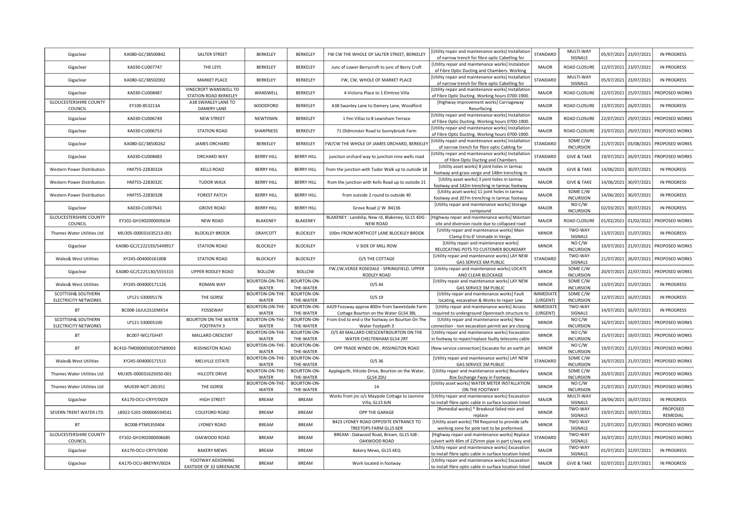| Gigaclear | KA080-GC/38500842 | SALTER STREET | BERKELEY | BERKELEY | FW CW THE WHOLE OF SALTER STREET, BERKELEY | [Utility repair and maintenance works] Installation of narrow trench for fibre optic Cabelling for | STANDARD | MULTI-WAY SIGNALS | 05/07/2021 | 23/07/2021 | IN PROGRESS |
|---|---|---|---|---|---|---|---|---|---|---|---|
| Gigaclear | KA030-CU007747 | THE LEYS | BERKELEY | BERKELEY | Junc of Lower Berrycroft to junc of Berry Croft | [Utility repair and maintenance works] Instalation of Fibre Optic Ducting and Chambers. Working | MAJOR | ROAD CLOSURE | 12/07/2021 | 23/07/2021 | IN PROGRESS |
| Gigaclear | KA080-GC/38502002 | MARKET PLACE | BERKELEY | BERKELEY | FW, CW, WHOLE OF MARKET PLACE | [Utility repair and maintenance works] Installation of narrow trench for fibre optic Cabelling for | STANDARD | MULTI-WAY SIGNALS | 05/07/2021 | 23/07/2021 | IN PROGRESS |
| Gigaclear | KA030-CU008487 | VINECROFT WANSWELL TO STATION ROAD BERKELEY | WANSWELL | BERKELEY | 4 Victoria Place to 1 Elmtree Villa | [Utility repair and maintenance works] Installation of Fibre Optic Ducting. Working hours 0700-1900. | MAJOR | ROAD CLOSURE | 12/07/2021 | 25/07/2021 | PROPOSED WORKS |
| GLOUCESTERSHIRE COUNTY COUNCIL | EY100-853213A | A38 SWANLEY LANE TO DAMERY LANE | WOODFORD | BERKELEY | A38 Swanley Lane to Damery Lane, Woodford | [Highway improvement works] Carriageway Resurfacing | MAJOR | ROAD CLOSURE | 13/07/2021 | 26/07/2021 | IN PROGRESS |
| Gigaclear | KA030-CU006749 | NEW STREET | NEWTOWN | BERKELEY | 1 Fen Villas to 8 Lewisham Terrace | [Utility repair and maintenance works] Installation of Fibre Optic Ducting. Working hours 0700-1900. | MAJOR | ROAD CLOSURE | 22/07/2021 | 29/07/2021 | PROPOSED WORKS |
| Gigaclear | KA030-CU006753 | STATION ROAD | SHARPNESS | BERKELEY | 71 Oldminster Road to Sunnybrook Farm | [Utility repair and maintenance works] Installation of Fibre Optic Ducting. Working hours 0700-1900. | MAJOR | ROAD CLOSURE | 23/07/2021 | 29/07/2021 | PROPOSED WORKS |
| Gigaclear | KA080-GC/38500262 | JAMES ORCHARD | BERKELEY | BERKELEY | FW/CW THE WHOLE OF JAMES ORCHARD, BERKELEY | [Utility repair and maintenance works] Installation of narrow trench for fibre optic Cabling for | STANDARD | SOME C/W INCURSION | 21/07/2021 | 03/08/2021 | PROPOSED WORKS |
| Gigaclear | KA030-CU008483 | ORCHARD WAY | BERRY HILL | BERRY HILL | junction orchard way to junction nine wells road | [Utility repair and maintenance works] Installation of Fibre Optic Ducting and Chambers | STANDARD | GIVE & TAKE | 19/07/2021 | 26/07/2021 | PROPOSED WORKS |
| Western Power Distribution | HM755-2283032A | KELLS ROAD | BERRY HILL | BERRY HILL | from the junction with Tudor Walk up to outside 18 | [Utility asset works] 8 joint holes in tarmac footway and grass verge and 148m trenching in | MAJOR | GIVE & TAKE | 14/06/2021 | 30/07/2021 | IN PROGRESS |
| Western Power Distribution | HM755-2283032C | TUDOR WALK | BERRY HILL | BERRY HILL | from the junction with Kells Road up to outside 21 | [Utility asset works] 3 joint holes in tarmac footway and 142m trenching in tarmac footway | MAJOR | GIVE & TAKE | 14/06/2021 | 30/07/2021 | IN PROGRESS |
| Western Power Distribution | HM755-2283032B | FOREST PATCH | BERRY HILL | BERRY HILL | from outside 2 round to outside 40 | [Utility asset works] 11 joint holes in tarmac footway and 207m trenching in tarmac footway | MAJOR | SOME C/W INCURSION | 14/06/2021 | 30/07/2021 | IN PROGRESS |
| Gigaclear | KA030-CU007641 | GROVE ROAD | BERRY HILL | BERRY HILL | Grove Road J/ W B4136 | [Utility repair and maintenance works] Storage compound | MAJOR | NO C/W INCURSION | 02/03/2021 | 30/07/2021 | IN PROGRESS |
| GLOUCESTERSHIRE COUNTY COUNCIL | EY102-GH1902000005634 | NEW ROAD | BLAKENEY | BLAKENEY | BLAKENEY : Landslip, New rd, Blakeney, GL15 4DG : NEW ROAD | [Highway repair and maintenance works] Maintain site and diversion route due to collapsed road | MAJOR | ROAD CLOSURE | 01/02/2021 | 01/02/2022 | PROPOSED WORKS |
| Thames Water Utilities Ltd | MU305-000031635213-001 | BLOCKLEY BROOK | DRAYCOTT | BLOCKLEY | 100m FROM NORTHCOT LANE BLOCKLEY BROOK | [Utility repair and maintenance works] Main Clamp 0 to 6' Unmade in Verge. | MINOR | TWO-WAY SIGNALS | 13/07/2021 | 15/07/2021 | IN PROGRESS |
| Gigaclear | KA080-GC/C222193/S449917 | STATION ROAD | BLOCKLEY | BLOCKLEY | V SIDE OF MILL ROW | [Utility repair and maintenance works] RELOCATING POTS TO CUSTOMER BOUNDARY | MINOR | NO C/W INCURSION | 19/07/2021 | 21/07/2021 | PROPOSED WORKS |
| Wales& West Utilities | XY245-004000161008 | STATION ROAD | BLOCKLEY | BLOCKLEY | O/S THE COTTAGE | [Utility repair and maintenance works] LAY NEW GAS SERVICE 6M PUBLIC | STANDARD | TWO-WAY SIGNALS | 21/07/2021 | 26/07/2021 | PROPOSED WORKS |
| Gigaclear | KA080-GC/C225130/S555315 | UPPER RODLEY ROAD | BOLLOW | BOLLOW | FW,CW,VERGE ROSEDALE - SPRINGFIELD, UPPER RODLEY ROAD | [Utility repair and maintenance works] LOCATE AND CLEAR BLOCKAGE | MINOR | SOME C/W INCURSION | 20/07/2021 | 22/07/2021 | PROPOSED WORKS |
| Wales& West Utilities | XY245-004000171126 | ROMAN WAY | BOURTON-ON-THE-WATER | BOURTON-ON-THE-WATER | O/S 44 | [Utility repair and maintenance works] LAY NEW GAS SERVICE 3M PUBLIC | MINOR | SOME C/W INCURSION | 13/07/2021 | 15/07/2021 | IN PROGRESS |
| SCOTTISH& SOUTHERN ELECTRICITY NETWORKS | LP121-S30005176 | THE GORSE | BOURTON-ON-THE-WATER | BOURTON-ON-THE-WATER | O/S 19 | [Utility repair and maintenance works] Fault locating, excavation & Works to repair Low | IMMEDIATE (URGENT) | SOME C/W INCURSION | 12/07/2021 | 16/07/2021 | IN PROGRESS |
| BT | BC008-16JULSS1EMX54 | FOSSEWAY | BOURTON-ON-THE-WATER | BOURTON-ON-THE-WATER | A429 Fossway approx 800m from Sweetslade Farm Cottage Bourton on the Water GL54 3BL | [Utility repair and maintenance works] Access required to underground Openreach structure to | IMMEDIATE (URGENT) | TWO-WAY SIGNALS | 14/07/2021 | 16/07/2021 | IN PROGRESS |
| SCOTTISH& SOUTHERN ELECTRICITY NETWORKS | LP121-S30005100 | BOURTON ON THE WATER FOOTPATH 3 | BOURTON-ON-THE-WATER | BOURTON-ON-THE-WATER | From End to end o the footway on Bourton On The Water Footpath 3 | [Utility repair and maintenance works] New connection - non excavation permit we are closing | MINOR | NO C/W INCURSION | 16/07/2021 | 19/07/2021 | PROPOSED WORKS |
| BT | BC007-WCLTGH4T | MALLARD CRESCENT | BOURTON-ON-THE-WATER | BOURTON-ON-THE-WATER | O/S 40 MALLARD CRESCENTBOURTON ON THE WATER CHELTENHAM GL54 2RT | [Utility repair and maintenance works] Excavation in footway to repair/replace faulty telecoms cable | MINOR | NO C/W INCURSION | 15/07/2021 | 19/07/2021 | PROPOSED WORKS |
| BT | BC410-TM00000500297589003 | RISSINGTON ROAD | BOURTON-ON-THE-WATER | BOURTON-ON-THE-WATER | OPP TRADE WINDS ON , RISSINGTON ROAD | [New service connection] Excavate for an earth pit | MINOR | NO C/W INCURSION | 19/07/2021 | 21/07/2021 | PROPOSED WORKS |
| Wales& West Utilities | XY245-004000171515 | MELVILLE ESTATE | BOURTON-ON-THE-WATER | BOURTON-ON-THE-WATER | O/S 36 | [Utility repair and maintenance works] LAY NEW GAS SERVICE 2M PUBLIC | STANDARD | SOME C/W INCURSION | 16/07/2021 | 21/07/2021 | PROPOSED WORKS |
| Thames Water Utilities Ltd | MU305-000031625050-001 | HILCOTE DRIVE | BOURTON-ON-THE-WATER | BOURTON-ON-THE-WATER | Applegarth, Hilcote Drive, Bourton on the Water, GL54 2DU | [Utility repair and maintenance works] Boundary Box Exchange Fway in Footway. | MINOR | SOME C/W INCURSION | 20/07/2021 | 22/07/2021 | PROPOSED WORKS |
| Thames Water Utilities Ltd | MU039-NOT-265351 | THE GORSE | BOURTON-ON-THE-WATER | BOURTON-ON-THE-WATER | 14 | [Utility asset works] WATER METER INSTALLATION ON THE FOOTWAY | MINOR | NO C/W INCURSION | 21/07/2021 | 23/07/2021 | PROPOSED WORKS |
| Gigaclear | KA170-OCU-CRYY/0029 | HIGH STREET | BREAM | BREAM | Works from jnc o/s Maypole Cottage to Jasmine Villa, GL15 6JN | [Utility repair and maintenance works] Excavation to install fibre optic cable in surface location listed | MAJOR | MULTI-WAY SIGNALS | 28/06/2021 | 16/07/2021 | IN PROGRESS |
| SEVERN TRENT WATER LTD. | LB922-5201-000006594541 | COLEFORD ROAD | BREAM | BREAM | OPP THE GARAGE | [Remedial works] * Breakout failed rein and replace | MINOR | TWO-WAY SIGNALS | 19/07/2021 | 19/07/2021 | PROPOSED REMEDIAL |
| BT | BC008-PTMS350404 | LYDNEY ROAD | BREAM | BREAM | B423 LYDNEY ROAD OPPOSITE ENTRANCE TO TREETOPS FARM GL15 6ER | [Utility asset works] TM Required to provide safe working zone for pole test to be preformed. | MINOR | TWO-WAY SIGNALS | 21/07/2021 | 21/07/2021 | PROPOSED WORKS |
| GLOUCESTERSHIRE COUNTY COUNCIL | EY102-GH1902000006685 | OAKWOOD ROAD | BREAM | BREAM | BREAM : Oakwood Road, Bream, GL15 6JB : OAKWOOD ROAD | [Highway repair and maintenance works] Replace culvert with 40m of 225mm pipe in part c/way and | STANDARD | TWO-WAY SIGNALS | 16/07/2021 | 22/07/2021 | PROPOSED WORKS |
| Gigaclear | KA170-OCU-CRYY/0030 | BAKERY MEWS | BREAM | BREAM | Bakery Mews, GL15 6EQ | [Utility repair and maintenance works] Excavation to install fibre optic cable in surface location listed | MAJOR | TWO-WAY SIGNALS | 01/07/2021 | 22/07/2021 | IN PROGRESS |
| Gigaclear | KA170-OCU-BREYNY/0024 | FOOTWAY ADJOINING EASTSIDE OF 32 GREENACRE | BREAM | BREAM | Work located in footway | [Utility repair and maintenance works] Excavation to install fibre optic cable in surface location listed | MAJOR | GIVE & TAKE | 02/07/2021 | 22/07/2021 | IN PROGRESS |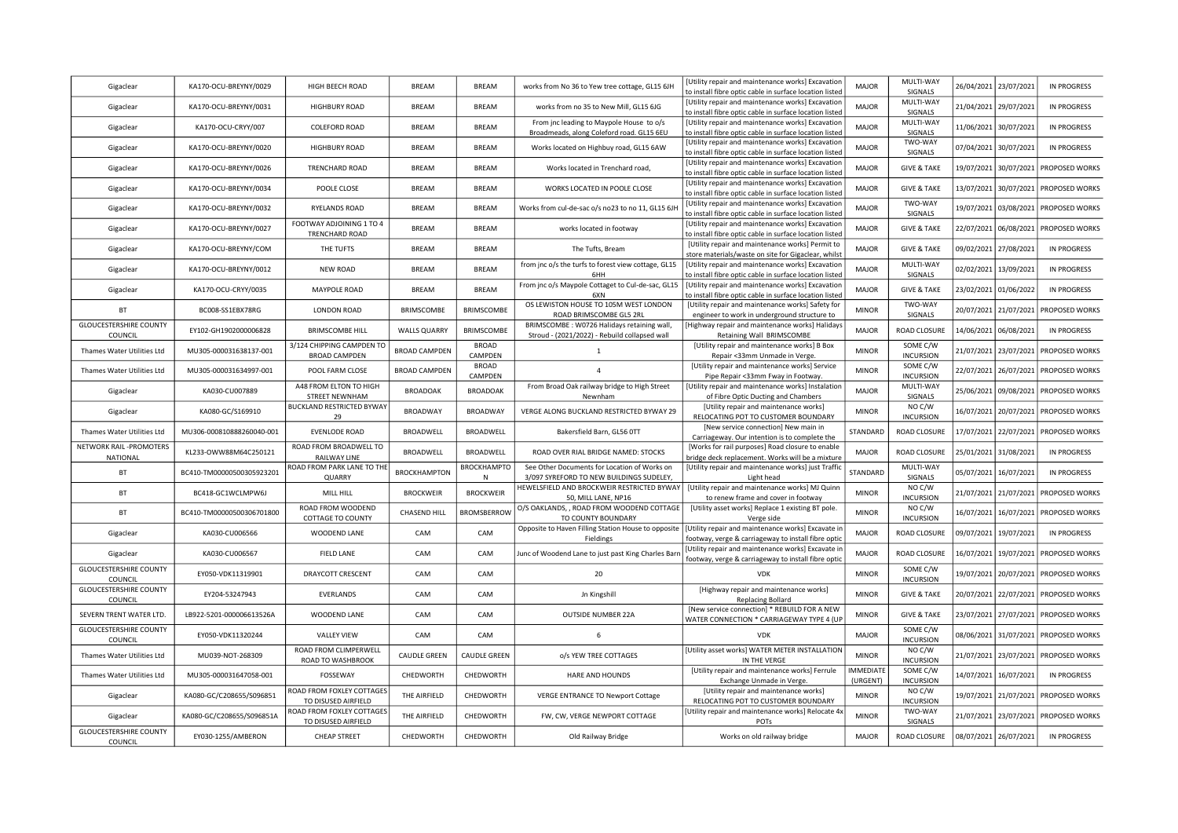| | | | | | | | | | | | |
|---|---|---|---|---|---|---|---|---|---|---|---|
| Gigaclear | KA170-OCU-BREYNY/0029 | HIGH BEECH ROAD | BREAM | BREAM | works from No 36 to Yew tree cottage, GL15 6JH | [Utility repair and maintenance works] Excavation to install fibre optic cable in surface location listed | MAJOR | MULTI-WAY SIGNALS | 26/04/2021 | 23/07/2021 | IN PROGRESS |
| Gigaclear | KA170-OCU-BREYNY/0031 | HIGHBURY ROAD | BREAM | BREAM | works from no 35 to New Mill, GL15 6JG | [Utility repair and maintenance works] Excavation to install fibre optic cable in surface location listed | MAJOR | MULTI-WAY SIGNALS | 21/04/2021 | 29/07/2021 | IN PROGRESS |
| Gigaclear | KA170-OCU-CRYY/007 | COLEFORD ROAD | BREAM | BREAM | From jnc leading to Maypole House to o/s Broadmeads, along Coleford road. GL15 6EU | [Utility repair and maintenance works] Excavation to install fibre optic cable in surface location listed | MAJOR | MULTI-WAY SIGNALS | 11/06/2021 | 30/07/2021 | IN PROGRESS |
| Gigaclear | KA170-OCU-BREYNY/0020 | HIGHBURY ROAD | BREAM | BREAM | Works located on Highbuy road, GL15 6AW | [Utility repair and maintenance works] Excavation to install fibre optic cable in surface location listed | MAJOR | TWO-WAY SIGNALS | 07/04/2021 | 30/07/2021 | IN PROGRESS |
| Gigaclear | KA170-OCU-BREYNY/0026 | TRENCHARD ROAD | BREAM | BREAM | Works located in Trenchard road, | [Utility repair and maintenance works] Excavation to install fibre optic cable in surface location listed | MAJOR | GIVE & TAKE | 19/07/2021 | 30/07/2021 | PROPOSED WORKS |
| Gigaclear | KA170-OCU-BREYNY/0034 | POOLE CLOSE | BREAM | BREAM | WORKS LOCATED IN POOLE CLOSE | [Utility repair and maintenance works] Excavation to install fibre optic cable in surface location listed | MAJOR | GIVE & TAKE | 13/07/2021 | 30/07/2021 | PROPOSED WORKS |
| Gigaclear | KA170-OCU-BREYNY/0032 | RYELANDS ROAD | BREAM | BREAM | Works from cul-de-sac o/s no23 to no 11, GL15 6JH | [Utility repair and maintenance works] Excavation to install fibre optic cable in surface location listed | MAJOR | TWO-WAY SIGNALS | 19/07/2021 | 03/08/2021 | PROPOSED WORKS |
| Gigaclear | KA170-OCU-BREYNY/0027 | FOOTWAY ADJOINING 1 TO 4 TRENCHARD ROAD | BREAM | BREAM | works located in footway | [Utility repair and maintenance works] Excavation to install fibre optic cable in surface location listed | MAJOR | GIVE & TAKE | 22/07/2021 | 06/08/2021 | PROPOSED WORKS |
| Gigaclear | KA170-OCU-BREYNY/COM | THE TUFTS | BREAM | BREAM | The Tufts, Bream | [Utility repair and maintenance works] Permit to store materials/waste on site for Gigaclear, whilst | MAJOR | GIVE & TAKE | 09/02/2021 | 27/08/2021 | IN PROGRESS |
| Gigaclear | KA170-OCU-BREYNY/0012 | NEW ROAD | BREAM | BREAM | from jnc o/s the turfs to forest view cottage, GL15 6HH | [Utility repair and maintenance works] Excavation to install fibre optic cable in surface location listed | MAJOR | MULTI-WAY SIGNALS | 02/02/2021 | 13/09/2021 | IN PROGRESS |
| Gigaclear | KA170-OCU-CRYY/0035 | MAYPOLE ROAD | BREAM | BREAM | From jnc o/s Maypole Cottaget to Cul-de-sac, GL15 6XN | [Utility repair and maintenance works] Excavation to install fibre optic cable in surface location listed | MAJOR | GIVE & TAKE | 23/02/2021 | 01/06/2022 | IN PROGRESS |
| BT | BC008-SS1EBX78RG | LONDON ROAD | BRIMSCOMBE | BRIMSCOMBE | OS LEWISTON HOUSE TO 105M WEST LONDON ROAD BRIMSCOMBE GL5 2RL | [Utility repair and maintenance works] Safety for engineer to work in underground structure to | MINOR | TWO-WAY SIGNALS | 20/07/2021 | 21/07/2021 | PROPOSED WORKS |
| GLOUCESTERSHIRE COUNTY COUNCIL | EY102-GH1902000006828 | BRIMSCOMBE HILL | WALLS QUARRY | BRIMSCOMBE | BRIMSCOMBE : W0726 Halidays retaining wall, Stroud - (2021/2022) - Rebuild collapsed wall | [Highway repair and maintenance works] Halidays Retaining Wall BRIMSCOMBE | MAJOR | ROAD CLOSURE | 14/06/2021 | 06/08/2021 | IN PROGRESS |
| Thames Water Utilities Ltd | MU305-000031638137-001 | 3/124 CHIPPING CAMPDEN TO BROAD CAMPDEN | BROAD CAMPDEN | BROAD CAMPDEN | 1 | [Utility repair and maintenance works] B Box Repair <33mm Unmade in Verge. | MINOR | SOME C/W INCURSION | 21/07/2021 | 23/07/2021 | PROPOSED WORKS |
| Thames Water Utilities Ltd | MU305-000031634997-001 | POOL FARM CLOSE | BROAD CAMPDEN | BROAD CAMPDEN | 4 | [Utility repair and maintenance works] Service Pipe Repair <33mm Fway in Footway. | MINOR | SOME C/W INCURSION | 22/07/2021 | 26/07/2021 | PROPOSED WORKS |
| Gigaclear | KA030-CU007889 | A48 FROM ELTON TO HIGH STREET NEWNHAM | BROADOAK | BROADOAK | From Broad Oak railway bridge to High Street Newnham | [Utility repair and maintenance works] Instalation of Fibre Optic Ducting and Chambers | MAJOR | MULTI-WAY SIGNALS | 25/06/2021 | 09/08/2021 | PROPOSED WORKS |
| Gigaclear | KA080-GC/S169910 | BUCKLAND RESTRICTED BYWAY 29 | BROADWAY | BROADWAY | VERGE ALONG BUCKLAND RESTRICTED BYWAY 29 | [Utility repair and maintenance works] RELOCATING POT TO CUSTOMER BOUNDARY | MINOR | NO C/W INCURSION | 16/07/2021 | 20/07/2021 | PROPOSED WORKS |
| Thames Water Utilities Ltd | MU306-000810888260040-001 | EVENLODE ROAD | BROADWELL | BROADWELL | Bakersfield Barn, GL56 0TT | [New service connection] New main in Carriageway. Our intention is to complete the | STANDARD | ROAD CLOSURE | 17/07/2021 | 22/07/2021 | PROPOSED WORKS |
| NETWORK RAIL -PROMOTERS NATIONAL | KL233-OWW88M64C250121 | ROAD FROM BROADWELL TO RAILWAY LINE | BROADWELL | BROADWELL | ROAD OVER RIAL BRIDGE NAMED: STOCKS | [Works for rail purposes] Road closure to enable bridge deck replacement. Works will be a mixture | MAJOR | ROAD CLOSURE | 25/01/2021 | 31/08/2021 | IN PROGRESS |
| BT | BC410-TM00000500305923201 | ROAD FROM PARK LANE TO THE QUARRY | BROCKHAMPTON | BROCKHAMPTON | See Other Documents for Location of Works on 3/097 SYREFORD TO NEW BUILDINGS SUDELEY, | [Utility repair and maintenance works] Just Traffic Light head | STANDARD | MULTI-WAY SIGNALS | 05/07/2021 | 16/07/2021 | IN PROGRESS |
| BT | BC418-GC1WCLMPW6J | MILL HILL | BROCKWEIR | BROCKWEIR | HEWELSFIELD AND BROCKWEIR RESTRICTED BYWAY 50, MILL LANE, NP16 | [Utility repair and maintenance works] MJ Quinn to renew frame and cover in footway | MINOR | NO C/W INCURSION | 21/07/2021 | 21/07/2021 | PROPOSED WORKS |
| BT | BC410-TM00000500306701800 | ROAD FROM WOODEND COTTAGE TO COUNTY | CHASEND HILL | BROMSBERROW | O/S OAKLANDS, , ROAD FROM WOODEND COTTAGE TO COUNTY BOUNDARY | [Utility asset works] Replace 1 existing BT pole. Verge side | MINOR | NO C/W INCURSION | 16/07/2021 | 16/07/2021 | PROPOSED WORKS |
| Gigaclear | KA030-CU006566 | WOODEND LANE | CAM | CAM | Opposite to Haven Filling Station House to opposite Fieldings | [Utility repair and maintenance works] Excavate in footway, verge & carriageway to install fibre optic | MAJOR | ROAD CLOSURE | 09/07/2021 | 19/07/2021 | IN PROGRESS |
| Gigaclear | KA030-CU006567 | FIELD LANE | CAM | CAM | Junc of Woodend Lane to just past King Charles Barn | [Utility repair and maintenance works] Excavate in footway, verge & carriageway to install fibre optic | MAJOR | ROAD CLOSURE | 16/07/2021 | 19/07/2021 | PROPOSED WORKS |
| GLOUCESTERSHIRE COUNTY COUNCIL | EY050-VDK11319901 | DRAYCOTT CRESCENT | CAM | CAM | 20 | VDK | MINOR | SOME C/W INCURSION | 19/07/2021 | 20/07/2021 | PROPOSED WORKS |
| GLOUCESTERSHIRE COUNTY COUNCIL | EY204-53247943 | EVERLANDS | CAM | CAM | Jn Kingshill | [Highway repair and maintenance works] Replacing Bollard | MINOR | GIVE & TAKE | 20/07/2021 | 22/07/2021 | PROPOSED WORKS |
| SEVERN TRENT WATER LTD. | LB922-5201-000006613526A | WOODEND LANE | CAM | CAM | OUTSIDE NUMBER 22A | [New service connection] * REBUILD FOR A NEW WATER CONNECTION * CARRIAGEWAY TYPE 4 (UP | MINOR | GIVE & TAKE | 23/07/2021 | 27/07/2021 | PROPOSED WORKS |
| GLOUCESTERSHIRE COUNTY COUNCIL | EY050-VDK11320244 | VALLEY VIEW | CAM | CAM | 6 | VDK | MAJOR | SOME C/W INCURSION | 08/06/2021 | 31/07/2021 | PROPOSED WORKS |
| Thames Water Utilities Ltd | MU039-NOT-268309 | ROAD FROM CLIMPERWELL ROAD TO WASHBROOK | CAUDLE GREEN | CAUDLE GREEN | o/s YEW TREE COTTAGES | [Utility asset works] WATER METER INSTALLATION IN THE VERGE | MINOR | NO C/W INCURSION | 21/07/2021 | 23/07/2021 | PROPOSED WORKS |
| Thames Water Utilities Ltd | MU305-000031647058-001 | FOSSEWAY | CHEDWORTH | CHEDWORTH | HARE AND HOUNDS | [Utility repair and maintenance works] Ferrule Exchange Unmade in Verge. | IMMEDIATE (URGENT) | SOME C/W INCURSION | 14/07/2021 | 16/07/2021 | IN PROGRESS |
| Gigaclear | KA080-GC/C208655/S096851 | ROAD FROM FOXLEY COTTAGES TO DISUSED AIRFIELD | THE AIRFIELD | CHEDWORTH | VERGE ENTRANCE TO Newport Cottage | [Utility repair and maintenance works] RELOCATING POT TO CUSTOMER BOUNDARY | MINOR | NO C/W INCURSION | 19/07/2021 | 21/07/2021 | PROPOSED WORKS |
| Gigaclear | KA080-GC/C208655/S096851A | ROAD FROM FOXLEY COTTAGES TO DISUSED AIRFIELD | THE AIRFIELD | CHEDWORTH | FW, CW, VERGE NEWPORT COTTAGE | [Utility repair and maintenance works] Relocate 4x POTs | MINOR | TWO-WAY SIGNALS | 21/07/2021 | 23/07/2021 | PROPOSED WORKS |
| GLOUCESTERSHIRE COUNTY COUNCIL | EY030-1255/AMBERON | CHEAP STREET | CHEDWORTH | CHEDWORTH | Old Railway Bridge | Works on old railway bridge | MAJOR | ROAD CLOSURE | 08/07/2021 | 26/07/2021 | IN PROGRESS |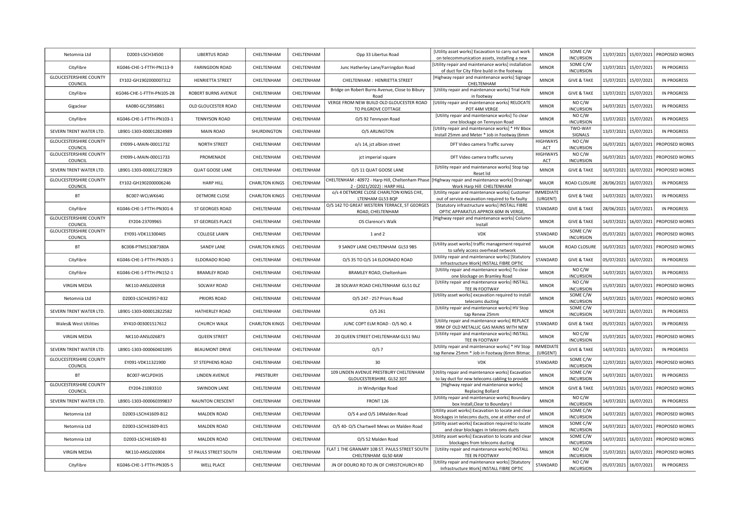| Netomnia Ltd | D2003-LSCH34500 | LIBERTUS ROAD | CHELTENHAM | CHELTENHAM | Opp 33 Libertus Road | [Utility asset works] Excavation to carry out work on telecommunication assets, installing a new | MINOR | SOME C/W INCURSION | 13/07/2021 | 15/07/2021 | PROPOSED WORKS |
|---|---|---|---|---|---|---|---|---|---|---|---|
| CityFibre | KG046-CHE-1-FTTH-PN113-9 | FARINGDON ROAD | CHELTENHAM | CHELTENHAM | Junc Hatherley Lane/Farringdon Road | [Utility repair and maintenance works] installation of duct for City Fibre build in the footway | MINOR | SOME C/W INCURSION | 13/07/2021 | 15/07/2021 | IN PROGRESS |
| GLOUCESTERSHIRE COUNTY COUNCIL | EY102-GH1902000007312 | HENRIETTA STREET | CHELTENHAM | CHELTENHAM | CHELTENHAM : HENRIETTA STREET | [Highway repair and maintenance works] Signage CHELTENHAM | MINOR | GIVE & TAKE | 15/07/2021 | 15/07/2021 | IN PROGRESS |
| CityFibre | KG046-CHE-1-FTTH-PN105-28 | ROBERT BURNS AVENUE | CHELTENHAM | CHELTENHAM | Bridge on Robert Burns Avenue, Close to Bibury Road | [Utility repair and maintenance works] Trial Hole in footway | MINOR | GIVE & TAKE | 13/07/2021 | 15/07/2021 | IN PROGRESS |
| Gigaclear | KA080-GC/S956861 | OLD GLOUCESTER ROAD | CHELTENHAM | CHELTENHAM | VERGE FROM NEW BUILD OLD GLOUCESTER ROAD TO PILGROVE COTTAGE | [Utility repair and maintenance works] RELOCATE POT 44M VERGE | MINOR | NO C/W INCURSION | 14/07/2021 | 15/07/2021 | IN PROGRESS |
| CityFibre | KG046-CHE-1-FTTH-PN103-1 | TENNYSON ROAD | CHELTENHAM | CHELTENHAM | O/S 92 Tennyson Road | [Utility repair and maintenance works] To clear one blockage on Tennyson Road | MINOR | NO C/W INCURSION | 13/07/2021 | 15/07/2021 | IN PROGRESS |
| SEVERN TRENT WATER LTD. | LB901-1303-000012824989 | MAIN ROAD | SHURDINGTON | CHELTENHAM | O/S ARLINGTON | [Utility repair and maintenance works] * HV Bbox Install 25mm and Meter * Job in Footway (6mm | MINOR | TWO-WAY SIGNALS | 13/07/2021 | 15/07/2021 | IN PROGRESS |
| GLOUCESTERSHIRE COUNTY COUNCIL | EY099-L-MAIN-00011732 | NORTH STREET | CHELTENHAM | CHELTENHAM | o/s 14, jct albion street | DFT Video camera Traffic survey | HIGHWAYS ACT | NO C/W INCURSION | 16/07/2021 | 16/07/2021 | PROPOSED WORKS |
| GLOUCESTERSHIRE COUNTY COUNCIL | EY099-L-MAIN-00011733 | PROMENADE | CHELTENHAM | CHELTENHAM | jct imperial square | DFT Video camera traffic survey | HIGHWAYS ACT | NO C/W INCURSION | 16/07/2021 | 16/07/2021 | PROPOSED WORKS |
| SEVERN TRENT WATER LTD. | LB901-1303-000012723829 | QUAT GOOSE LANE | CHELTENHAM | CHELTENHAM | O/S 11 QUAT GOOSE LANE | [Utility repair and maintenance works] Stop tap Reset lid | MINOR | GIVE & TAKE | 16/07/2021 | 16/07/2021 | PROPOSED WORKS |
| GLOUCESTERSHIRE COUNTY COUNCIL | EY102-GH1902000006246 | HARP HILL | CHARLTON KINGS | CHELTENHAM | CHELTENHAM : 40972 - Harp Hill, Cheltenham Phase 2 - (2021/2022) : HARP HILL | [Highway repair and maintenance works] Drainage Work Harp Hill CHELTENHAM | MAJOR | ROAD CLOSURE | 28/06/2021 | 16/07/2021 | IN PROGRESS |
| BT | BC007-WCLWK64G | DETMORE CLOSE | CHARLTON KINGS | CHELTENHAM | o/s 4 DETMORE CLOSE CHARLTON KINGS CHE, LTENHAM GL53 8QP | [Utility repair and maintenance works] Customer out of service excavation required to fix faulty | IMMEDIATE (URGENT) | GIVE & TAKE | 14/07/2021 | 16/07/2021 | IN PROGRESS |
| CityFibre | KG046-CHE-1-FTTH-PN301-6 | ST GEORGES ROAD | CHELTENHAM | CHELTENHAM | O/S 142 TO GREAT WESTERN TERRACE, ST GEORGES ROAD, CHELTENHAM | [Statutory infrastructure works] INSTALL FIBRE OPTIC APPARATUS APPROX 60M IN VERGE, | STANDARD | GIVE & TAKE | 28/06/2021 | 16/07/2021 | IN PROGRESS |
| GLOUCESTERSHIRE COUNTY COUNCIL | EY204-23709965 | ST GEORGES PLACE | CHELTENHAM | CHELTENHAM | OS Clarence's Walk | [Highway repair and maintenance works] Column Install | MINOR | GIVE & TAKE | 14/07/2021 | 16/07/2021 | PROPOSED WORKS |
| GLOUCESTERSHIRE COUNTY COUNCIL | EY091-VDK11300465 | COLLEGE LAWN | CHELTENHAM | CHELTENHAM | 1 and 2 | VDK | STANDARD | SOME C/W INCURSION | 05/07/2021 | 16/07/2021 | PROPOSED WORKS |
| BT | BC008-PTMS13087380A | SANDY LANE | CHARLTON KINGS | CHELTENHAM | 9 SANDY LANE CHELTENHAM GL53 9BS | [Utility asset works] traffic management required to safely access overhead network | MAJOR | ROAD CLOSURE | 16/07/2021 | 16/07/2021 | PROPOSED WORKS |
| CityFibre | KG046-CHE-1-FTTH-PN305-1 | ELDORADO ROAD | CHELTENHAM | CHELTENHAM | O/S 35 TO O/S 14 ELDORADO ROAD | [Utility repair and maintenance works] [Statutory Infrastructure Work] INSTALL FIBRE OPTIC | STANDARD | GIVE & TAKE | 05/07/2021 | 16/07/2021 | IN PROGRESS |
| CityFibre | KG046-CHE-1-FTTH-PN152-1 | BRAMLEY ROAD | CHELTENHAM | CHELTENHAM | BRAMLEY ROAD, Cheltenham | [Utility repair and maintenance works] To clear one blockage on Bramley Road | MINOR | NO C/W INCURSION | 14/07/2021 | 16/07/2021 | IN PROGRESS |
| VIRGIN MEDIA | NK110-ANSL026918 | SOLWAY ROAD | CHELTENHAM | CHELTENHAM | 28 SOLWAY ROAD CHELTENHAM GL51 0LZ | [Utility repair and maintenance works] INSTALL TEE IN FOOTWAY | MINOR | NO C/W INCURSION | 15/07/2021 | 16/07/2021 | PROPOSED WORKS |
| Netomnia Ltd | D2003-LSCH42957-B32 | PRIORS ROAD | CHELTENHAM | CHELTENHAM | O/S 247 - 257 Priors Road | [Utility asset works] excavation required to install telecoms ducting | MINOR | SOME C/W INCURSION | 14/07/2021 | 16/07/2021 | PROPOSED WORKS |
| SEVERN TRENT WATER LTD. | LB901-1303-000012822582 | HATHERLEY ROAD | CHELTENHAM | CHELTENHAM | O/S 261 | [Utility repair and maintenance works] HV Stop tap Renew 25mm | MINOR | SOME C/W INCURSION | 14/07/2021 | 16/07/2021 | IN PROGRESS |
| Wales& West Utilities | XY410-003001517612 | CHURCH WALK | CHARLTON KINGS | CHELTENHAM | JUNC COPT ELM ROAD - O/S NO. 4 | [Utility repair and maintenance works] REPLACE 99M OF OLD METALLIC GAS MAINS WITH NEW | STANDARD | GIVE & TAKE | 05/07/2021 | 16/07/2021 | IN PROGRESS |
| VIRGIN MEDIA | NK110-ANSL026873 | QUEEN STREET | CHELTENHAM | CHELTENHAM | 20 QUEEN STREET CHELTENHAM GL51 9AU | [Utility repair and maintenance works] INSTALL TEE IN FOOTWAY | MINOR | NO C/W INCURSION | 15/07/2021 | 16/07/2021 | PROPOSED WORKS |
| SEVERN TRENT WATER LTD. | LB901-1303-000060401095 | BEAUMONT DRIVE | CHELTENHAM | CHELTENHAM | O/S 7 | [Utility repair and maintenance works] * HV Stop tap Renew 25mm * Job in Footway (6mm Bitmac | IMMEDIATE (URGENT) | GIVE & TAKE | 14/07/2021 | 16/07/2021 | IN PROGRESS |
| GLOUCESTERSHIRE COUNTY COUNCIL | EY091-VDK11321900 | ST STEPHENS ROAD | CHELTENHAM | CHELTENHAM | 30 | VDK | STANDARD | SOME C/W INCURSION | 12/07/2021 | 16/07/2021 | PROPOSED WORKS |
| BT | BC007-WCLPDH3S | LINDEN AVENUE | PRESTBURY | CHELTENHAM | 109 LINDEN AVENUE PRESTBURY CHELTENHAM GLOUCESTERSHIRE. GL52 3DT | [Utility repair and maintenance works] Excavation to lay duct for new telecoms cabling to provide | MINOR | SOME C/W INCURSION | 14/07/2021 | 16/07/2021 | IN PROGRESS |
| GLOUCESTERSHIRE COUNTY COUNCIL | EY204-21083310 | SWINDON LANE | CHELTENHAM | CHELTENHAM | Jn Windyridge Road | [Highway repair and maintenance works] Replacing Bollard | MINOR | GIVE & TAKE | 14/07/2021 | 16/07/2021 | PROPOSED WORKS |
| SEVERN TRENT WATER LTD. | LB901-1303-000060399837 | NAUNTON CRESCENT | CHELTENHAM | CHELTENHAM | FRONT 126 | [Utility repair and maintenance works] Boundary box Install,Clear to Boundary l | MINOR | NO C/W INCURSION | 14/07/2021 | 16/07/2021 | IN PROGRESS |
| Netomnia Ltd | D2003-LSCH41609-B12 | MALDEN ROAD | CHELTENHAM | CHELTENHAM | O/S 4 and O/S 14Malden Road | [Utility asset works] Excavation to locate and clear blockages in telecoms ducts, one at either end of | MINOR | SOME C/W INCURSION | 14/07/2021 | 16/07/2021 | PROPOSED WORKS |
| Netomnia Ltd | D2003-LSCH41609-B15 | MALDEN ROAD | CHELTENHAM | CHELTENHAM | O/S 40- O/S Chartwell Mews on Malden Road | [Utility asset works] Excavation required to locate and clear blockages in telecoms ducts | MINOR | SOME C/W INCURSION | 14/07/2021 | 16/07/2021 | PROPOSED WORKS |
| Netomnia Ltd | D2003-LSCH41609-B3 | MALDEN ROAD | CHELTENHAM | CHELTENHAM | O/S 52 Malden Road | [Utility asset works] Excavation to locate and clear blockages from telecoms ducting | MINOR | SOME C/W INCURSION | 14/07/2021 | 16/07/2021 | PROPOSED WORKS |
| VIRGIN MEDIA | NK110-ANSL026904 | ST PAULS STREET SOUTH | CHELTENHAM | CHELTENHAM | FLAT 1 THE GRANARY 10B ST. PAULS STREET SOUTH CHELTENHAM GL50 4AW | [Utility repair and maintenance works] INSTALL TEE IN FOOTWAY | MINOR | NO C/W INCURSION | 15/07/2021 | 16/07/2021 | PROPOSED WORKS |
| CityFibre | KG046-CHE-1-FTTH-PN305-5 | WELL PLACE | CHELTENHAM | CHELTENHAM | JN OF DOURO RD TO JN OF CHRISTCHURCH RD | [Utility repair and maintenance works] [Statutory Infrastructure Work] INSTALL FIBRE OPTIC | STANDARD | NO C/W INCURSION | 05/07/2021 | 16/07/2021 | IN PROGRESS |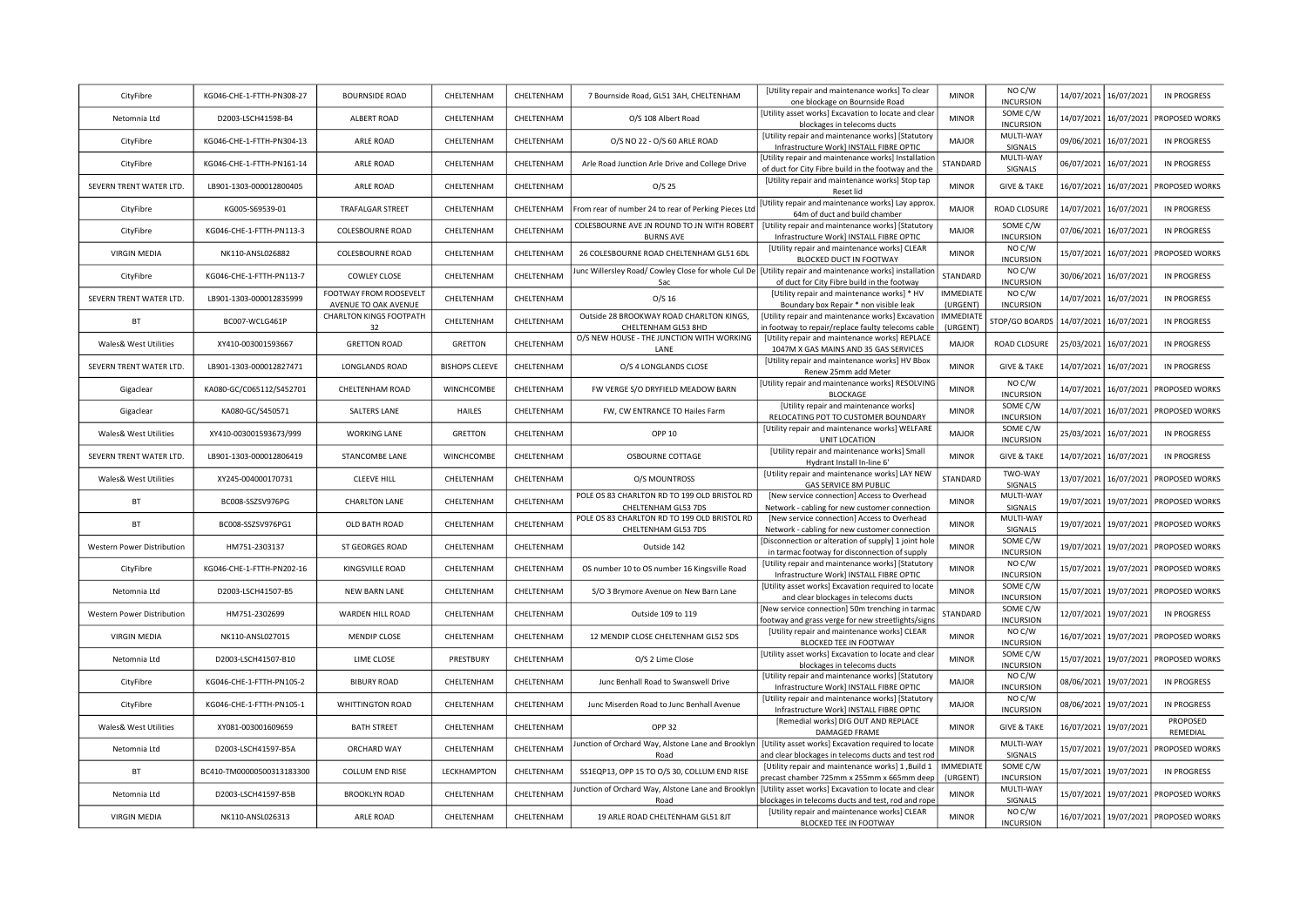| | | | | | | | | | | | | |
|---|---|---|---|---|---|---|---|---|---|---|---|---|
| CityFibre | KG046-CHE-1-FTTH-PN308-27 | BOURNSIDE ROAD | CHELTENHAM | CHELTENHAM | 7 Bournside Road, GL51 3AH, CHELTENHAM | [Utility repair and maintenance works] To clear one blockage on Bournside Road | MINOR | NO C/W INCURSION | 14/07/2021 | 16/07/2021 | IN PROGRESS |
| Netomnia Ltd | D2003-LSCH41598-B4 | ALBERT ROAD | CHELTENHAM | CHELTENHAM | O/S 108 Albert Road | [Utility asset works] Excavation to locate and clear blockages in telecoms ducts | MINOR | SOME C/W INCURSION | 14/07/2021 | 16/07/2021 | PROPOSED WORKS |
| CityFibre | KG046-CHE-1-FTTH-PN304-13 | ARLE ROAD | CHELTENHAM | CHELTENHAM | O/S NO 22 - O/S 60 ARLE ROAD | [Utility repair and maintenance works] [Statutory Infrastructure Work] INSTALL FIBRE OPTIC | MAJOR | MULTI-WAY SIGNALS | 09/06/2021 | 16/07/2021 | IN PROGRESS |
| CityFibre | KG046-CHE-1-FTTH-PN161-14 | ARLE ROAD | CHELTENHAM | CHELTENHAM | Arle Road Junction Arle Drive and College Drive | [Utility repair and maintenance works] Installation of duct for City Fibre build in the footway and the | STANDARD | MULTI-WAY SIGNALS | 06/07/2021 | 16/07/2021 | IN PROGRESS |
| SEVERN TRENT WATER LTD. | LB901-1303-000012800405 | ARLE ROAD | CHELTENHAM | CHELTENHAM | O/S 25 | [Utility repair and maintenance works] Stop tap Reset lid | MINOR | GIVE & TAKE | 16/07/2021 | 16/07/2021 | PROPOSED WORKS |
| CityFibre | KG005-S69539-01 | TRAFALGAR STREET | CHELTENHAM | CHELTENHAM | From rear of number 24 to rear of Perking Pieces Ltd | [Utility repair and maintenance works] Lay approx. 64m of duct and build chamber | MAJOR | ROAD CLOSURE | 14/07/2021 | 16/07/2021 | IN PROGRESS |
| CityFibre | KG046-CHE-1-FTTH-PN113-3 | COLESBOURNE ROAD | CHELTENHAM | CHELTENHAM | COLESBOURNE AVE JN ROUND TO JN WITH ROBERT BURNS AVE | [Utility repair and maintenance works] [Statutory Infrastructure Work] INSTALL FIBRE OPTIC | MAJOR | SOME C/W INCURSION | 07/06/2021 | 16/07/2021 | IN PROGRESS |
| VIRGIN MEDIA | NK110-ANSL026882 | COLESBOURNE ROAD | CHELTENHAM | CHELTENHAM | 26 COLESBOURNE ROAD CHELTENHAM GL51 6DL | [Utility repair and maintenance works] CLEAR BLOCKED DUCT IN FOOTWAY | MINOR | NO C/W INCURSION | 15/07/2021 | 16/07/2021 | PROPOSED WORKS |
| CityFibre | KG046-CHE-1-FTTH-PN113-7 | COWLEY CLOSE | CHELTENHAM | CHELTENHAM | Junc Willersley Road/ Cowley Close for whole Cul De Sac | [Utility repair and maintenance works] installation of duct for City Fibre build in the footway | STANDARD | NO C/W INCURSION | 30/06/2021 | 16/07/2021 | IN PROGRESS |
| SEVERN TRENT WATER LTD. | LB901-1303-000012835999 | FOOTWAY FROM ROOSEVELT AVENUE TO OAK AVENUE | CHELTENHAM | CHELTENHAM | O/S 16 | [Utility repair and maintenance works] * HV Boundary box Repair * non visible leak | IMMEDIATE (URGENT) | NO C/W INCURSION | 14/07/2021 | 16/07/2021 | IN PROGRESS |
| BT | BC007-WCLG461P | CHARLTON KINGS FOOTPATH 32 | CHELTENHAM | CHELTENHAM | Outside 28 BROOKWAY ROAD CHARLTON KINGS, CHELTENHAM GL53 8HD | [Utility repair and maintenance works] Excavation in footway to repair/replace faulty telecoms cable | IMMEDIATE (URGENT) | STOP/GO BOARDS | 14/07/2021 | 16/07/2021 | IN PROGRESS |
| Wales& West Utilities | XY410-003001593667 | GRETTON ROAD | GRETTON | CHELTENHAM | O/S NEW HOUSE - THE JUNCTION WITH WORKING LANE | [Utility repair and maintenance works] REPLACE 1047M X GAS MAINS AND 35 GAS SERVICES | MAJOR | ROAD CLOSURE | 25/03/2021 | 16/07/2021 | IN PROGRESS |
| SEVERN TRENT WATER LTD. | LB901-1303-000012827471 | LONGLANDS ROAD | BISHOPS CLEEVE | CHELTENHAM | O/S 4 LONGLANDS CLOSE | [Utility repair and maintenance works] HV Bbox Renew 25mm add Meter | MINOR | GIVE & TAKE | 14/07/2021 | 16/07/2021 | IN PROGRESS |
| Gigaclear | KA080-GC/C065112/S452701 | CHELTENHAM ROAD | WINCHCOMBE | CHELTENHAM | FW VERGE S/O DRYFIELD MEADOW BARN | [Utility repair and maintenance works] RESOLVING BLOCKAGE | MINOR | NO C/W INCURSION | 14/07/2021 | 16/07/2021 | PROPOSED WORKS |
| Gigaclear | KA080-GC/S450571 | SALTERS LANE | HAILES | CHELTENHAM | FW, CW ENTRANCE TO Hailes Farm | [Utility repair and maintenance works] RELOCATING POT TO CUSTOMER BOUNDARY | MINOR | SOME C/W INCURSION | 14/07/2021 | 16/07/2021 | PROPOSED WORKS |
| Wales& West Utilities | XY410-003001593673/999 | WORKING LANE | GRETTON | CHELTENHAM | OPP 10 | [Utility repair and maintenance works] WELFARE UNIT LOCATION | MAJOR | SOME C/W INCURSION | 25/03/2021 | 16/07/2021 | IN PROGRESS |
| SEVERN TRENT WATER LTD. | LB901-1303-000012806419 | STANCOMBE LANE | WINCHCOMBE | CHELTENHAM | OSBOURNE COTTAGE | [Utility repair and maintenance works] Small Hydrant Install In-line 6' | MINOR | GIVE & TAKE | 14/07/2021 | 16/07/2021 | IN PROGRESS |
| Wales& West Utilities | XY245-004000170731 | CLEEVE HILL | CHELTENHAM | CHELTENHAM | O/S MOUNTROSS | [Utility repair and maintenance works] LAY NEW GAS SERVICE 8M PUBLIC | STANDARD | TWO-WAY SIGNALS | 13/07/2021 | 16/07/2021 | PROPOSED WORKS |
| BT | BC008-SSZSV976PG | CHARLTON LANE | CHELTENHAM | CHELTENHAM | POLE OS 83 CHARLTON RD TO 199 OLD BRISTOL RD CHELTENHAM GL53 7DS | [New service connection] Access to Overhead Network - cabling for new customer connection | MINOR | MULTI-WAY SIGNALS | 19/07/2021 | 19/07/2021 | PROPOSED WORKS |
| BT | BC008-SSZSV976PG1 | OLD BATH ROAD | CHELTENHAM | CHELTENHAM | POLE OS 83 CHARLTON RD TO 199 OLD BRISTOL RD CHELTENHAM GL53 7DS | [New service connection] Access to Overhead Network - cabling for new customer connection | MINOR | MULTI-WAY SIGNALS | 19/07/2021 | 19/07/2021 | PROPOSED WORKS |
| Western Power Distribution | HM751-2303137 | ST GEORGES ROAD | CHELTENHAM | CHELTENHAM | Outside 142 | [Disconnection or alteration of supply] 1 joint hole in tarmac footway for disconnection of supply | MINOR | SOME C/W INCURSION | 19/07/2021 | 19/07/2021 | PROPOSED WORKS |
| CityFibre | KG046-CHE-1-FTTH-PN202-16 | KINGSVILLE ROAD | CHELTENHAM | CHELTENHAM | OS number 10 to OS number 16 Kingsville Road | [Utility repair and maintenance works] [Statutory Infrastructure Work] INSTALL FIBRE OPTIC | MINOR | NO C/W INCURSION | 15/07/2021 | 19/07/2021 | PROPOSED WORKS |
| Netomnia Ltd | D2003-LSCH41507-B5 | NEW BARN LANE | CHELTENHAM | CHELTENHAM | S/O 3 Brymore Avenue on New Barn Lane | [Utility asset works] Excavation required to locate and clear blockages in telecoms ducts | MINOR | SOME C/W INCURSION | 15/07/2021 | 19/07/2021 | PROPOSED WORKS |
| Western Power Distribution | HM751-2302699 | WARDEN HILL ROAD | CHELTENHAM | CHELTENHAM | Outside 109 to 119 | [New service connection] 50m trenching in tarmac footway and grass verge for new streetlights/signs | STANDARD | SOME C/W INCURSION | 12/07/2021 | 19/07/2021 | IN PROGRESS |
| VIRGIN MEDIA | NK110-ANSL027015 | MENDIP CLOSE | CHELTENHAM | CHELTENHAM | 12 MENDIP CLOSE CHELTENHAM GL52 5DS | [Utility repair and maintenance works] CLEAR BLOCKED TEE IN FOOTWAY | MINOR | NO C/W INCURSION | 16/07/2021 | 19/07/2021 | PROPOSED WORKS |
| Netomnia Ltd | D2003-LSCH41507-B10 | LIME CLOSE | PRESTBURY | CHELTENHAM | O/S 2 Lime Close | [Utility asset works] Excavation to locate and clear blockages in telecoms ducts | MINOR | SOME C/W INCURSION | 15/07/2021 | 19/07/2021 | PROPOSED WORKS |
| CityFibre | KG046-CHE-1-FTTH-PN105-2 | BIBURY ROAD | CHELTENHAM | CHELTENHAM | Junc Benhall Road to Swanswell Drive | [Utility repair and maintenance works] [Statutory Infrastructure Work] INSTALL FIBRE OPTIC | MAJOR | NO C/W INCURSION | 08/06/2021 | 19/07/2021 | IN PROGRESS |
| CityFibre | KG046-CHE-1-FTTH-PN105-1 | WHITTINGTON ROAD | CHELTENHAM | CHELTENHAM | Junc Miserden Road to Junc Benhall Avenue | [Utility repair and maintenance works] [Statutory Infrastructure Work] INSTALL FIBRE OPTIC | MAJOR | NO C/W INCURSION | 08/06/2021 | 19/07/2021 | IN PROGRESS |
| Wales& West Utilities | XY081-003001609659 | BATH STREET | CHELTENHAM | CHELTENHAM | OPP 32 | [Remedial works] DIG OUT AND REPLACE DAMAGED FRAME | MINOR | GIVE & TAKE | 16/07/2021 | 19/07/2021 | PROPOSED REMEDIAL |
| Netomnia Ltd | D2003-LSCH41597-B5A | ORCHARD WAY | CHELTENHAM | CHELTENHAM | Junction of Orchard Way, Alstone Lane and Brooklyn Road | [Utility asset works] Excavation required to locate and clear blockages in telecoms ducts and test rod | MINOR | MULTI-WAY SIGNALS | 15/07/2021 | 19/07/2021 | PROPOSED WORKS |
| BT | BC410-TM00000500313183300 | COLLUM END RISE | LECKHAMPTON | CHELTENHAM | SS1EQP13, OPP 15 TO O/S 30, COLLUM END RISE | [Utility repair and maintenance works] 1 ,Build 1 precast chamber 725mm x 255mm x 665mm deep | IMMEDIATE (URGENT) | SOME C/W INCURSION | 15/07/2021 | 19/07/2021 | IN PROGRESS |
| Netomnia Ltd | D2003-LSCH41597-B5B | BROOKLYN ROAD | CHELTENHAM | CHELTENHAM | Junction of Orchard Way, Alstone Lane and Brooklyn Road | [Utility asset works] Excavation to locate and clear blockages in telecoms ducts and test, rod and rope | MINOR | MULTI-WAY SIGNALS | 15/07/2021 | 19/07/2021 | PROPOSED WORKS |
| VIRGIN MEDIA | NK110-ANSL026313 | ARLE ROAD | CHELTENHAM | CHELTENHAM | 19 ARLE ROAD CHELTENHAM GL51 8JT | [Utility repair and maintenance works] CLEAR BLOCKED TEE IN FOOTWAY | MINOR | NO C/W INCURSION | 16/07/2021 | 19/07/2021 | PROPOSED WORKS |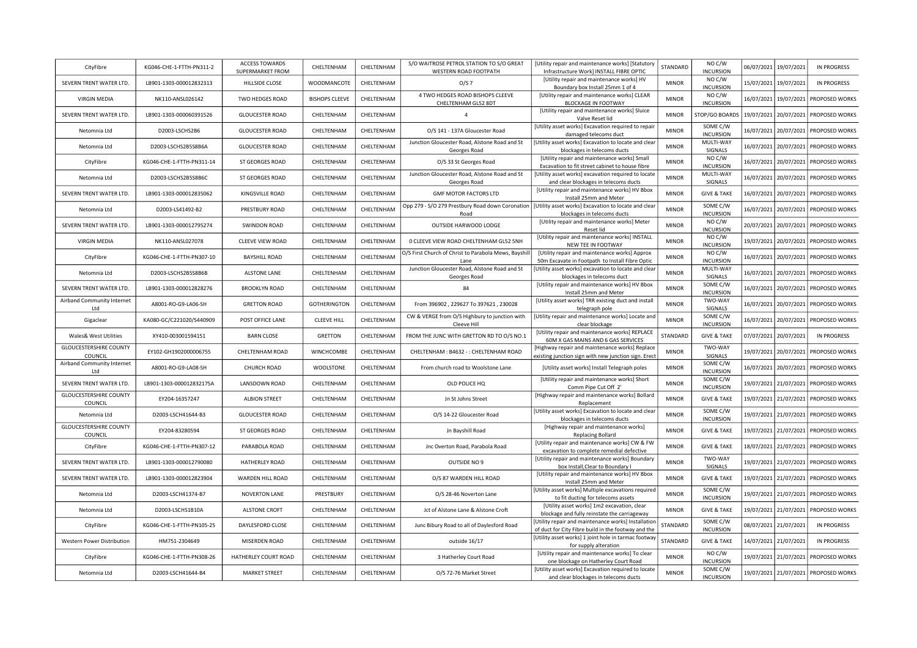| CityFibre | KG046-CHE-1-FTTH-PN311-2 | ACCESS TOWARDS SUPERMARKET FROM | CHELTENHAM | CHELTENHAM | S/O WAITROSE PETROL STATION TO S/O GREAT WESTERN ROAD FOOTPATH | [Utility repair and maintenance works] [Statutory Infrastructure Work] INSTALL FIBRE OPTIC | STANDARD | NO C/W INCURSION | 06/07/2021 | 19/07/2021 | IN PROGRESS |
|---|---|---|---|---|---|---|---|---|---|---|---|
| SEVERN TRENT WATER LTD. | LB901-1303-000012832313 | HILLSIDE CLOSE | WOODMANCOTE | CHELTENHAM | O/S 7 | [Utility repair and maintenance works] HV Boundary box Install 25mm 1 of 4 | MINOR | NO C/W INCURSION | 15/07/2021 | 19/07/2021 | IN PROGRESS |
| VIRGIN MEDIA | NK110-ANSL026142 | TWO HEDGES ROAD | BISHOPS CLEEVE | CHELTENHAM | 4 TWO HEDGES ROAD BISHOPS CLEEVE CHELTENHAM GL52 8DT | [Utility repair and maintenance works] CLEAR BLOCKAGE IN FOOTWAY | MINOR | NO C/W INCURSION | 16/07/2021 | 19/07/2021 | PROPOSED WORKS |
| SEVERN TRENT WATER LTD. | LB901-1303-000060391526 | GLOUCESTER ROAD | CHELTENHAM | CHELTENHAM | 4 | [Utility repair and maintenance works] Sluice Valve Reset lid | MINOR | STOP/GO BOARDS | 19/07/2021 | 20/07/2021 | PROPOSED WORKS |
| Netomnia Ltd | D2003-LSCHS2B6 | GLOUCESTER ROAD | CHELTENHAM | CHELTENHAM | O/S 141 - 137A Gloucester Road | [Utility asset works] Excavation required to repair damaged telecoms duct | MINOR | SOME C/W INCURSION | 16/07/2021 | 20/07/2021 | PROPOSED WORKS |
| Netomnia Ltd | D2003-LSCHS2B5S8B6A | GLOUCESTER ROAD | CHELTENHAM | CHELTENHAM | Junction Gloucester Road, Alstone Road and St Georges Road | [Utility asset works] Excavation to locate and clear blockages in telecoms ducts | MINOR | MULTI-WAY SIGNALS | 16/07/2021 | 20/07/2021 | PROPOSED WORKS |
| CityFibre | KG046-CHE-1-FTTH-PN311-14 | ST GEORGES ROAD | CHELTENHAM | CHELTENHAM | O/S 33 St Georges Road | [Utility repair and maintenance works] Small Excavation to fit street cabinet to house fibre | MINOR | NO C/W INCURSION | 16/07/2021 | 20/07/2021 | PROPOSED WORKS |
| Netomnia Ltd | D2003-LSCHS2B5S8B6C | ST GEORGES ROAD | CHELTENHAM | CHELTENHAM | Junction Gloucester Road, Alstone Road and St Georges Road | [Utility asset works] excavation required to locate and clear blockages in telecoms ducts | MINOR | MULTI-WAY SIGNALS | 16/07/2021 | 20/07/2021 | PROPOSED WORKS |
| SEVERN TRENT WATER LTD. | LB901-1303-000012835062 | KINGSVILLE ROAD | CHELTENHAM | CHELTENHAM | GMF MOTOR FACTORS LTD | [Utility repair and maintenance works] HV Bbox Install 25mm and Meter | MINOR | GIVE & TAKE | 16/07/2021 | 20/07/2021 | PROPOSED WORKS |
| Netomnia Ltd | D2003-LS41492-B2 | PRESTBURY ROAD | CHELTENHAM | CHELTENHAM | Opp 279 - S/O 279 Prestbury Road down Coronation Road | [Utility asset works] Excavation to locate and clear blockages in telecoms ducts | MINOR | SOME C/W INCURSION | 16/07/2021 | 20/07/2021 | PROPOSED WORKS |
| SEVERN TRENT WATER LTD. | LB901-1303-000012795274 | SWINDON ROAD | CHELTENHAM | CHELTENHAM | OUTSIDE HARWOOD LODGE | [Utility repair and maintenance works] Meter Reset lid | MINOR | NO C/W INCURSION | 20/07/2021 | 20/07/2021 | PROPOSED WORKS |
| VIRGIN MEDIA | NK110-ANSL027078 | CLEEVE VIEW ROAD | CHELTENHAM | CHELTENHAM | 0 CLEEVE VIEW ROAD CHELTENHAM GL52 5NH | [Utility repair and maintenance works] INSTALL NEW TEE IN FOOTWAY | MINOR | NO C/W INCURSION | 19/07/2021 | 20/07/2021 | PROPOSED WORKS |
| CityFibre | KG046-CHE-1-FTTH-PN307-10 | BAYSHILL ROAD | CHELTENHAM | CHELTENHAM | O/S First Church of Christ to Parabola Mews, Bayshill Lane | [Utility repair and maintenance works] Approx 50m Excavate in Footpath to Install Fibre Optic | MINOR | NO C/W INCURSION | 16/07/2021 | 20/07/2021 | PROPOSED WORKS |
| Netomnia Ltd | D2003-LSCHS2B5S8B6B | ALSTONE LANE | CHELTENHAM | CHELTENHAM | Junction Gloucester Road, Alstone Road and St Georges Road | [Utility asset works] excavation to locate and clear blockages in telecoms duct | MINOR | MULTI-WAY SIGNALS | 16/07/2021 | 20/07/2021 | PROPOSED WORKS |
| SEVERN TRENT WATER LTD. | LB901-1303-000012828276 | BROOKLYN ROAD | CHELTENHAM | CHELTENHAM | 84 | [Utility repair and maintenance works] HV Bbox Install 25mm and Meter | MINOR | SOME C/W INCURSION | 16/07/2021 | 20/07/2021 | PROPOSED WORKS |
| Airband Community Internet Ltd | A8001-RO-G9-LA06-SH | GRETTON ROAD | GOTHERINGTON | CHELTENHAM | From 396902 , 229627 To 397621 , 230028 | [Utility asset works] TRR existing duct and install telegraph pole | MINOR | TWO-WAY SIGNALS | 16/07/2021 | 20/07/2021 | PROPOSED WORKS |
| Gigaclear | KA080-GC/C221020/S440909 | POST OFFICE LANE | CLEEVE HILL | CHELTENHAM | CW & VERGE from O/S Highbury to junction with Cleeve Hill | [Utility repair and maintenance works] Locate and clear blockage | MINOR | SOME C/W INCURSION | 16/07/2021 | 20/07/2021 | PROPOSED WORKS |
| Wales& West Utilities | XY410-003001594151 | BARN CLOSE | GRETTON | CHELTENHAM | FROM THE JUNC WITH GRETTON RD TO O/S NO.1 | [Utility repair and maintenance works] REPLACE 60M X GAS MAINS AND 6 GAS SERVICES | STANDARD | GIVE & TAKE | 07/07/2021 | 20/07/2021 | IN PROGRESS |
| GLOUCESTERSHIRE COUNTY COUNCIL | EY102-GH1902000006755 | CHELTENHAM ROAD | WINCHCOMBE | CHELTENHAM | CHELTENHAM : B4632 - : CHELTENHAM ROAD | [Highway repair and maintenance works] Replace existing junction sign with new junction sign. Erect | MINOR | TWO-WAY SIGNALS | 19/07/2021 | 20/07/2021 | PROPOSED WORKS |
| Airband Community Internet Ltd | A8001-RO-G9-LA08-SH | CHURCH ROAD | WOOLSTONE | CHELTENHAM | From church road to Woolstone Lane | [Utility asset works] Install Telegraph poles | MINOR | SOME C/W INCURSION | 16/07/2021 | 20/07/2021 | PROPOSED WORKS |
| SEVERN TRENT WATER LTD. | LB901-1303-000012832175A | LANSDOWN ROAD | CHELTENHAM | CHELTENHAM | OLD POLICE HQ | [Utility repair and maintenance works] Short Comm Pipe Cut Off 2' | MINOR | SOME C/W INCURSION | 19/07/2021 | 21/07/2021 | PROPOSED WORKS |
| GLOUCESTERSHIRE COUNTY COUNCIL | EY204-16357247 | ALBION STREET | CHELTENHAM | CHELTENHAM | Jn St Johns Street | [Highway repair and maintenance works] Bollard Replacement | MINOR | GIVE & TAKE | 19/07/2021 | 21/07/2021 | PROPOSED WORKS |
| Netomnia Ltd | D2003-LSCH41644-B3 | GLOUCESTER ROAD | CHELTENHAM | CHELTENHAM | O/S 14-22 Gloucester Road | [Utility asset works] Excavation to locate and clear blockages in telecoms ducts | MINOR | SOME C/W INCURSION | 19/07/2021 | 21/07/2021 | PROPOSED WORKS |
| GLOUCESTERSHIRE COUNTY COUNCIL | EY204-83280594 | ST GEORGES ROAD | CHELTENHAM | CHELTENHAM | Jn Bayshill Road | [Highway repair and maintenance works] Replacing Bollard | MINOR | GIVE & TAKE | 19/07/2021 | 21/07/2021 | PROPOSED WORKS |
| CityFibre | KG046-CHE-1-FTTH-PN307-12 | PARABOLA ROAD | CHELTENHAM | CHELTENHAM | Jnc Overton Road, Parabola Road | [Utility repair and maintenance works] CW & FW excavation to complete remedial defective | MINOR | GIVE & TAKE | 18/07/2021 | 21/07/2021 | PROPOSED WORKS |
| SEVERN TRENT WATER LTD. | LB901-1303-000012790080 | HATHERLEY ROAD | CHELTENHAM | CHELTENHAM | OUTSIDE NO 9 | [Utility repair and maintenance works] Boundary box Install,Clear to Boundary I | MINOR | TWO-WAY SIGNALS | 19/07/2021 | 21/07/2021 | PROPOSED WORKS |
| SEVERN TRENT WATER LTD. | LB901-1303-000012823904 | WARDEN HILL ROAD | CHELTENHAM | CHELTENHAM | O/S 87 WARDEN HILL ROAD | [Utility repair and maintenance works] HV Bbox Install 25mm and Meter | MINOR | GIVE & TAKE | 19/07/2021 | 21/07/2021 | PROPOSED WORKS |
| Netomnia Ltd | D2003-LSCH41374-B7 | NOVERTON LANE | PRESTBURY | CHELTENHAM | O/S 28-46 Noverton Lane | [Utility asset works] Multiple excavations required to fit ducting for telecoms assets | MINOR | SOME C/W INCURSION | 19/07/2021 | 21/07/2021 | PROPOSED WORKS |
| Netomnia Ltd | D2003-LSCHS1B10A | ALSTONE CROFT | CHELTENHAM | CHELTENHAM | Jct of Alstone Lane & Alstone Croft | [Utility asset works] 1m2 excavation, clear blockage and fully reinstate the carriageway | MINOR | GIVE & TAKE | 19/07/2021 | 21/07/2021 | PROPOSED WORKS |
| CityFibre | KG046-CHE-1-FTTH-PN105-25 | DAYLESFORD CLOSE | CHELTENHAM | CHELTENHAM | Junc Bibury Road to all of Daylesford Road | [Utility repair and maintenance works] Installation of duct for City Fibre build in the footway and the | STANDARD | SOME C/W INCURSION | 08/07/2021 | 21/07/2021 | IN PROGRESS |
| Western Power Distribution | HM751-2304649 | MISERDEN ROAD | CHELTENHAM | CHELTENHAM | outside 16/17 | [Utility asset works] 1 joint hole in tarmac footway for supply alteration | STANDARD | GIVE & TAKE | 14/07/2021 | 21/07/2021 | IN PROGRESS |
| CityFibre | KG046-CHE-1-FTTH-PN308-26 | HATHERLEY COURT ROAD | CHELTENHAM | CHELTENHAM | 3 Hatherley Court Road | [Utility repair and maintenance works] To clear one blockage on Hatherley Court Road | MINOR | NO C/W INCURSION | 19/07/2021 | 21/07/2021 | PROPOSED WORKS |
| Netomnia Ltd | D2003-LSCH41644-B4 | MARKET STREET | CHELTENHAM | CHELTENHAM | O/S 72-76 Market Street | [Utility asset works] Excavation required to locate and clear blockages in telecoms ducts | MINOR | SOME C/W INCURSION | 19/07/2021 | 21/07/2021 | PROPOSED WORKS |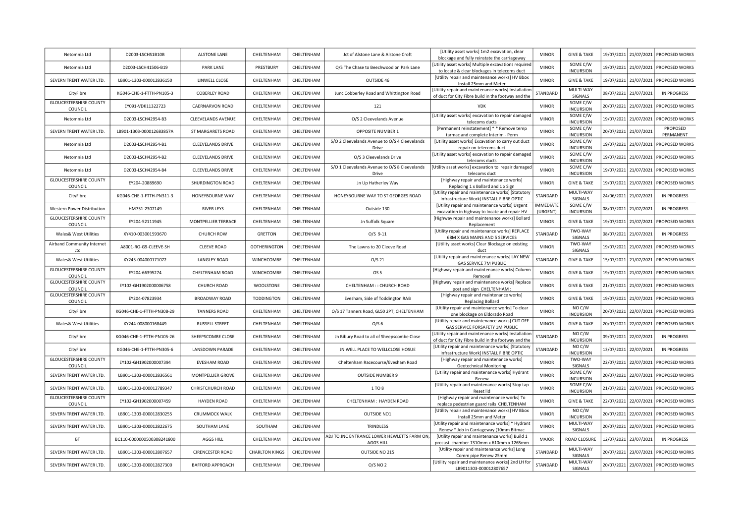| | | | | | | | | | | | |
|---|---|---|---|---|---|---|---|---|---|---|---|
| Netomnia Ltd | D2003-LSCHS1B10B | ALSTONE LANE | CHELTENHAM | CHELTENHAM | Jct of Alstone Lane & Alstone Croft | [Utility asset works] 1m2 excavation, clear blockage and fully reinstate the carriageway | MINOR | GIVE & TAKE | 19/07/2021 | 21/07/2021 | PROPOSED WORKS |
| Netomnia Ltd | D2003-LSCH41506-B19 | PARK LANE | PRESTBURY | CHELTENHAM | O/S The Chase to Beechwood on Park Lane | [Utility asset works] Multiple excavations required to locate & clear blockages in telecoms duct | MINOR | SOME C/W INCURSION | 19/07/2021 | 21/07/2021 | PROPOSED WORKS |
| SEVERN TRENT WATER LTD. | LB901-1303-000012836150 | LINWELL CLOSE | CHELTENHAM | CHELTENHAM | OUTSIDE 46 | [Utility repair and maintenance works] HV Bbox Install 25mm and Meter | MINOR | GIVE & TAKE | 19/07/2021 | 21/07/2021 | PROPOSED WORKS |
| CityFibre | KG046-CHE-1-FTTH-PN105-3 | COBERLEY ROAD | CHELTENHAM | CHELTENHAM | Junc Cobberley Road and Whittington Road | [Utility repair and maintenance works] Installation of duct for City Fibre build in the footway and the | STANDARD | MULTI-WAY SIGNALS | 08/07/2021 | 21/07/2021 | IN PROGRESS |
| GLOUCESTERSHIRE COUNTY COUNCIL | EY091-VDK11322723 | CAERNARVON ROAD | CHELTENHAM | CHELTENHAM | 121 | VDK | MINOR | SOME C/W INCURSION | 20/07/2021 | 21/07/2021 | PROPOSED WORKS |
| Netomnia Ltd | D2003-LSCH42954-B3 | CLEEVELANDS AVENUE | CHELTENHAM | CHELTENHAM | O/S 2 Cleevelands Avenue | [Utility asset works] excavation to repair damaged telecoms ducts | MINOR | SOME C/W INCURSION | 19/07/2021 | 21/07/2021 | PROPOSED WORKS |
| SEVERN TRENT WATER LTD. | LB901-1303-000012683857A | ST MARGARETS ROAD | CHELTENHAM | CHELTENHAM | OPPOSITE NUMBER 1 | [Permanent reinstatement] * * Remove temp tarmac and complete Interim - Perm | MINOR | SOME C/W INCURSION | 20/07/2021 | 21/07/2021 | PROPOSED PERMANENT |
| Netomnia Ltd | D2003-LSCH42954-B1 | CLEEVELANDS DRIVE | CHELTENHAM | CHELTENHAM | S/O 2 Cleevelands Avenue to O/S 4 Cleevelands Drive | [Utility asset works] Excavation to carry out duct repair on telecoms duct | MINOR | SOME C/W INCURSION | 19/07/2021 | 21/07/2021 | PROPOSED WORKS |
| Netomnia Ltd | D2003-LSCH42954-B2 | CLEEVELANDS DRIVE | CHELTENHAM | CHELTENHAM | O/S 3 Cleevelands Drive | [Utility asset works] excavation to repair damaged telecoms ducts | MINOR | SOME C/W INCURSION | 19/07/2021 | 21/07/2021 | PROPOSED WORKS |
| Netomnia Ltd | D2003-LSCH42954-B4 | CLEEVELANDS DRIVE | CHELTENHAM | CHELTENHAM | S/O 1 Cleevelands Avenue to O/S 8 Cleevelands Drive | [Utility asset works] excavation to repair damaged telecoms duct | MINOR | SOME C/W INCURSION | 19/07/2021 | 21/07/2021 | PROPOSED WORKS |
| GLOUCESTERSHIRE COUNTY COUNCIL | EY204-20889690 | SHURDINGTON ROAD | CHELTENHAM | CHELTENHAM | Jn Up Hatherley Way | [Highway repair and maintenance works] Replacing 1 x Bollard and 1 x Sign | MINOR | GIVE & TAKE | 19/07/2021 | 21/07/2021 | PROPOSED WORKS |
| CityFibre | KG046-CHE-1-FTTH-PN311-3 | HONEYBOURNE WAY | CHELTENHAM | CHELTENHAM | HONEYBOURNE WAY TO ST GEORGES ROAD | [Utility repair and maintenance works] [Statutory Infrastructure Work] INSTALL FIBRE OPTIC | STANDARD | MULTI-WAY SIGNALS | 24/06/2021 | 21/07/2021 | IN PROGRESS |
| Western Power Distribution | HM751-2307149 | RIVER LEYS | CHELTENHAM | CHELTENHAM | Outside 130 | [Utility repair and maintenance works] Urgent excavation in highway to locate and repair HV | IMMEDIATE (URGENT) | SOME C/W INCURSION | 08/07/2021 | 21/07/2021 | IN PROGRESS |
| GLOUCESTERSHIRE COUNTY COUNCIL | EY204-52111945 | MONTPELLIER TERRACE | CHELTENHAM | CHELTENHAM | Jn Suffolk Square | [Highway repair and maintenance works] Bollard Replacement | MINOR | GIVE & TAKE | 19/07/2021 | 21/07/2021 | PROPOSED WORKS |
| Wales& West Utilities | XY410-003001593670 | CHURCH ROW | GRETTON | CHELTENHAM | O/S 9-11 | [Utility repair and maintenance works] REPLACE 68M X GAS MAINS AND 5 SERVICES | STANDARD | TWO-WAY SIGNALS | 08/07/2021 | 21/07/2021 | IN PROGRESS |
| Airband Community Internet Ltd | A8001-RO-G9-CLEEVE-SH | CLEEVE ROAD | GOTHERINGTON | CHELTENHAM | The Lawns to 20 Cleeve Road | [Utility asset works] Clear Blockage on existing duct | MINOR | TWO-WAY SIGNALS | 19/07/2021 | 21/07/2021 | PROPOSED WORKS |
| Wales& West Utilities | XY245-004000171072 | LANGLEY ROAD | WINCHCOMBE | CHELTENHAM | O/S 21 | [Utility repair and maintenance works] LAY NEW GAS SERVICE 7M PUBLIC | STANDARD | GIVE & TAKE | 15/07/2021 | 21/07/2021 | PROPOSED WORKS |
| GLOUCESTERSHIRE COUNTY COUNCIL | EY204-66395274 | CHELTENHAM ROAD | WINCHCOMBE | CHELTENHAM | OS 5 | [Highway repair and maintenance works] Column Removal | MINOR | GIVE & TAKE | 19/07/2021 | 21/07/2021 | PROPOSED WORKS |
| GLOUCESTERSHIRE COUNTY COUNCIL | EY102-GH1902000006758 | CHURCH ROAD | WOOLSTONE | CHELTENHAM | CHELTENHAM : : CHURCH ROAD | [Highway repair and maintenance works] Replace post and sign CHELTENHAM : | MINOR | GIVE & TAKE | 21/07/2021 | 21/07/2021 | PROPOSED WORKS |
| GLOUCESTERSHIRE COUNTY COUNCIL | EY204-07823934 | BROADWAY ROAD | TODDINGTON | CHELTENHAM | Evesham, Side of Toddington RAB | [Highway repair and maintenance works] Replacing Bollard | MINOR | GIVE & TAKE | 19/07/2021 | 21/07/2021 | PROPOSED WORKS |
| CityFibre | KG046-CHE-1-FTTH-PN308-29 | TANNERS ROAD | CHELTENHAM | CHELTENHAM | O/S 17 Tanners Road, GL50 2PT, CHELTENHAM | [Utility repair and maintenance works] To clear one blockage on Eldorado Road | MINOR | NO C/W INCURSION | 20/07/2021 | 22/07/2021 | PROPOSED WORKS |
| Wales& West Utilities | XY244-008000168449 | RUSSELL STREET | CHELTENHAM | CHELTENHAM | O/S 6 | [Utility repair and maintenance works] CUT OFF GAS SERVICE FORSAFETY 1M PUBLIC | MINOR | GIVE & TAKE | 20/07/2021 | 22/07/2021 | PROPOSED WORKS |
| CityFibre | KG046-CHE-1-FTTH-PN105-26 | SHEEPSCOMBE CLOSE | CHELTENHAM | CHELTENHAM | Jn Bibury Road to all of Sheepscombe Close | [Utility repair and maintenance works] Installation of duct for City Fibre build in the footway and the | STANDARD | NO C/W INCURSION | 09/07/2021 | 22/07/2021 | IN PROGRESS |
| CityFibre | KG046-CHE-1-FTTH-PN305-6 | LANSDOWN PARADE | CHELTENHAM | CHELTENHAM | JN WELL PLACE TO WELLCLOSE HOSUE | [Utility repair and maintenance works] [Statutory Infrastructure Work] INSTALL FIBRE OPTIC | STANDARD | NO C/W INCURSION | 13/07/2021 | 22/07/2021 | IN PROGRESS |
| GLOUCESTERSHIRE COUNTY COUNCIL | EY102-GH1902000007394 | EVESHAM ROAD | CHELTENHAM | CHELTENHAM | Cheltenham Racecourse/Evesham Road | [Highway repair and maintenance works] Geotechnical Monitoring | MINOR | TWO-WAY SIGNALS | 22/07/2021 | 22/07/2021 | PROPOSED WORKS |
| SEVERN TRENT WATER LTD. | LB901-1303-000012836561 | MONTPELLIER GROVE | CHELTENHAM | CHELTENHAM | OUTSIDE NUMBER 9 | [Utility repair and maintenance works] Hydrant Renew | MINOR | SOME C/W INCURSION | 20/07/2021 | 22/07/2021 | PROPOSED WORKS |
| SEVERN TRENT WATER LTD. | LB901-1303-000012789347 | CHRISTCHURCH ROAD | CHELTENHAM | CHELTENHAM | 1 TO 8 | [Utility repair and maintenance works] Stop tap Reset lid | MINOR | SOME C/W INCURSION | 21/07/2021 | 22/07/2021 | PROPOSED WORKS |
| GLOUCESTERSHIRE COUNTY COUNCIL | EY102-GH1902000007459 | HAYDEN ROAD | CHELTENHAM | CHELTENHAM | CHELTENHAM : HAYDEN ROAD | [Highway repair and maintenance works] To replace pedestrian guard rails CHELTENHAM | MINOR | GIVE & TAKE | 22/07/2021 | 22/07/2021 | PROPOSED WORKS |
| SEVERN TRENT WATER LTD. | LB901-1303-000012830255 | CRUMMOCK WALK | CHELTENHAM | CHELTENHAM | OUTSIDE NO1 | [Utility repair and maintenance works] HV Bbox Install 25mm and Meter | MINOR | NO C/W INCURSION | 20/07/2021 | 22/07/2021 | PROPOSED WORKS |
| SEVERN TRENT WATER LTD. | LB901-1303-000012822675 | SOUTHAM LANE | SOUTHAM | CHELTENHAM | TRINDLESS | [Utility repair and maintenance works] * Hydrant Renew * Job in Carriageway (10mm Bitmac | MINOR | MULTI-WAY SIGNALS | 20/07/2021 | 22/07/2021 | PROPOSED WORKS |
| BT | BC110-000000500308241800 | AGGS HILL | CHELTENHAM | CHELTENHAM | ADJ TO JNC ENTRANCE LOWER HEWLETTS FARM ON, AGGS HILL | [Utility repair and maintenance works] Build 1 precast chamber 1310mm x 610mm x 1265mm | MAJOR | ROAD CLOSURE | 12/07/2021 | 23/07/2021 | IN PROGRESS |
| SEVERN TRENT WATER LTD. | LB901-1303-000012807657 | CIRENCESTER ROAD | CHARLTON KINGS | CHELTENHAM | OUTSIDE NO 215 | [Utility repair and maintenance works] Long Comm pipe Renew 25mm | STANDARD | MULTI-WAY SIGNALS | 20/07/2021 | 23/07/2021 | PROPOSED WORKS |
| SEVERN TRENT WATER LTD. | LB901-1303-000012827300 | BAFFORD APPROACH | CHELTENHAM | CHELTENHAM | O/S NO 2 | [Utility repair and maintenance works] 2nd LH for LB9011303-000012807657 | STANDARD | MULTI-WAY SIGNALS | 20/07/2021 | 23/07/2021 | PROPOSED WORKS |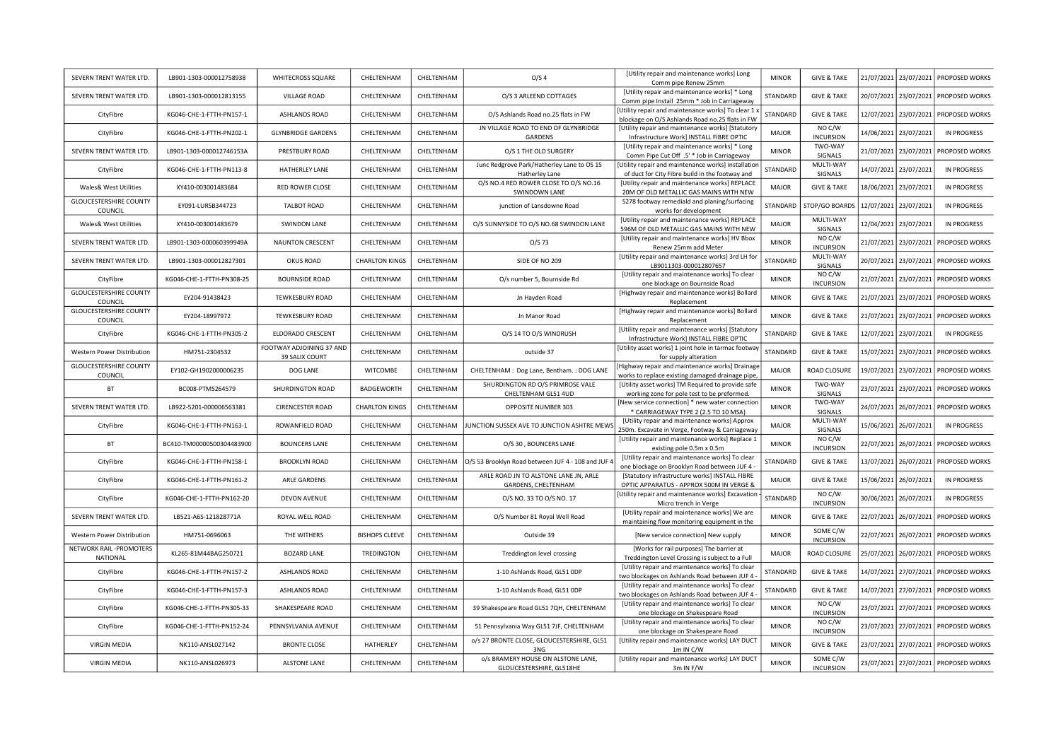| SEVERN TRENT WATER LTD. | LB901-1303-000012758938 | WHITECROSS SQUARE | CHELTENHAM | CHELTENHAM | O/S 4 | [Utility repair and maintenance works] Long Comm pipe Renew 25mm | MINOR | GIVE & TAKE | 21/07/2021 | 23/07/2021 | PROPOSED WORKS |
|---|---|---|---|---|---|---|---|---|---|---|---|
| SEVERN TRENT WATER LTD. | LB901-1303-000012813155 | VILLAGE ROAD | CHELTENHAM | CHELTENHAM | O/S 3 ARLEEND COTTAGES | [Utility repair and maintenance works] * Long Comm pipe Install 25mm * Job in Carriageway | STANDARD | GIVE & TAKE | 20/07/2021 | 23/07/2021 | PROPOSED WORKS |
| CityFibre | KG046-CHE-1-FTTH-PN157-1 | ASHLANDS ROAD | CHELTENHAM | CHELTENHAM | O/S Ashlands Road no.25 flats in FW | [Utility repair and maintenance works] To clear 1 x blockage on O/S Ashlands Road no.25 flats in FW | STANDARD | GIVE & TAKE | 12/07/2021 | 23/07/2021 | PROPOSED WORKS |
| CityFibre | KG046-CHE-1-FTTH-PN202-1 | GLYNBRIDGE GARDENS | CHELTENHAM | CHELTENHAM | JN VILLAGE ROAD TO END OF GLYNBRIDGE GARDENS | [Utility repair and maintenance works] [Statutory Infrastructure Work] INSTALL FIBRE OPTIC | MAJOR | NO C/W INCURSION | 14/06/2021 | 23/07/2021 | IN PROGRESS |
| SEVERN TRENT WATER LTD. | LB901-1303-000012746153A | PRESTBURY ROAD | CHELTENHAM | CHELTENHAM | O/S 1 THE OLD SURGERY | [Utility repair and maintenance works] * Long Comm Pipe Cut Off .5' * Job in Carriageway | MINOR | TWO-WAY SIGNALS | 21/07/2021 | 23/07/2021 | PROPOSED WORKS |
| CityFibre | KG046-CHE-1-FTTH-PN113-8 | HATHERLEY LANE | CHELTENHAM | CHELTENHAM | Junc Redgrove Park/Hatherley Lane to OS 15 Hatherley Lane | [Utility repair and maintenance works] installation of duct for City Fibre build in the footway and | STANDARD | MULTI-WAY SIGNALS | 14/07/2021 | 23/07/2021 | IN PROGRESS |
| Wales& West Utilities | XY410-003001483684 | RED ROWER CLOSE | CHELTENHAM | CHELTENHAM | O/S NO.4 RED ROWER CLOSE TO O/S NO.16 SWINDOWN LANE | [Utility repair and maintenance works] REPLACE 20M OF OLD METALLIC GAS MAINS WITH NEW | MAJOR | GIVE & TAKE | 18/06/2021 | 23/07/2021 | IN PROGRESS |
| GLOUCESTERSHIRE COUNTY COUNCIL | EY091-LURSB344723 | TALBOT ROAD | CHELTENHAM | CHELTENHAM | junction of Lansdowne Road | S278 footway remedialsd and planing/surfacing works for development | STANDARD | STOP/GO BOARDS | 12/07/2021 | 23/07/2021 | IN PROGRESS |
| Wales& West Utilities | XY410-003001483679 | SWINDON LANE | CHELTENHAM | CHELTENHAM | O/S SUNNYSIDE TO O/S NO.68 SWINDON LANE | [Utility repair and maintenance works] REPLACE 596M OF OLD METALLIC GAS MAINS WITH NEW | MAJOR | MULTI-WAY SIGNALS | 12/04/2021 | 23/07/2021 | IN PROGRESS |
| SEVERN TRENT WATER LTD. | LB901-1303-000060399949A | NAUNTON CRESCENT | CHELTENHAM | CHELTENHAM | O/S 73 | [Utility repair and maintenance works] HV Bbox Renew 25mm add Meter | MINOR | NO C/W INCURSION | 21/07/2021 | 23/07/2021 | PROPOSED WORKS |
| SEVERN TRENT WATER LTD. | LB901-1303-000012827301 | OKUS ROAD | CHARLTON KINGS | CHELTENHAM | SIDE OF NO 209 | [Utility repair and maintenance works] 3rd LH for LB9011303-000012807657 | STANDARD | MULTI-WAY SIGNALS | 20/07/2021 | 23/07/2021 | PROPOSED WORKS |
| CityFibre | KG046-CHE-1-FTTH-PN308-25 | BOURNSIDE ROAD | CHELTENHAM | CHELTENHAM | O/s number 5, Bournside Rd | [Utility repair and maintenance works] To clear one blockage on Bournside Road | MINOR | NO C/W INCURSION | 21/07/2021 | 23/07/2021 | PROPOSED WORKS |
| GLOUCESTERSHIRE COUNTY COUNCIL | EY204-91438423 | TEWKESBURY ROAD | CHELTENHAM | CHELTENHAM | Jn Hayden Road | [Highway repair and maintenance works] Bollard Replacement | MINOR | GIVE & TAKE | 21/07/2021 | 23/07/2021 | PROPOSED WORKS |
| GLOUCESTERSHIRE COUNTY COUNCIL | EY204-18997972 | TEWKESBURY ROAD | CHELTENHAM | CHELTENHAM | Jn Manor Road | [Highway repair and maintenance works] Bollard Replacement | MINOR | GIVE & TAKE | 21/07/2021 | 23/07/2021 | PROPOSED WORKS |
| CityFibre | KG046-CHE-1-FTTH-PN305-2 | ELDORADO CRESCENT | CHELTENHAM | CHELTENHAM | O/S 14 TO O/S WINDRUSH | [Utility repair and maintenance works] [Statutory Infrastructure Work] INSTALL FIBRE OPTIC | STANDARD | GIVE & TAKE | 12/07/2021 | 23/07/2021 | IN PROGRESS |
| Western Power Distribution | HM751-2304532 | FOOTWAY ADJOINING 37 AND 39 SALIX COURT | CHELTENHAM | CHELTENHAM | outside 37 | [Utility asset works] 1 joint hole in tarmac footway for supply alteration | STANDARD | GIVE & TAKE | 15/07/2021 | 23/07/2021 | PROPOSED WORKS |
| GLOUCESTERSHIRE COUNTY COUNCIL | EY102-GH1902000006235 | DOG LANE | WITCOMBE | CHELTENHAM | CHELTENHAM : Dog Lane, Bentham. : DOG LANE | [Highway repair and maintenance works] Drainage works to replace existing damaged drainage pipe, | MAJOR | ROAD CLOSURE | 19/07/2021 | 23/07/2021 | PROPOSED WORKS |
| BT | BC008-PTMS264579 | SHURDINGTON ROAD | BADGEWORTH | CHELTENHAM | SHURDINGTON RD O/S PRIMROSE VALE CHELTENHAM GL51 4UD | [Utility asset works] TM Required to provide safe working zone for pole test to be preformed. | MINOR | TWO-WAY SIGNALS | 23/07/2021 | 23/07/2021 | PROPOSED WORKS |
| SEVERN TRENT WATER LTD. | LB922-5201-000006563381 | CIRENCESTER ROAD | CHARLTON KINGS | CHELTENHAM | OPPOSITE NUMBER 303 | [New service connection] * new water connection * CARRIAGEWAY TYPE 2 (2.5 TO 10 MSA) | MINOR | TWO-WAY SIGNALS | 24/07/2021 | 26/07/2021 | PROPOSED WORKS |
| CityFibre | KG046-CHE-1-FTTH-PN163-1 | ROWANFIELD ROAD | CHELTENHAM | CHELTENHAM | JUNCTION SUSSEX AVE TO JUNCTION ASHTRE MEWS | [Utility repair and maintenance works] Approx 250m. Excavate in Verge, Footway & Carriageway | MAJOR | MULTI-WAY SIGNALS | 15/06/2021 | 26/07/2021 | IN PROGRESS |
| BT | BC410-TM00000500304483900 | BOUNCERS LANE | CHELTENHAM | CHELTENHAM | O/S 30 , BOUNCERS LANE | [Utility repair and maintenance works] Replace 1 existing pole 0.5m x 0.5m | MINOR | NO C/W INCURSION | 22/07/2021 | 26/07/2021 | PROPOSED WORKS |
| CityFibre | KG046-CHE-1-FTTH-PN158-1 | BROOKLYN ROAD | CHELTENHAM | CHELTENHAM | O/S 53 Brooklyn Road between JUF 4 - 108 and JUF 4 | [Utility repair and maintenance works] To clear one blockage on Brooklyn Road between JUF 4 - | STANDARD | GIVE & TAKE | 13/07/2021 | 26/07/2021 | PROPOSED WORKS |
| CityFibre | KG046-CHE-1-FTTH-PN161-2 | ARLE GARDENS | CHELTENHAM | CHELTENHAM | ARLE ROAD JN TO ALSTONE LANE JN, ARLE GARDENS, CHELTENHAM | [Statutory infrastructure works] INSTALL FIBRE OPTIC APPARATUS - APPROX 500M IN VERGE & | MAJOR | GIVE & TAKE | 15/06/2021 | 26/07/2021 | IN PROGRESS |
| CityFibre | KG046-CHE-1-FTTH-PN162-20 | DEVON AVENUE | CHELTENHAM | CHELTENHAM | O/S NO. 33 TO O/S NO. 17 | [Utility repair and maintenance works] Excavation - Micro trench in Verge | STANDARD | NO C/W INCURSION | 30/06/2021 | 26/07/2021 | IN PROGRESS |
| SEVERN TRENT WATER LTD. | LB521-A6S-121828771A | ROYAL WELL ROAD | CHELTENHAM | CHELTENHAM | O/S Number 81 Royal Well Road | [Utility repair and maintenance works] We are maintaining flow monitoring equipment in the | MINOR | GIVE & TAKE | 22/07/2021 | 26/07/2021 | PROPOSED WORKS |
| Western Power Distribution | HM751-0696063 | THE WITHERS | BISHOPS CLEEVE | CHELTENHAM | Outside 39 | [New service connection] New supply | MINOR | SOME C/W INCURSION | 22/07/2021 | 26/07/2021 | PROPOSED WORKS |
| NETWORK RAIL -PROMOTERS NATIONAL | KL265-81M44BAG250721 | BOZARD LANE | TREDINGTON | CHELTENHAM | Treddington level crossing | [Works for rail purposes] The barrier at Treddington Level Crossing is subject to a Full | MAJOR | ROAD CLOSURE | 25/07/2021 | 26/07/2021 | PROPOSED WORKS |
| CityFibre | KG046-CHE-1-FTTH-PN157-2 | ASHLANDS ROAD | CHELTENHAM | CHELTENHAM | 1-10 Ashlands Road, GL51 0DP | [Utility repair and maintenance works] To clear two blockages on Ashlands Road between JUF 4 - | STANDARD | GIVE & TAKE | 14/07/2021 | 27/07/2021 | PROPOSED WORKS |
| CityFibre | KG046-CHE-1-FTTH-PN157-3 | ASHLANDS ROAD | CHELTENHAM | CHELTENHAM | 1-10 Ashlands Road, GL51 0DP | [Utility repair and maintenance works] To clear two blockages on Ashlands Road between JUF 4 - | STANDARD | GIVE & TAKE | 14/07/2021 | 27/07/2021 | PROPOSED WORKS |
| CityFibre | KG046-CHE-1-FTTH-PN305-33 | SHAKESPEARE ROAD | CHELTENHAM | CHELTENHAM | 39 Shakespeare Road GL51 7QH, CHELTENHAM | [Utility repair and maintenance works] To clear one blockage on Shakespeare Road | MINOR | NO C/W INCURSION | 23/07/2021 | 27/07/2021 | PROPOSED WORKS |
| CityFibre | KG046-CHE-1-FTTH-PN152-24 | PENNSYLVANIA AVENUE | CHELTENHAM | CHELTENHAM | 51 Pennsylvania Way GL51 7JF, CHELTENHAM | [Utility repair and maintenance works] To clear one blockage on Shakespeare Road | MINOR | NO C/W INCURSION | 23/07/2021 | 27/07/2021 | PROPOSED WORKS |
| VIRGIN MEDIA | NK110-ANSL027142 | BRONTE CLOSE | HATHERLEY | CHELTENHAM | o/s 27 BRONTE CLOSE, GLOUCESTERSHIRE, GL51 3NG | [Utility repair and maintenance works] LAY DUCT 1m IN C/W | MINOR | GIVE & TAKE | 23/07/2021 | 27/07/2021 | PROPOSED WORKS |
| VIRGIN MEDIA | NK110-ANSL026973 | ALSTONE LANE | CHELTENHAM | CHELTENHAM | o/s BRAMERY HOUSE ON ALSTONE LANE, GLOUCESTERSHIRE, GL518HE | [Utility repair and maintenance works] LAY DUCT 3m IN F/W | MINOR | SOME C/W INCURSION | 23/07/2021 | 27/07/2021 | PROPOSED WORKS |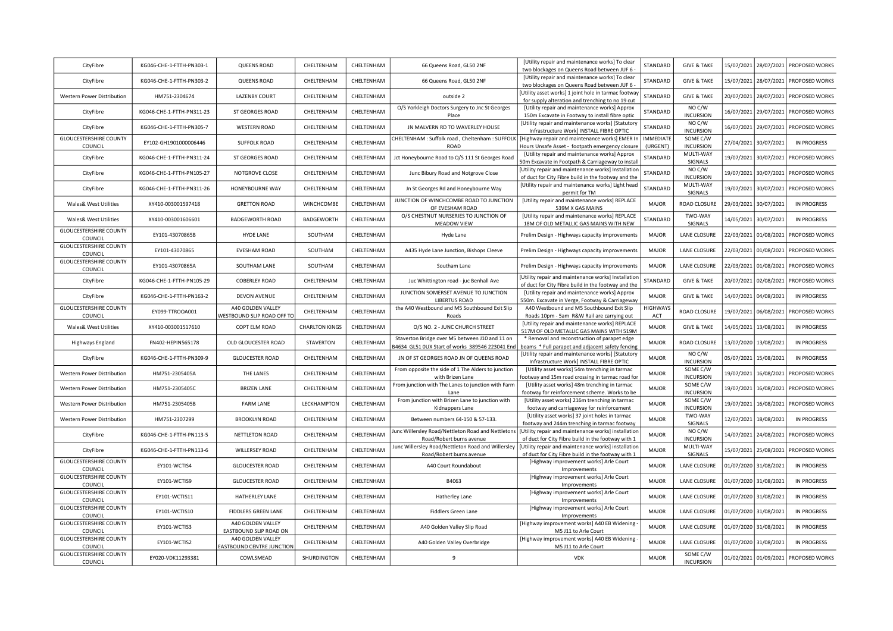| CityFibre | KG046-CHE-1-FTTH-PN303-1 | QUEENS ROAD | CHELTENHAM | CHELTENHAM | 66 Queens Road, GL50 2NF | [Utility repair and maintenance works] To clear two blockages on Queens Road between JUF 6 - | STANDARD | GIVE & TAKE | 15/07/2021 | 28/07/2021 | PROPOSED WORKS |
|---|---|---|---|---|---|---|---|---|---|---|---|
| CityFibre | KG046-CHE-1-FTTH-PN303-2 | QUEENS ROAD | CHELTENHAM | CHELTENHAM | 66 Queens Road, GL50 2NF | [Utility repair and maintenance works] To clear two blockages on Queens Road between JUF 6 - | STANDARD | GIVE & TAKE | 15/07/2021 | 28/07/2021 | PROPOSED WORKS |
| Western Power Distribution | HM751-2304674 | LAZENBY COURT | CHELTENHAM | CHELTENHAM | outside 2 | [Utility asset works] 1 joint hole in tarmac footway for supply alteration and trenching to no 19 cut | STANDARD | GIVE & TAKE | 20/07/2021 | 28/07/2021 | PROPOSED WORKS |
| CityFibre | KG046-CHE-1-FTTH-PN311-23 | ST GEORGES ROAD | CHELTENHAM | CHELTENHAM | O/S Yorkleigh Doctors Surgery to Jnc St Georges Place | [Utility repair and maintenance works] Approx 150m Excavate in Footway to install fibre optic | STANDARD | NO C/W INCURSION | 16/07/2021 | 29/07/2021 | PROPOSED WORKS |
| CityFibre | KG046-CHE-1-FTTH-PN305-7 | WESTERN ROAD | CHELTENHAM | CHELTENHAM | JN MALVERN RD TO WAVERLEY HOUSE | [Utility repair and maintenance works] [Statutory Infrastructure Work] INSTALL FIBRE OPTIC | STANDARD | NO C/W INCURSION | 16/07/2021 | 29/07/2021 | PROPOSED WORKS |
| GLOUCESTERSHIRE COUNTY COUNCIL | EY102-GH1901000006446 | SUFFOLK ROAD | CHELTENHAM | CHELTENHAM | CHELTENHAM : Suffolk road , Cheltenham : SUFFOLK ROAD | [Highway repair and maintenance works] EMER In Hours Unsafe Asset - footpath emergency closure | IMMEDIATE (URGENT) | SOME C/W INCURSION | 27/04/2021 | 30/07/2021 | IN PROGRESS |
| CityFibre | KG046-CHE-1-FTTH-PN311-24 | ST GEORGES ROAD | CHELTENHAM | CHELTENHAM | Jct Honeybourne Road to O/S 111 St Georges Road | [Utility repair and maintenance works] Approx 50m Excavate in Footpath & Carriageway to install | STANDARD | MULTI-WAY SIGNALS | 19/07/2021 | 30/07/2021 | PROPOSED WORKS |
| CityFibre | KG046-CHE-1-FTTH-PN105-27 | NOTGROVE CLOSE | CHELTENHAM | CHELTENHAM | Junc Bibury Road and Notgrove Close | [Utility repair and maintenance works] Installation of duct for City Fibre build in the footway and the | STANDARD | NO C/W INCURSION | 19/07/2021 | 30/07/2021 | PROPOSED WORKS |
| CityFibre | KG046-CHE-1-FTTH-PN311-26 | HONEYBOURNE WAY | CHELTENHAM | CHELTENHAM | Jn St Georges Rd and Honeybourne Way | [Utility repair and maintenance works] Light head permit for TM | STANDARD | MULTI-WAY SIGNALS | 19/07/2021 | 30/07/2021 | PROPOSED WORKS |
| Wales& West Utilities | XY410-003001597418 | GRETTON ROAD | WINCHCOMBE | CHELTENHAM | JUNCTION OF WINCHCOMBE ROAD TO JUNCTION OF EVESHAM ROAD | [Utility repair and maintenance works] REPLACE 539M X GAS MAINS | MAJOR | ROAD CLOSURE | 29/03/2021 | 30/07/2021 | IN PROGRESS |
| Wales& West Utilities | XY410-003001606601 | BADGEWORTH ROAD | BADGEWORTH | CHELTENHAM | O/S CHESTNUT NURSERIES TO JUNCTION OF MEADOW VIEW | [Utility repair and maintenance works] REPLACE 18M OF OLD METALLIC GAS MAINS WITH NEW | STANDARD | TWO-WAY SIGNALS | 14/05/2021 | 30/07/2021 | IN PROGRESS |
| GLOUCESTERSHIRE COUNTY COUNCIL | EY101-43070865B | HYDE LANE | SOUTHAM | CHELTENHAM | Hyde Lane | Prelim Design - Highways capacity improvements | MAJOR | LANE CLOSURE | 22/03/2021 | 01/08/2021 | PROPOSED WORKS |
| GLOUCESTERSHIRE COUNTY COUNCIL | EY101-43070865 | EVESHAM ROAD | SOUTHAM | CHELTENHAM | A435 Hyde Lane Junction, Bishops Cleeve | Prelim Design - Highways capacity improvements | MAJOR | LANE CLOSURE | 22/03/2021 | 01/08/2021 | PROPOSED WORKS |
| GLOUCESTERSHIRE COUNTY COUNCIL | EY101-43070865A | SOUTHAM LANE | SOUTHAM | CHELTENHAM | Southam Lane | Prelim Design - Highways capacity improvements | MAJOR | LANE CLOSURE | 22/03/2021 | 01/08/2021 | PROPOSED WORKS |
| CityFibre | KG046-CHE-1-FTTH-PN105-29 | COBERLEY ROAD | CHELTENHAM | CHELTENHAM | Juc Whittington road - juc Benhall Ave | [Utility repair and maintenance works] Installation of duct for City Fibre build in the footway and the | STANDARD | GIVE & TAKE | 20/07/2021 | 02/08/2021 | PROPOSED WORKS |
| CityFibre | KG046-CHE-1-FTTH-PN163-2 | DEVON AVENUE | CHELTENHAM | CHELTENHAM | JUNCTION SOMERSET AVENUE TO JUNCTION LIBERTUS ROAD | [Utility repair and maintenance works] Approx 550m. Excavate in Verge, Footway & Carriageway | MAJOR | GIVE & TAKE | 14/07/2021 | 04/08/2021 | IN PROGRESS |
| GLOUCESTERSHIRE COUNTY COUNCIL | EY099-TTROOA001 | A40 GOLDEN VALLEY WESTBOUND SLIP ROAD OFF TO | CHELTENHAM | CHELTENHAM | the A40 Westbound and M5 Southbound Exit Slip Roads | A40 Westbound and M5 Southbound Exit Slip Roads 10pm - 5am R&W Rail are carrying out | HIGHWAYS ACT | ROAD CLOSURE | 19/07/2021 | 06/08/2021 | PROPOSED WORKS |
| Wales& West Utilities | XY410-003001517610 | COPT ELM ROAD | CHARLTON KINGS | CHELTENHAM | O/S NO. 2 - JUNC CHURCH STREET | [Utility repair and maintenance works] REPLACE 517M OF OLD METALLIC GAS MAINS WITH 519M | MAJOR | GIVE & TAKE | 14/05/2021 | 13/08/2021 | IN PROGRESS |
| Highways England | FN402-HEPIN565178 | OLD GLOUCESTER ROAD | STAVERTON | CHELTENHAM | Staverton Bridge over M5 between J10 and 11 on B4634 GL51 0UX Start of works 389546 223041 End | * Removal and reconstruction of parapet edge beams * Full parapet and adjacent safety fencing | MAJOR | ROAD CLOSURE | 13/07/2020 | 13/08/2021 | IN PROGRESS |
| CityFibre | KG046-CHE-1-FTTH-PN309-9 | GLOUCESTER ROAD | CHELTENHAM | CHELTENHAM | JN OF ST GEORGES ROAD JN OF QUEENS ROAD | [Utility repair and maintenance works] [Statutory Infrastructure Work] INSTALL FIBRE OPTIC | MAJOR | NO C/W INCURSION | 05/07/2021 | 15/08/2021 | IN PROGRESS |
| Western Power Distribution | HM751-2305405A | THE LANES | CHELTENHAM | CHELTENHAM | From opposite the side of 1 The Alders to junction with Brizen Lane | [Utility asset works] 54m trenching in tarmac footway and 15m road crossing in tarmac road for | MAJOR | SOME C/W INCURSION | 19/07/2021 | 16/08/2021 | PROPOSED WORKS |
| Western Power Distribution | HM751-2305405C | BRIZEN LANE | CHELTENHAM | CHELTENHAM | From junction with The Lanes to junction with Farm Lane | [Utility asset works] 48m trenching in tarmac footway for reinforcement scheme. Works to be | MAJOR | SOME C/W INCURSION | 19/07/2021 | 16/08/2021 | PROPOSED WORKS |
| Western Power Distribution | HM751-2305405B | FARM LANE | LECKHAMPTON | CHELTENHAM | From junction with Brizen Lane to junction with Kidnappers Lane | [Utility asset works] 216m trenching in tarmac footway and carriageway for reinforcement | MAJOR | SOME C/W INCURSION | 19/07/2021 | 16/08/2021 | PROPOSED WORKS |
| Western Power Distribution | HM751-2307299 | BROOKLYN ROAD | CHELTENHAM | CHELTENHAM | Between numbers 64-150 & 57-133. | [Utility asset works] 37 joint holes in tarmac footway and 244m trenching in tarmac footway | MAJOR | TWO-WAY SIGNALS | 12/07/2021 | 18/08/2021 | IN PROGRESS |
| CityFibre | KG046-CHE-1-FTTH-PN113-5 | NETTLETON ROAD | CHELTENHAM | CHELTENHAM | Junc Willersley Road/Nettleton Road and Nettletons Road/Robert burns avenue | [Utility repair and maintenance works] installation of duct for City Fibre build in the footway with 1 | MAJOR | NO C/W INCURSION | 14/07/2021 | 24/08/2021 | PROPOSED WORKS |
| CityFibre | KG046-CHE-1-FTTH-PN113-6 | WILLERSEY ROAD | CHELTENHAM | CHELTENHAM | Junc Willersley Road/Nettleton Road and Willersley Road/Robert burns avenue | [Utility repair and maintenance works] installation of duct for City Fibre build in the footway with 1 | MAJOR | MULTI-WAY SIGNALS | 15/07/2021 | 25/08/2021 | PROPOSED WORKS |
| GLOUCESTERSHIRE COUNTY COUNCIL | EY101-WCTIS4 | GLOUCESTER ROAD | CHELTENHAM | CHELTENHAM | A40 Court Roundabout | [Highway improvement works] Arle Court Improvements | MAJOR | LANE CLOSURE | 01/07/2020 | 31/08/2021 | IN PROGRESS |
| GLOUCESTERSHIRE COUNTY COUNCIL | EY101-WCTIS9 | GLOUCESTER ROAD | CHELTENHAM | CHELTENHAM | B4063 | [Highway improvement works] Arle Court Improvements | MAJOR | LANE CLOSURE | 01/07/2020 | 31/08/2021 | IN PROGRESS |
| GLOUCESTERSHIRE COUNTY COUNCIL | EY101-WCTIS11 | HATHERLEY LANE | CHELTENHAM | CHELTENHAM | Hatherley Lane | [Highway improvement works] Arle Court Improvements | MAJOR | LANE CLOSURE | 01/07/2020 | 31/08/2021 | IN PROGRESS |
| GLOUCESTERSHIRE COUNTY COUNCIL | EY101-WCTIS10 | FIDDLERS GREEN LANE | CHELTENHAM | CHELTENHAM | Fiddlers Green Lane | [Highway improvement works] Arle Court Improvements | MAJOR | LANE CLOSURE | 01/07/2020 | 31/08/2021 | IN PROGRESS |
| GLOUCESTERSHIRE COUNTY COUNCIL | EY101-WCTIS3 | A40 GOLDEN VALLEY EASTBOUND SLIP ROAD ON | CHELTENHAM | CHELTENHAM | A40 Golden Valley Slip Road | [Highway improvement works] A40 EB Widening - M5 J11 to Arle Court | MAJOR | LANE CLOSURE | 01/07/2020 | 31/08/2021 | IN PROGRESS |
| GLOUCESTERSHIRE COUNTY COUNCIL | EY101-WCTIS2 | A40 GOLDEN VALLEY EASTBOUND CENTRE JUNCTION | CHELTENHAM | CHELTENHAM | A40 Golden Valley Overbridge | [Highway improvement works] A40 EB Widening - M5 J11 to Arle Court | MAJOR | LANE CLOSURE | 01/07/2020 | 31/08/2021 | IN PROGRESS |
| GLOUCESTERSHIRE COUNTY COUNCIL | EY020-VDK11293381 | COWLSMEAD | SHURDINGTON | CHELTENHAM | 9 | VDK | MAJOR | SOME C/W INCURSION | 01/02/2021 | 01/09/2021 | PROPOSED WORKS |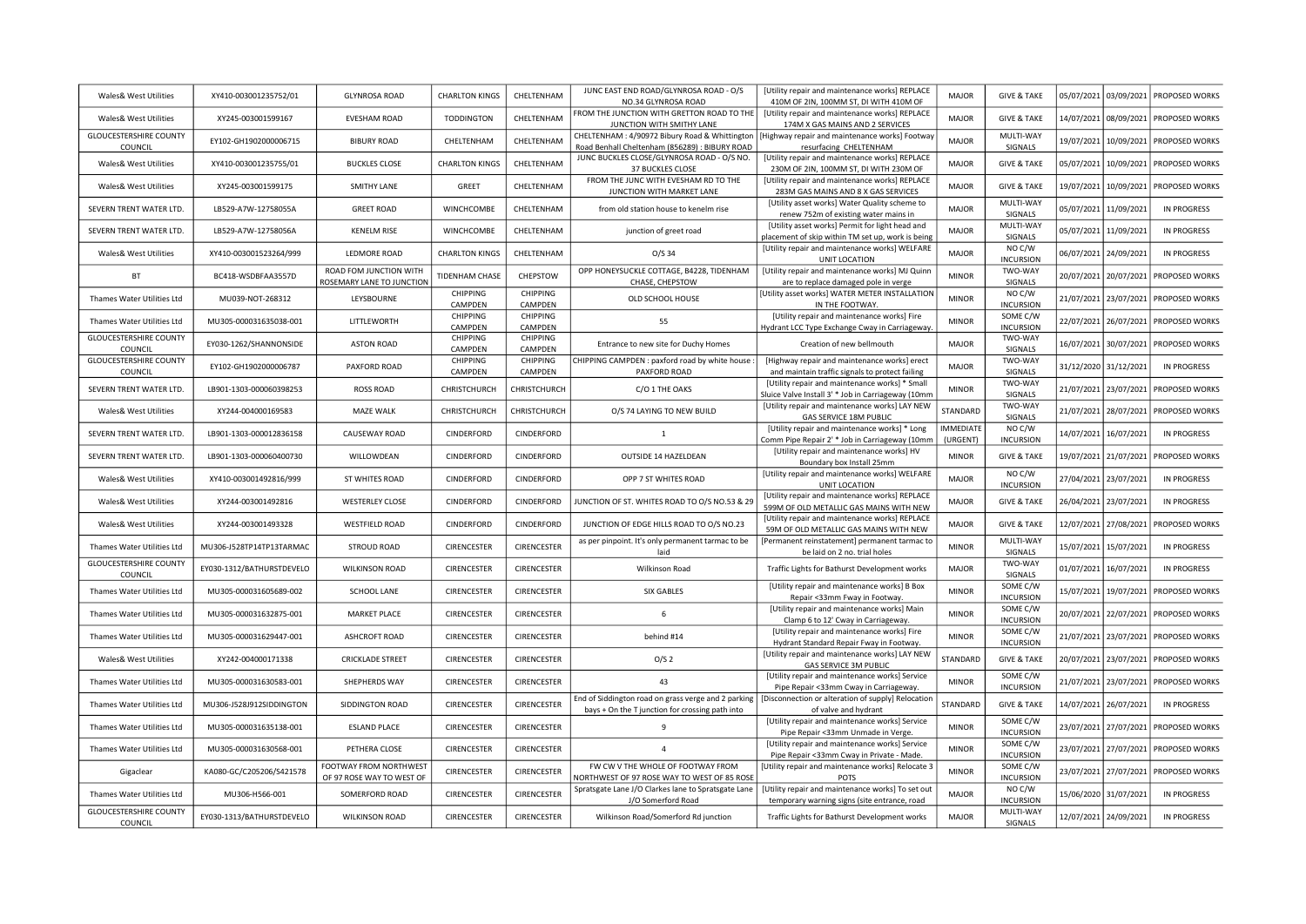| Wales& West Utilities | XY410-003001235752/01 | GLYNROSA ROAD | CHARLTON KINGS | CHELTENHAM | JUNC EAST END ROAD/GLYNROSA ROAD - O/S NO.34 GLYNROSA ROAD | [Utility repair and maintenance works] REPLACE 410M OF 2IN, 100MM ST, DI WITH 410M OF | MAJOR | GIVE & TAKE | 05/07/2021 | 03/09/2021 | PROPOSED WORKS |
|---|---|---|---|---|---|---|---|---|---|---|---|
| Wales& West Utilities | XY245-003001599167 | EVESHAM ROAD | TODDINGTON | CHELTENHAM | FROM THE JUNCTION WITH GRETTON ROAD TO THE JUNCTION WITH SMITHY LANE | [Utility repair and maintenance works] REPLACE 174M X GAS MAINS AND 2 SERVICES | MAJOR | GIVE & TAKE | 14/07/2021 | 08/09/2021 | PROPOSED WORKS |
| GLOUCESTERSHIRE COUNTY COUNCIL | EY102-GH1902000006715 | BIBURY ROAD | CHELTENHAM | CHELTENHAM | CHELTENHAM : 4/90972 Bibury Road & Whittington Road Benhall Cheltenham (B56289) : BIBURY ROAD | [Highway repair and maintenance works] Footway resurfacing CHELTENHAM | MAJOR | MULTI-WAY SIGNALS | 19/07/2021 | 10/09/2021 | PROPOSED WORKS |
| Wales& West Utilities | XY410-003001235755/01 | BUCKLES CLOSE | CHARLTON KINGS | CHELTENHAM | JUNC BUCKLES CLOSE/GLYNROSA ROAD - O/S NO. 37 BUCKLES CLOSE | [Utility repair and maintenance works] REPLACE 230M OF 2IN, 100MM ST, DI WITH 230M OF | MAJOR | GIVE & TAKE | 05/07/2021 | 10/09/2021 | PROPOSED WORKS |
| Wales& West Utilities | XY245-003001599175 | SMITHY LANE | GREET | CHELTENHAM | FROM THE JUNC WITH EVESHAM RD TO THE JUNCTION WITH MARKET LANE | [Utility repair and maintenance works] REPLACE 283M GAS MAINS AND 8 X GAS SERVICES | MAJOR | GIVE & TAKE | 19/07/2021 | 10/09/2021 | PROPOSED WORKS |
| SEVERN TRENT WATER LTD. | LB529-A7W-12758055A | GREET ROAD | WINCHCOMBE | CHELTENHAM | from old station house to kenelm rise | [Utility asset works] Water Quality scheme to renew 752m of existing water mains in | MAJOR | MULTI-WAY SIGNALS | 05/07/2021 | 11/09/2021 | IN PROGRESS |
| SEVERN TRENT WATER LTD. | LB529-A7W-12758056A | KENELM RISE | WINCHCOMBE | CHELTENHAM | junction of greet road | [Utility asset works] Permit for light head and placement of skip within TM set up, work is being | MAJOR | MULTI-WAY SIGNALS | 05/07/2021 | 11/09/2021 | IN PROGRESS |
| Wales& West Utilities | XY410-003001523264/999 | LEDMORE ROAD | CHARLTON KINGS | CHELTENHAM | O/S 34 | [Utility repair and maintenance works] WELFARE UNIT LOCATION | MAJOR | NO C/W INCURSION | 06/07/2021 | 24/09/2021 | IN PROGRESS |
| BT | BC418-WSDBFAA3557D | ROAD FOM JUNCTION WITH ROSEMARY LANE TO JUNCTION | TIDENHAM CHASE | CHEPSTOW | OPP HONEYSUCKLE COTTAGE, B4228, TIDENHAM CHASE, CHEPSTOW | [Utility repair and maintenance works] MJ Quinn are to replace damaged pole in verge | MINOR | TWO-WAY SIGNALS | 20/07/2021 | 20/07/2021 | PROPOSED WORKS |
| Thames Water Utilities Ltd | MU039-NOT-268312 | LEYSBOURNE | CHIPPING CAMPDEN | CHIPPING CAMPDEN | OLD SCHOOL HOUSE | [Utility asset works] WATER METER INSTALLATION IN THE FOOTWAY. | MINOR | NO C/W INCURSION | 21/07/2021 | 23/07/2021 | PROPOSED WORKS |
| Thames Water Utilities Ltd | MU305-000031635038-001 | LITTLEWORTH | CHIPPING CAMPDEN | CHIPPING CAMPDEN | 55 | [Utility repair and maintenance works] Fire Hydrant LCC Type Exchange Cway in Carriageway. | MINOR | SOME C/W INCURSION | 22/07/2021 | 26/07/2021 | PROPOSED WORKS |
| GLOUCESTERSHIRE COUNTY COUNCIL | EY030-1262/SHANNONSIDE | ASTON ROAD | CHIPPING CAMPDEN | CHIPPING CAMPDEN | Entrance to new site for Duchy Homes | Creation of new bellmouth | MAJOR | TWO-WAY SIGNALS | 16/07/2021 | 30/07/2021 | PROPOSED WORKS |
| GLOUCESTERSHIRE COUNTY COUNCIL | EY102-GH1902000006787 | PAXFORD ROAD | CHIPPING CAMPDEN | CHIPPING CAMPDEN | CHIPPING CAMPDEN : paxford road by white house : PAXFORD ROAD | [Highway repair and maintenance works] erect and maintain traffic signals to protect failing | MAJOR | TWO-WAY SIGNALS | 31/12/2020 | 31/12/2021 | IN PROGRESS |
| SEVERN TRENT WATER LTD. | LB901-1303-000060398253 | ROSS ROAD | CHRISTCHURCH | CHRISTCHURCH | C/O 1 THE OAKS | [Utility repair and maintenance works] * Small Sluice Valve Install 3' * Job in Carriageway (10mm | MINOR | TWO-WAY SIGNALS | 21/07/2021 | 23/07/2021 | PROPOSED WORKS |
| Wales& West Utilities | XY244-004000169583 | MAZE WALK | CHRISTCHURCH | CHRISTCHURCH | O/S 74 LAYING TO NEW BUILD | [Utility repair and maintenance works] LAY NEW GAS SERVICE 18M PUBLIC | STANDARD | TWO-WAY SIGNALS | 21/07/2021 | 28/07/2021 | PROPOSED WORKS |
| SEVERN TRENT WATER LTD. | LB901-1303-000012836158 | CAUSEWAY ROAD | CINDERFORD | CINDERFORD | 1 | [Utility repair and maintenance works] * Long Comm Pipe Repair 2' * Job in Carriageway (10mm | IMMEDIATE (URGENT) | NO C/W INCURSION | 14/07/2021 | 16/07/2021 | IN PROGRESS |
| SEVERN TRENT WATER LTD. | LB901-1303-000060400730 | WILLOWDEAN | CINDERFORD | CINDERFORD | OUTSIDE 14 HAZELDEAN | [Utility repair and maintenance works] HV Boundary box Install 25mm | MINOR | GIVE & TAKE | 19/07/2021 | 21/07/2021 | PROPOSED WORKS |
| Wales& West Utilities | XY410-003001492816/999 | ST WHITES ROAD | CINDERFORD | CINDERFORD | OPP 7 ST WHITES ROAD | [Utility repair and maintenance works] WELFARE UNIT LOCATION | MAJOR | NO C/W INCURSION | 27/04/2021 | 23/07/2021 | IN PROGRESS |
| Wales& West Utilities | XY244-003001492816 | WESTERLEY CLOSE | CINDERFORD | CINDERFORD | JUNCTION OF ST. WHITES ROAD TO O/S NO.53 & 29 | [Utility repair and maintenance works] REPLACE 599M OF OLD METALLIC GAS MAINS WITH NEW | MAJOR | GIVE & TAKE | 26/04/2021 | 23/07/2021 | IN PROGRESS |
| Wales& West Utilities | XY244-003001493328 | WESTFIELD ROAD | CINDERFORD | CINDERFORD | JUNCTION OF EDGE HILLS ROAD TO O/S NO.23 | [Utility repair and maintenance works] REPLACE 59M OF OLD METALLIC GAS MAINS WITH NEW | MAJOR | GIVE & TAKE | 12/07/2021 | 27/08/2021 | PROPOSED WORKS |
| Thames Water Utilities Ltd | MU306-J528TP14TP13TARMAC | STROUD ROAD | CIRENCESTER | CIRENCESTER | as per pinpoint. It's only permanent tarmac to be laid | [Permanent reinstatement] permanent tarmac to be laid on 2 no. trial holes | MINOR | MULTI-WAY SIGNALS | 15/07/2021 | 15/07/2021 | IN PROGRESS |
| GLOUCESTERSHIRE COUNTY COUNCIL | EY030-1312/BATHURSTDEVELO | WILKINSON ROAD | CIRENCESTER | CIRENCESTER | Wilkinson Road | Traffic Lights for Bathurst Development works | MAJOR | TWO-WAY SIGNALS | 01/07/2021 | 16/07/2021 | IN PROGRESS |
| Thames Water Utilities Ltd | MU305-000031605689-002 | SCHOOL LANE | CIRENCESTER | CIRENCESTER | SIX GABLES | [Utility repair and maintenance works] B Box Repair <33mm Fway in Footway. | MINOR | SOME C/W INCURSION | 15/07/2021 | 19/07/2021 | PROPOSED WORKS |
| Thames Water Utilities Ltd | MU305-000031632875-001 | MARKET PLACE | CIRENCESTER | CIRENCESTER | 6 | [Utility repair and maintenance works] Main Clamp 6 to 12' Cway in Carriageway. | MINOR | SOME C/W INCURSION | 20/07/2021 | 22/07/2021 | PROPOSED WORKS |
| Thames Water Utilities Ltd | MU305-000031629447-001 | ASHCROFT ROAD | CIRENCESTER | CIRENCESTER | behind #14 | [Utility repair and maintenance works] Fire Hydrant Standard Repair Fway in Footway. | MINOR | SOME C/W INCURSION | 21/07/2021 | 23/07/2021 | PROPOSED WORKS |
| Wales& West Utilities | XY242-004000171338 | CRICKLADE STREET | CIRENCESTER | CIRENCESTER | O/S 2 | [Utility repair and maintenance works] LAY NEW GAS SERVICE 3M PUBLIC | STANDARD | GIVE & TAKE | 20/07/2021 | 23/07/2021 | PROPOSED WORKS |
| Thames Water Utilities Ltd | MU305-000031630583-001 | SHEPHERDS WAY | CIRENCESTER | CIRENCESTER | 43 | [Utility repair and maintenance works] Service Pipe Repair <33mm Cway in Carriageway. | MINOR | SOME C/W INCURSION | 21/07/2021 | 23/07/2021 | PROPOSED WORKS |
| Thames Water Utilities Ltd | MU306-J528J912SIDDINGTON | SIDDINGTON ROAD | CIRENCESTER | CIRENCESTER | End of Siddington road on grass verge and 2 parking bays + On the T junction for crossing path into | [Disconnection or alteration of supply] Relocation of valve and hydrant | STANDARD | GIVE & TAKE | 14/07/2021 | 26/07/2021 | IN PROGRESS |
| Thames Water Utilities Ltd | MU305-000031635138-001 | ESLAND PLACE | CIRENCESTER | CIRENCESTER | 9 | [Utility repair and maintenance works] Service Pipe Repair <33mm Unmade in Verge. | MINOR | SOME C/W INCURSION | 23/07/2021 | 27/07/2021 | PROPOSED WORKS |
| Thames Water Utilities Ltd | MU305-000031630568-001 | PETHERA CLOSE | CIRENCESTER | CIRENCESTER | 4 | [Utility repair and maintenance works] Service Pipe Repair <33mm Cway in Private - Made. | MINOR | SOME C/W INCURSION | 23/07/2021 | 27/07/2021 | PROPOSED WORKS |
| Gigaclear | KA080-GC/C205206/S421578 | FOOTWAY FROM NORTHWEST OF 97 ROSE WAY TO WEST OF | CIRENCESTER | CIRENCESTER | FW CW V THE WHOLE OF FOOTWAY FROM NORTHWEST OF 97 ROSE WAY TO WEST OF 85 ROSE | [Utility repair and maintenance works] Relocate 3 POTS | MINOR | SOME C/W INCURSION | 23/07/2021 | 27/07/2021 | PROPOSED WORKS |
| Thames Water Utilities Ltd | MU306-H566-001 | SOMERFORD ROAD | CIRENCESTER | CIRENCESTER | Spratsgate Lane J/O Clarkes lane to Spratsgate Lane J/O Somerford Road | [Utility repair and maintenance works] To set out temporary warning signs (site entrance, road | MAJOR | NO C/W INCURSION | 15/06/2020 | 31/07/2021 | IN PROGRESS |
| GLOUCESTERSHIRE COUNTY COUNCIL | EY030-1313/BATHURSTDEVELO | WILKINSON ROAD | CIRENCESTER | CIRENCESTER | Wilkinson Road/Somerford Rd junction | Traffic Lights for Bathurst Development works | MAJOR | MULTI-WAY SIGNALS | 12/07/2021 | 24/09/2021 | IN PROGRESS |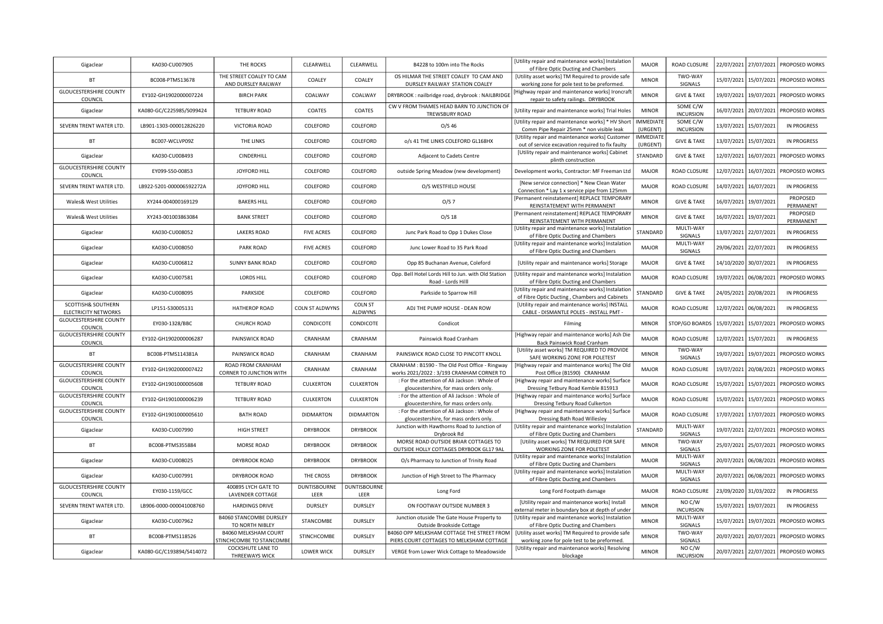| Gigaclear | KA030-CU007905 | THE ROCKS | CLEARWELL | CLEARWELL | B4228 to 100m into The Rocks | [Utility repair and maintenance works] Instalation of Fibre Optic Ducting and Chambers | MAJOR | ROAD CLOSURE | 22/07/2021 | 27/07/2021 | PROPOSED WORKS |
|---|---|---|---|---|---|---|---|---|---|---|---|
| BT | BC008-PTMS13678 | THE STREET COALEY TO CAM AND DURSLEY RAILWAY | COALEY | COALEY | OS HILMAR THE STREET COALEY TO CAM AND DURSLEY RAILWAY STATION COALEY | [Utility asset works] TM Required to provide safe working zone for pole test to be preformed. | MINOR | TWO-WAY SIGNALS | 15/07/2021 | 15/07/2021 | PROPOSED WORKS |
| GLOUCESTERSHIRE COUNTY COUNCIL | EY102-GH1902000007224 | BIRCH PARK | COALWAY | COALWAY | DRYBROOK : nailbridge road, drybrook : NAILBRIDGE | [Highway repair and maintenance works] Ironcraft repair to safety railings. DRYBROOK | MINOR | GIVE & TAKE | 19/07/2021 | 19/07/2021 | PROPOSED WORKS |
| Gigaclear | KA080-GC/C225985/S099424 | TETBURY ROAD | COATES | COATES | CW V FROM THAMES HEAD BARN TO JUNCTION OF TREWSBURY ROAD | [Utility repair and maintenance works] Trial Holes | MINOR | SOME C/W INCURSION | 16/07/2021 | 20/07/2021 | PROPOSED WORKS |
| SEVERN TRENT WATER LTD. | LB901-1303-000012826220 | VICTORIA ROAD | COLEFORD | COLEFORD | O/S 46 | [Utility repair and maintenance works] * HV Short Comm Pipe Repair 25mm * non visible leak | IMMEDIATE (URGENT) | SOME C/W INCURSION | 13/07/2021 | 15/07/2021 | IN PROGRESS |
| BT | BC007-WCLVP09Z | THE LINKS | COLEFORD | COLEFORD | o/s 41 THE LINKS COLEFORD GL168HX | [Utility repair and maintenance works] Customer out of service excavation required to fix faulty | IMMEDIATE (URGENT) | GIVE & TAKE | 13/07/2021 | 15/07/2021 | IN PROGRESS |
| Gigaclear | KA030-CU008493 | CINDERHILL | COLEFORD | COLEFORD | Adjacent to Cadets Centre | [Utility repair and maintenance works] Cabinet plinth construction | STANDARD | GIVE & TAKE | 12/07/2021 | 16/07/2021 | PROPOSED WORKS |
| GLOUCESTERSHIRE COUNTY COUNCIL | EY099-S50-00853 | JOYFORD HILL | COLEFORD | COLEFORD | outside Spring Meadow (new development) | Development works, Contractor: MF Freeman Ltd | MAJOR | ROAD CLOSURE | 12/07/2021 | 16/07/2021 | PROPOSED WORKS |
| SEVERN TRENT WATER LTD. | LB922-5201-000006592272A | JOYFORD HILL | COLEFORD | COLEFORD | O/S WESTFIELD HOUSE | [New service connection] * New Clean Water Connection * Lay 1 x service pipe from 125mm | MAJOR | ROAD CLOSURE | 14/07/2021 | 16/07/2021 | IN PROGRESS |
| Wales& West Utilities | XY244-004000169129 | BAKERS HILL | COLEFORD | COLEFORD | O/S 7 | [Permanent reinstatement] REPLACE TEMPORARY REINSTATEMENT WITH PERMANENT | MINOR | GIVE & TAKE | 16/07/2021 | 19/07/2021 | PROPOSED PERMANENT |
| Wales& West Utilities | XY243-001003863084 | BANK STREET | COLEFORD | COLEFORD | O/S 18 | [Permanent reinstatement] REPLACE TEMPORARY REINSTATEMENT WITH PERMANENT | MINOR | GIVE & TAKE | 16/07/2021 | 19/07/2021 | PROPOSED PERMANENT |
| Gigaclear | KA030-CU008052 | LAKERS ROAD | FIVE ACRES | COLEFORD | Junc Park Road to Opp 1 Dukes Close | [Utility repair and maintenance works] Instalation of Fibre Optic Ducting and Chambers | STANDARD | MULTI-WAY SIGNALS | 13/07/2021 | 22/07/2021 | IN PROGRESS |
| Gigaclear | KA030-CU008050 | PARK ROAD | FIVE ACRES | COLEFORD | Junc Lower Road to 35 Park Road | [Utility repair and maintenance works] Instalation of Fibre Optic Ducting and Chambers | MAJOR | MULTI-WAY SIGNALS | 29/06/2021 | 22/07/2021 | IN PROGRESS |
| Gigaclear | KA030-CU006812 | SUNNY BANK ROAD | COLEFORD | COLEFORD | Opp 85 Buchanan Avenue, Coleford | [Utility repair and maintenance works] Storage | MAJOR | GIVE & TAKE | 14/10/2020 | 30/07/2021 | IN PROGRESS |
| Gigaclear | KA030-CU007581 | LORDS HILL | COLEFORD | COLEFORD | Opp. Bell Hotel Lords Hill to Jun. with Old Station Road - Lords Hilll | [Utility repair and maintenance works] Instalation of Fibre Optic Ducting and Chambers | MAJOR | ROAD CLOSURE | 19/07/2021 | 06/08/2021 | PROPOSED WORKS |
| Gigaclear | KA030-CU008095 | PARKSIDE | COLEFORD | COLEFORD | Parkside to Sparrow Hill | [Utility repair and maintenance works] Instalation of Fibre Optic Ducting , Chambers and Cabinets | STANDARD | GIVE & TAKE | 24/05/2021 | 20/08/2021 | IN PROGRESS |
| SCOTTISH& SOUTHERN ELECTRICITY NETWORKS | LP151-S30005131 | HATHEROP ROAD | COLN ST ALDWYNS | COLN ST ALDWYNS | ADJ THE PUMP HOUSE - DEAN ROW | [Utility repair and maintenance works] INSTALL CABLE - DISMANTLE POLES - INSTALL PMT - | MAJOR | ROAD CLOSURE | 12/07/2021 | 06/08/2021 | IN PROGRESS |
| GLOUCESTERSHIRE COUNTY COUNCIL | EY030-1328/BBC | CHURCH ROAD | CONDICOTE | CONDICOTE | Condicot | Filming | MINOR | STOP/GO BOARDS | 15/07/2021 | 15/07/2021 | PROPOSED WORKS |
| GLOUCESTERSHIRE COUNTY COUNCIL | EY102-GH1902000006287 | PAINSWICK ROAD | CRANHAM | CRANHAM | Painswick Road Cranham | [Highway repair and maintenance works] Ash Die Back Painswick Road Cranham | MAJOR | ROAD CLOSURE | 12/07/2021 | 15/07/2021 | IN PROGRESS |
| BT | BC008-PTMS114381A | PAINSWICK ROAD | CRANHAM | CRANHAM | PAINSWICK ROAD CLOSE TO PINCOTT KNOLL | [Utility asset works] TM REQUIRED TO PROVIDE SAFE WORKING ZONE FOR POLETEST | MINOR | TWO-WAY SIGNALS | 19/07/2021 | 19/07/2021 | PROPOSED WORKS |
| GLOUCESTERSHIRE COUNTY COUNCIL | EY102-GH1902000007422 | ROAD FROM CRANHAM CORNER TO JUNCTION WITH | CRANHAM | CRANHAM | CRANHAM : B1590 - The Old Post Office - Ringway works 2021/2022 : 3/193 CRANHAM CORNER TO | [Highway repair and maintenance works] The Old Post Office (B1590) CRANHAM | MAJOR | ROAD CLOSURE | 19/07/2021 | 20/08/2021 | PROPOSED WORKS |
| GLOUCESTERSHIRE COUNTY COUNCIL | EY102-GH1901000005608 | TETBURY ROAD | CULKERTON | CULKERTON | : For the attention of Ali Jackson : Whole of gloucestershire, for mass orders only. | [Highway repair and maintenance works] Surface Dressing Tetbury Road Kemble 815913 | MAJOR | ROAD CLOSURE | 15/07/2021 | 15/07/2021 | PROPOSED WORKS |
| GLOUCESTERSHIRE COUNTY COUNCIL | EY102-GH1901000006239 | TETBURY ROAD | CULKERTON | CULKERTON | : For the attention of Ali Jackson : Whole of gloucestershire, for mass orders only. | [Highway repair and maintenance works] Surface Dressing Tetbury Road Culkerton | MAJOR | ROAD CLOSURE | 15/07/2021 | 15/07/2021 | PROPOSED WORKS |
| GLOUCESTERSHIRE COUNTY COUNCIL | EY102-GH1901000005610 | BATH ROAD | DIDMARTON | DIDMARTON | : For the attention of Ali Jackson : Whole of gloucestershire, for mass orders only. | [Highway repair and maintenance works] Surface Dressing Bath Road Willesley | MAJOR | ROAD CLOSURE | 17/07/2021 | 17/07/2021 | PROPOSED WORKS |
| Gigaclear | KA030-CU007990 | HIGH STREET | DRYBROOK | DRYBROOK | Junction with Hawthorns Road to Junction of Drybrook Rd | [Utility repair and maintenance works] Instalation of Fibre Optic Ducting and Chambers | STANDARD | MULTI-WAY SIGNALS | 19/07/2021 | 22/07/2021 | PROPOSED WORKS |
| BT | BC008-PTMS355884 | MORSE ROAD | DRYBROOK | DRYBROOK | MORSE ROAD OUTSIDE BRIAR COTTAGES TO OUTSIDE HOLLY COTTAGES DRYBOOK GL17 9AL | [Utility asset works] TM REQUIRED FOR SAFE WORKING ZONE FOR POLETEST | MINOR | TWO-WAY SIGNALS | 25/07/2021 | 25/07/2021 | PROPOSED WORKS |
| Gigaclear | KA030-CU008025 | DRYBROOK ROAD | DRYBROOK | DRYBROOK | O/s Pharmacy to Junction of Trinity Road | [Utility repair and maintenance works] Instalation of Fibre Optic Ducting and Chambers | MAJOR | MULTI-WAY SIGNALS | 20/07/2021 | 06/08/2021 | PROPOSED WORKS |
| Gigaclear | KA030-CU007991 | DRYBROOK ROAD | THE CROSS | DRYBROOK | Junction of High Street to The Pharmacy | [Utility repair and maintenance works] Instalation of Fibre Optic Ducting and Chambers | MAJOR | MULTI-WAY SIGNALS | 20/07/2021 | 06/08/2021 | PROPOSED WORKS |
| GLOUCESTERSHIRE COUNTY COUNCIL | EY030-1159/GCC | 400895 LYCH GATE TO LAVENDER COTTAGE | DUNTISBOURNE LEER | DUNTISBOURNE LEER | Long Ford | Long Ford Footpath damage | MAJOR | ROAD CLOSURE | 23/09/2020 | 31/03/2022 | IN PROGRESS |
| SEVERN TRENT WATER LTD. | LB906-0000-000041008760 | HARDINGS DRIVE | DURSLEY | DURSLEY | ON FOOTWAY OUTSIDE NUMBER 3 | [Utility repair and maintenance works] Install external meter in boundary box at depth of under | MINOR | NO C/W INCURSION | 15/07/2021 | 19/07/2021 | IN PROGRESS |
| Gigaclear | KA030-CU007962 | B4060 STANCOMBE DURSLEY TO NORTH NIBLEY | STANCOMBE | DURSLEY | Junction otuside The Gate House Property to Outside Brookside Cottage | [Utility repair and maintenance works] Instalation of Fibre Optic Ducting and Chambers | MINOR | MULTI-WAY SIGNALS | 15/07/2021 | 19/07/2021 | PROPOSED WORKS |
| BT | BC008-PTMS118526 | B4060 MELKSHAM COURT STINCHCOMBE TO STANCOMBE | STINCHCOMBE | DURSLEY | B4060 OPP MELKSHAM COTTAGE THE STREET FROM PIERS COURT COTTAGES TO MELKSHAM COTTAGE | [Utility asset works] TM Required to provide safe working zone for pole test to be preformed. | MINOR | TWO-WAY SIGNALS | 20/07/2021 | 20/07/2021 | PROPOSED WORKS |
| Gigaclear | KA080-GC/C193894/S414072 | COCKSHUTE LANE TO THREEWAYS WICK | LOWER WICK | DURSLEY | VERGE from Lower Wick Cottage to Meadowside | [Utility repair and maintenance works] Resolving blockage | MINOR | NO C/W INCURSION | 20/07/2021 | 22/07/2021 | PROPOSED WORKS |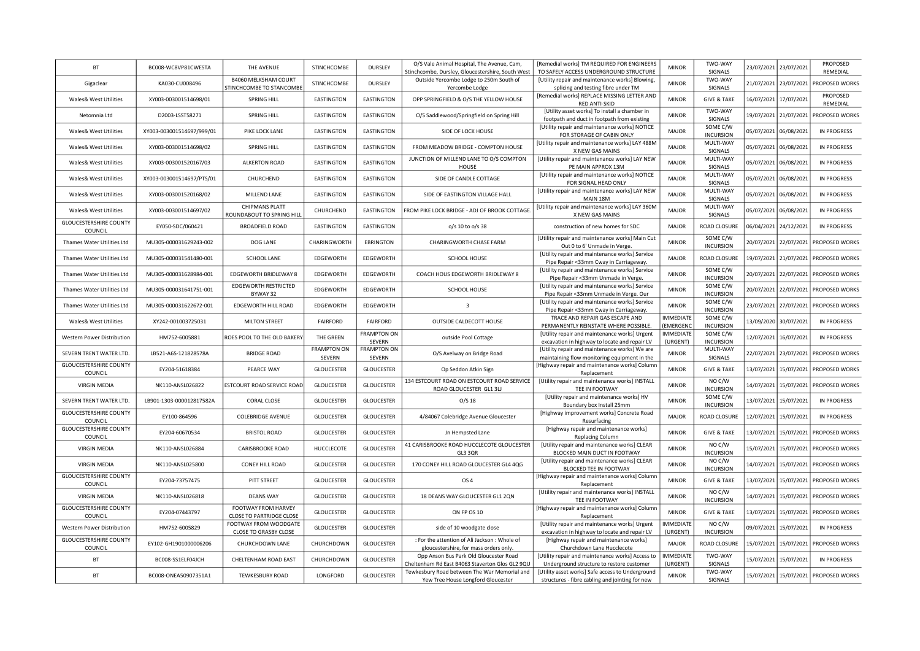| BT | BC008-WC8VP81CWESTA | THE AVENUE | STINCHCOMBE | DURSLEY | O/S Vale Animal Hospital, The Avenue, Cam, Stinchcombe, Dursley, Gloucestershire, South West | [Remedial works] TM REQUIRED FOR ENGINEERS TO SAFELY ACCESS UNDERGROUND STRUCTURE | MINOR | TWO-WAY SIGNALS | 23/07/2021 | 23/07/2021 | PROPOSED REMEDIAL |
|---|---|---|---|---|---|---|---|---|---|---|---|
| Gigaclear | KA030-CU008496 | B4060 MELKSHAM COURT STINCHCOMBE TO STANCOMBE | STINCHCOMBE | DURSLEY | Outside Yercombe Lodge to 250m South of Yercombe Lodge | [Utility repair and maintenance works] Blowing, splicing and testing fibre under TM | MINOR | TWO-WAY SIGNALS | 21/07/2021 | 23/07/2021 | PROPOSED WORKS |
| Wales& West Utilities | XY003-003001514698/01 | SPRING HILL | EASTINGTON | EASTINGTON | OPP SPRINGFIELD & O/S THE YELLOW HOUSE | [Remedial works] REPLACE MISSING LETTER AND RED ANTI-SKID | MINOR | GIVE & TAKE | 16/07/2021 | 17/07/2021 | PROPOSED REMEDIAL |
| Netomnia Ltd | D2003-LSST58271 | SPRING HILL | EASTINGTON | EASTINGTON | O/S Saddlewood/Springfield on Spring Hill | [Utility asset works] To install a chamber in footpath and duct in footpath from existing | MINOR | TWO-WAY SIGNALS | 19/07/2021 | 21/07/2021 | PROPOSED WORKS |
| Wales& West Utilities | XY003-003001514697/999/01 | PIKE LOCK LANE | EASTINGTON | EASTINGTON | SIDE OF LOCK HOUSE | [Utility repair and maintenance works] NOTICE FOR STORAGE OF CABIN ONLY | MAJOR | SOME C/W INCURSION | 05/07/2021 | 06/08/2021 | IN PROGRESS |
| Wales& West Utilities | XY003-003001514698/02 | SPRING HILL | EASTINGTON | EASTINGTON | FROM MEADOW BRIDGE - COMPTON HOUSE | [Utility repair and maintenance works] LAY 488M X NEW GAS MAINS | MAJOR | MULTI-WAY SIGNALS | 05/07/2021 | 06/08/2021 | IN PROGRESS |
| Wales& West Utilities | XY003-003001520167/03 | ALKERTON ROAD | EASTINGTON | EASTINGTON | JUNCTION OF MILLEND LANE TO O/S COMPTON HOUSE | [Utility repair and maintenance works] LAY NEW PE MAIN APPROX 13M | MAJOR | MULTI-WAY SIGNALS | 05/07/2021 | 06/08/2021 | IN PROGRESS |
| Wales& West Utilities | XY003-003001514697/PTS/01 | CHURCHEND | EASTINGTON | EASTINGTON | SIDE OF CANDLE COTTAGE | [Utility repair and maintenance works] NOTICE FOR SIGNAL HEAD ONLY | MAJOR | MULTI-WAY SIGNALS | 05/07/2021 | 06/08/2021 | IN PROGRESS |
| Wales& West Utilities | XY003-003001520168/02 | MILLEND LANE | EASTINGTON | EASTINGTON | SIDE OF EASTINGTON VILLAGE HALL | [Utility repair and maintenance works] LAY NEW MAIN 18M | MAJOR | MULTI-WAY SIGNALS | 05/07/2021 | 06/08/2021 | IN PROGRESS |
| Wales& West Utilities | XY003-003001514697/02 | CHIPMANS PLATT ROUNDABOUT TO SPRING HILL | CHURCHEND | EASTINGTON | FROM PIKE LOCK BRIDGE - ADJ OF BROOK COTTAGE. | [Utility repair and maintenance works] LAY 360M X NEW GAS MAINS | MAJOR | MULTI-WAY SIGNALS | 05/07/2021 | 06/08/2021 | IN PROGRESS |
| GLOUCESTERSHIRE COUNTY COUNCIL | EY050-SDC/060421 | BROADFIELD ROAD | EASTINGTON | EASTINGTON | o/s 10 to o/s 38 | construction of new homes for SDC | MAJOR | ROAD CLOSURE | 06/04/2021 | 24/12/2021 | IN PROGRESS |
| Thames Water Utilities Ltd | MU305-000031629243-002 | DOG LANE | CHARINGWORTH | EBRINGTON | CHARINGWORTH CHASE FARM | [Utility repair and maintenance works] Main Cut Out 0 to 6' Unmade in Verge. | MINOR | SOME C/W INCURSION | 20/07/2021 | 22/07/2021 | PROPOSED WORKS |
| Thames Water Utilities Ltd | MU305-000031541480-001 | SCHOOL LANE | EDGEWORTH | EDGEWORTH | SCHOOL HOUSE | [Utility repair and maintenance works] Service Pipe Repair <33mm Cway in Carriageway. | MAJOR | ROAD CLOSURE | 19/07/2021 | 21/07/2021 | PROPOSED WORKS |
| Thames Water Utilities Ltd | MU305-000031628984-001 | EDGEWORTH BRIDLEWAY 8 | EDGEWORTH | EDGEWORTH | COACH HOUS EDGEWORTH BRIDLEWAY 8 | [Utility repair and maintenance works] Service Pipe Repair <33mm Unmade in Verge. | MINOR | SOME C/W INCURSION | 20/07/2021 | 22/07/2021 | PROPOSED WORKS |
| Thames Water Utilities Ltd | MU305-000031641751-001 | EDGEWORTH RESTRICTED BYWAY 32 | EDGEWORTH | EDGEWORTH | SCHOOL HOUSE | [Utility repair and maintenance works] Service Pipe Repair <33mm Unmade in Verge. Our | MINOR | SOME C/W INCURSION | 20/07/2021 | 22/07/2021 | PROPOSED WORKS |
| Thames Water Utilities Ltd | MU305-000031622672-001 | EDGEWORTH HILL ROAD | EDGEWORTH | EDGEWORTH | 3 | [Utility repair and maintenance works] Service Pipe Repair <33mm Cway in Carriageway. | MINOR | SOME C/W INCURSION | 23/07/2021 | 27/07/2021 | PROPOSED WORKS |
| Wales& West Utilities | XY242-001003725031 | MILTON STREET | FAIRFORD | FAIRFORD | OUTSIDE CALDECOTT HOUSE | TRACE AND REPAIR GAS ESCAPE AND PERMANENTLY REINSTATE WHERE POSSIBLE. | IMMEDIATE (EMERGENC | SOME C/W INCURSION | 13/09/2020 | 30/07/2021 | IN PROGRESS |
| Western Power Distribution | HM752-6005881 | ROES POOL TO THE OLD BAKERY | THE GREEN | FRAMPTON ON SEVERN | outside Pool Cottage | [Utility repair and maintenance works] Urgent excavation in highway to locate and repair LV | IMMEDIATE (URGENT) | SOME C/W INCURSION | 12/07/2021 | 16/07/2021 | IN PROGRESS |
| SEVERN TRENT WATER LTD. | LB521-A6S-121828578A | BRIDGE ROAD | FRAMPTON ON SEVERN | FRAMPTON ON SEVERN | O/S Avelway on Bridge Road | [Utility repair and maintenance works] We are maintaining flow monitoring equipment in the | MINOR | MULTI-WAY SIGNALS | 22/07/2021 | 23/07/2021 | PROPOSED WORKS |
| GLOUCESTERSHIRE COUNTY COUNCIL | EY204-51618384 | PEARCE WAY | GLOUCESTER | GLOUCESTER | Op Seddon Atkin Sign | [Highway repair and maintenance works] Column Replacement | MINOR | GIVE & TAKE | 13/07/2021 | 15/07/2021 | PROPOSED WORKS |
| VIRGIN MEDIA | NK110-ANSL026822 | ESTCOURT ROAD SERVICE ROAD | GLOUCESTER | GLOUCESTER | 134 ESTCOURT ROAD ON ESTCOURT ROAD SERVICE ROAD GLOUCESTER GL1 3LJ | [Utility repair and maintenance works] INSTALL TEE IN FOOTWAY | MINOR | NO C/W INCURSION | 14/07/2021 | 15/07/2021 | PROPOSED WORKS |
| SEVERN TRENT WATER LTD. | LB901-1303-000012817582A | CORAL CLOSE | GLOUCESTER | GLOUCESTER | O/S 18 | [Utility repair and maintenance works] HV Boundary box Install 25mm | MINOR | SOME C/W INCURSION | 13/07/2021 | 15/07/2021 | IN PROGRESS |
| GLOUCESTERSHIRE COUNTY COUNCIL | EY100-864596 | COLEBRIDGE AVENUE | GLOUCESTER | GLOUCESTER | 4/84067 Colebridge Avenue Gloucester | [Highway improvement works] Concrete Road Resurfacing | MAJOR | ROAD CLOSURE | 12/07/2021 | 15/07/2021 | IN PROGRESS |
| GLOUCESTERSHIRE COUNTY COUNCIL | EY204-60670534 | BRISTOL ROAD | GLOUCESTER | GLOUCESTER | Jn Hempsted Lane | [Highway repair and maintenance works] Replacing Column | MINOR | GIVE & TAKE | 13/07/2021 | 15/07/2021 | PROPOSED WORKS |
| VIRGIN MEDIA | NK110-ANSL026884 | CARISBROOKE ROAD | HUCCLECOTE | GLOUCESTER | 41 CARISBROOKE ROAD HUCCLECOTE GLOUCESTER GL3 3QR | [Utility repair and maintenance works] CLEAR BLOCKED MAIN DUCT IN FOOTWAY | MINOR | NO C/W INCURSION | 15/07/2021 | 15/07/2021 | PROPOSED WORKS |
| VIRGIN MEDIA | NK110-ANSL025800 | CONEY HILL ROAD | GLOUCESTER | GLOUCESTER | 170 CONEY HILL ROAD GLOUCESTER GL4 4QG | [Utility repair and maintenance works] CLEAR BLOCKED TEE IN FOOTWAY | MINOR | NO C/W INCURSION | 14/07/2021 | 15/07/2021 | PROPOSED WORKS |
| GLOUCESTERSHIRE COUNTY COUNCIL | EY204-73757475 | PITT STREET | GLOUCESTER | GLOUCESTER | OS 4 | [Highway repair and maintenance works] Column Replacement | MINOR | GIVE & TAKE | 13/07/2021 | 15/07/2021 | PROPOSED WORKS |
| VIRGIN MEDIA | NK110-ANSL026818 | DEANS WAY | GLOUCESTER | GLOUCESTER | 18 DEANS WAY GLOUCESTER GL1 2QN | [Utility repair and maintenance works] INSTALL TEE IN FOOTWAY | MINOR | NO C/W INCURSION | 14/07/2021 | 15/07/2021 | PROPOSED WORKS |
| GLOUCESTERSHIRE COUNTY COUNCIL | EY204-07443797 | FOOTWAY FROM HARVEY CLOSE TO PARTRIDGE CLOSE | GLOUCESTER | GLOUCESTER | ON FP OS 10 | [Highway repair and maintenance works] Column Replacement | MINOR | GIVE & TAKE | 13/07/2021 | 15/07/2021 | PROPOSED WORKS |
| Western Power Distribution | HM752-6005829 | FOOTWAY FROM WOODGATE CLOSE TO GRASBY CLOSE | GLOUCESTER | GLOUCESTER | side of 10 woodgate close | [Utility repair and maintenance works] Urgent excavation in highway to locate and repair LV | IMMEDIATE (URGENT) | NO C/W INCURSION | 09/07/2021 | 15/07/2021 | IN PROGRESS |
| GLOUCESTERSHIRE COUNTY COUNCIL | EY102-GH1901000006206 | CHURCHDOWN LANE | CHURCHDOWN | GLOUCESTER | : For the attention of Ali Jackson : Whole of gloucestershire, for mass orders only. | [Highway repair and maintenance works] Churchdown Lane Hucclecote | MAJOR | ROAD CLOSURE | 15/07/2021 | 15/07/2021 | PROPOSED WORKS |
| BT | BC008-SS1ELF04JCH | CHELTENHAM ROAD EAST | CHURCHDOWN | GLOUCESTER | Opp Anson Bus Park Old Gloucester Road Cheltenham Rd East B4063 Staverton Glos GL2 9QU | [Utility repair and maintenance works] Access to Underground structure to restore customer | IMMEDIATE (URGENT) | TWO-WAY SIGNALS | 15/07/2021 | 15/07/2021 | IN PROGRESS |
| BT | BC008-ONEA50907351A1 | TEWKESBURY ROAD | LONGFORD | GLOUCESTER | Tewkesbury Road between The War Memorial and Yew Tree House Longford Gloucester | [Utility asset works] Safe access to Underground structures - fibre cabling and jointing for new | MINOR | TWO-WAY SIGNALS | 15/07/2021 | 15/07/2021 | PROPOSED WORKS |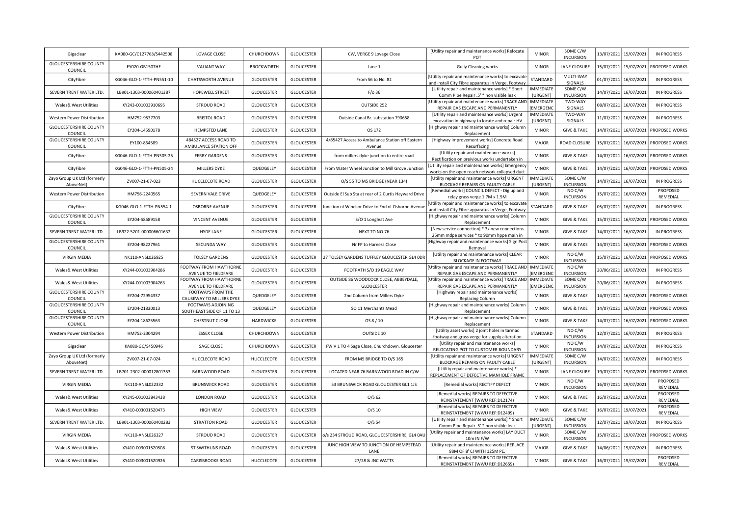| Gigaclear | KA080-GC/C127763/S442508 | LOVAGE CLOSE | CHURCHDOWN | GLOUCESTER | CW, VERGE 9 Lovage Close | [Utility repair and maintenance works] Relocate POT | MINOR | SOME C/W INCURSION | 13/07/2021 | 15/07/2021 | IN PROGRESS |
|---|---|---|---|---|---|---|---|---|---|---|---|
| GLOUCESTERSHIRE COUNTY COUNCIL | EY020-GB1507HE | VALIANT WAY | BROCKWORTH | GLOUCESTER | Lane 1 | Gully Cleaning works | MINOR | LANE CLOSURE | 15/07/2021 | 15/07/2021 | PROPOSED WORKS |
| CityFibre | KG046-GLO-1-FTTH-PN551-10 | CHATSWORTH AVENUE | GLOUCESTER | GLOUCESTER | From 56 to No. 82 | [Utility repair and maintenance works] to excavate and install City Fibre apparatus in Verge, Footway | STANDARD | MULTI-WAY SIGNALS | 01/07/2021 | 16/07/2021 | IN PROGRESS |
| SEVERN TRENT WATER LTD. | LB901-1303-000060401387 | HOPEWELL STREET | GLOUCESTER | GLOUCESTER | F/o 36 | [Utility repair and maintenance works] * Short Comm Pipe Repair .5' * non visible leak | IMMEDIATE (URGENT) | SOME C/W INCURSION | 14/07/2021 | 16/07/2021 | IN PROGRESS |
| Wales& West Utilities | XY243-001003910695 | STROUD ROAD | GLOUCESTER | GLOUCESTER | OUTSIDE 252 | [Utility repair and maintenance works] TRACE AND REPAIR GAS ESCAPE AND PERMANENTLY | IMMEDIATE (EMERGENC | TWO-WAY SIGNALS | 08/07/2021 | 16/07/2021 | IN PROGRESS |
| Western Power Distribution | HM752-9537703 | BRISTOL ROAD | GLOUCESTER | GLOUCESTER | Outside Canal Br. substation 790658 | [Utility repair and maintenance works] Urgent excavation in highway to locate and repair HV | IMMEDIATE (URGENT) | TWO-WAY SIGNALS | 11/07/2021 | 16/07/2021 | IN PROGRESS |
| GLOUCESTERSHIRE COUNTY COUNCIL | EY204-14590178 | HEMPSTED LANE | GLOUCESTER | GLOUCESTER | OS 172 | [Highway repair and maintenance works] Column Replacement | MINOR | GIVE & TAKE | 14/07/2021 | 16/07/2021 | PROPOSED WORKS |
| GLOUCESTERSHIRE COUNTY COUNCIL | EY100-864589 | 484527 ACCESS ROAD TO AMBULANCE STATION OFF | GLOUCESTER | GLOUCESTER | 4/85427 Access to Ambulance Station off Eastern Avenue | [Highway improvement works] Concrete Road Resurfacing | MAJOR | ROAD CLOSURE | 15/07/2021 | 16/07/2021 | PROPOSED WORKS |
| CityFibre | KG046-GLO-1-FTTH-PN505-25 | FERRY GARDENS | GLOUCESTER | GLOUCESTER | from millers dyke junction to entire road | [Utility repair and maintenance works] Rectification on preivious works undertaken in | MINOR | GIVE & TAKE | 14/07/2021 | 16/07/2021 | PROPOSED WORKS |
| CityFibre | KG046-GLO-1-FTTH-PN505-24 | MILLERS DYKE | QUEDGELEY | GLOUCESTER | From Water Wheel Junction to Mill Grove Junction | [Utility repair and maintenance works] Emergency works on the open reach network collapsed duct | MINOR | GIVE & TAKE | 14/07/2021 | 16/07/2021 | PROPOSED WORKS |
| Zayo Group UK Ltd (formerly AboveNet) | ZV007-21-07-023 | HUCCLECOTE ROAD | GLOUCESTER | GLOUCESTER | O/S 55 TO M5 BRIDGE (NEAR 134) | [Utility repair and maintenance works] URGENT BLOCKAGE REPAIRS ON FAULTY CABLE | IMMEDIATE (URGENT) | SOME C/W INCURSION | 14/07/2021 | 16/07/2021 | IN PROGRESS |
| Western Power Distribution | HM756-2240565 | SEVERN VALE DRIVE | QUEDGELEY | GLOUCESTER | Outside El Sub Sta at rear of 2 Curtis Hayward Drive | [Remedial works] COUNCIL DEFECT - Dig up and relay grass verge 1.7M x 1.5M | MINOR | NO C/W INCURSION | 15/07/2021 | 16/07/2021 | PROPOSED REMEDIAL |
| CityFibre | KG046-GLO-1-FTTH-PN554-1 | OSBORNE AVENUE | GLOUCESTER | GLOUCESTER | Junction of Windsor Drive to End of Osborne Avenue | [Utility repair and maintenance works] to excavate and install City Fibre apparatus in Verge, Footway | STANDARD | GIVE & TAKE | 05/07/2021 | 16/07/2021 | IN PROGRESS |
| GLOUCESTERSHIRE COUNTY COUNCIL | EY204-58689158 | VINCENT AVENUE | GLOUCESTER | GLOUCESTER | S/O 1 Longleat Ave | [Highway repair and maintenance works] Column Replacement | MINOR | GIVE & TAKE | 15/07/2021 | 16/07/2021 | PROPOSED WORKS |
| SEVERN TRENT WATER LTD. | LB922-5201-000006601632 | HYDE LANE | GLOUCESTER | GLOUCESTER | NEXT TO NO.76 | [New service connection] * 3x new connections 25mm mdpe services * to 90mm hppe main in | MINOR | GIVE & TAKE | 14/07/2021 | 16/07/2021 | IN PROGRESS |
| GLOUCESTERSHIRE COUNTY COUNCIL | EY204-98227961 | SECUNDA WAY | GLOUCESTER | GLOUCESTER | Nr FP to Harness Close | [Highway repair and maintenance works] Sign Post Removal | MINOR | GIVE & TAKE | 14/07/2021 | 16/07/2021 | PROPOSED WORKS |
| VIRGIN MEDIA | NK110-ANSL026925 | TOLSEY GARDENS | GLOUCESTER | GLOUCESTER | 27 TOLSEY GARDENS TUFFLEY GLOUCESTER GL4 0DR | [Utility repair and maintenance works] CLEAR BLOCKAGE IN FOOTWAY | MINOR | NO C/W INCURSION | 15/07/2021 | 16/07/2021 | PROPOSED WORKS |
| Wales& West Utilities | XY244-001003904286 | FOOTWAY FROM HAWTHORNE AVENUE TO FIELDFARE | GLOUCESTER | GLOUCESTER | FOOTPATH S/O 19 EAGLE WAY | [Utility repair and maintenance works] TRACE AND REPAIR GAS ESCAPE AND PERMANENTLY | IMMEDIATE (EMERGENC | NO C/W INCURSION | 20/06/2021 | 16/07/2021 | IN PROGRESS |
| Wales& West Utilities | XY244-001003904263 | FOOTWAY FROM HAWTHORNE AVENUE TO FIELDFARE | GLOUCESTER | GLOUCESTER | OUTSIDE 86 WOODCOCK CLOSE, ABBEYDALE, GLOUCESTER | [Utility repair and maintenance works] TRACE AND REPAIR GAS ESCAPE AND PERMANENTLY | IMMEDIATE (EMERGENC | SOME C/W INCURSION | 20/06/2021 | 16/07/2021 | IN PROGRESS |
| GLOUCESTERSHIRE COUNTY COUNCIL | EY204-72954337 | FOOTWAYS FROM THE CAUSEWAY TO MILLERS DYKE | QUEDGELEY | GLOUCESTER | 2nd Column from Millers Dyke | [Highway repair and maintenance works] Replacing Column | MINOR | GIVE & TAKE | 14/07/2021 | 16/07/2021 | PROPOSED WORKS |
| GLOUCESTERSHIRE COUNTY COUNCIL | EY204-21830013 | FOOTWAYS ADJOINING SOUTHEAST SIDE OF 11 TO 13 | QUEDGELEY | GLOUCESTER | SO 11 Merchants Mead | [Highway repair and maintenance works] Column Replacement | MINOR | GIVE & TAKE | 14/07/2021 | 16/07/2021 | PROPOSED WORKS |
| GLOUCESTERSHIRE COUNTY COUNCIL | EY204-18625563 | CHESTNUT CLOSE | HARDWICKE | GLOUCESTER | OS 8 / 10 | [Highway repair and maintenance works] Column Replacement | MINOR | GIVE & TAKE | 14/07/2021 | 16/07/2021 | PROPOSED WORKS |
| Western Power Distribution | HM752-2304294 | ESSEX CLOSE | CHURCHDOWN | GLOUCESTER | OUTSIDE 10 | [Utility asset works] 2 joint holes in tarmac footway and grass verge for supply alteration | STANDARD | NO C/W INCURSION | 12/07/2021 | 16/07/2021 | IN PROGRESS |
| Gigaclear | KA080-GC/S450946 | SAGE CLOSE | CHURCHDOWN | GLOUCESTER | FW V 1 TO 4 Sage Close, Churchdown, Gloucester | [Utility repair and maintenance works] RELOCATING POT TO CUSTOMER BOUNDARY | MINOR | NO C/W INCURSION | 14/07/2021 | 16/07/2021 | IN PROGRESS |
| Zayo Group UK Ltd (formerly AboveNet) | ZV007-21-07-024 | HUCCLECOTE ROAD | HUCCLECOTE | GLOUCESTER | FROM M5 BRIDGE TO O/S 165 | [Utility repair and maintenance works] URGENT BLOCKAGE REPAIRS ON FAULTY CABLE | IMMEDIATE (URGENT) | SOME C/W INCURSION | 14/07/2021 | 16/07/2021 | IN PROGRESS |
| SEVERN TRENT WATER LTD. | LB701-2302-000012801353 | BARNWOOD ROAD | GLOUCESTER | GLOUCESTER | LOCATED NEAR 76 BARNWOOD ROAD IN C/W | [Utility repair and maintenance works] * REPLACEMENT OF DEFECTIVE MANHOLE FRAME | MINOR | LANE CLOSURE | 19/07/2021 | 19/07/2021 | PROPOSED WORKS |
| VIRGIN MEDIA | NK110-ANSL022332 | BRUNSWICK ROAD | GLOUCESTER | GLOUCESTER | 53 BRUNSWICK ROAD GLOUCESTER GL1 1JS | [Remedial works] RECTIFY DEFECT | MINOR | NO C/W INCURSION | 16/07/2021 | 19/07/2021 | PROPOSED REMEDIAL |
| Wales& West Utilities | XY245-001003843438 | LONDON ROAD | GLOUCESTER | GLOUCESTER | O/S 62 | [Remedial works] REPAIRS TO DEFECTIVE REINSTATEMENT (WWU REF:D12174) | MINOR | GIVE & TAKE | 16/07/2021 | 19/07/2021 | PROPOSED REMEDIAL |
| Wales& West Utilities | XY410-003001520473 | HIGH VIEW | GLOUCESTER | GLOUCESTER | O/S 10 | [Remedial works] REPAIRS TO DEFECTIVE REINSTATEMENT (WWU REF:D12499) | MINOR | GIVE & TAKE | 16/07/2021 | 19/07/2021 | PROPOSED REMEDIAL |
| SEVERN TRENT WATER LTD. | LB901-1303-000060400283 | STRATTON ROAD | GLOUCESTER | GLOUCESTER | O/S 54 | [Utility repair and maintenance works] * Short Comm Pipe Repair .5' * non visible leak | IMMEDIATE (URGENT) | SOME C/W INCURSION | 12/07/2021 | 19/07/2021 | IN PROGRESS |
| VIRGIN MEDIA | NK110-ANSL026327 | STROUD ROAD | GLOUCESTER | GLOUCESTER | o/s 234 STROUD ROAD, GLOUCESTERSHIRE, GL4 0AU | [Utility repair and maintenance works] LAY DUCT 10m IN F/W | MINOR | SOME C/W INCURSION | 15/07/2021 | 19/07/2021 | PROPOSED WORKS |
| Wales& West Utilities | XY410-003001520508 | ST SWITHUNS ROAD | GLOUCESTER | GLOUCESTER | JUNC HIGH VIEW TO JUNCTION OF HEMPSTEAD LANE | [Utility repair and maintenance works] REPLACE 98M OF 8' CI WITH 125M PE. | MAJOR | GIVE & TAKE | 14/06/2021 | 19/07/2021 | IN PROGRESS |
| Wales& West Utilities | XY410-003001520926 | CARISBROOKE ROAD | HUCCLECOTE | GLOUCESTER | 27/28 & JNC WATTS | [Remedial works] REPAIRS TO DEFECTIVE REINSTATEMENT (WWU REF:D12659) | MINOR | GIVE & TAKE | 16/07/2021 | 19/07/2021 | PROPOSED REMEDIAL |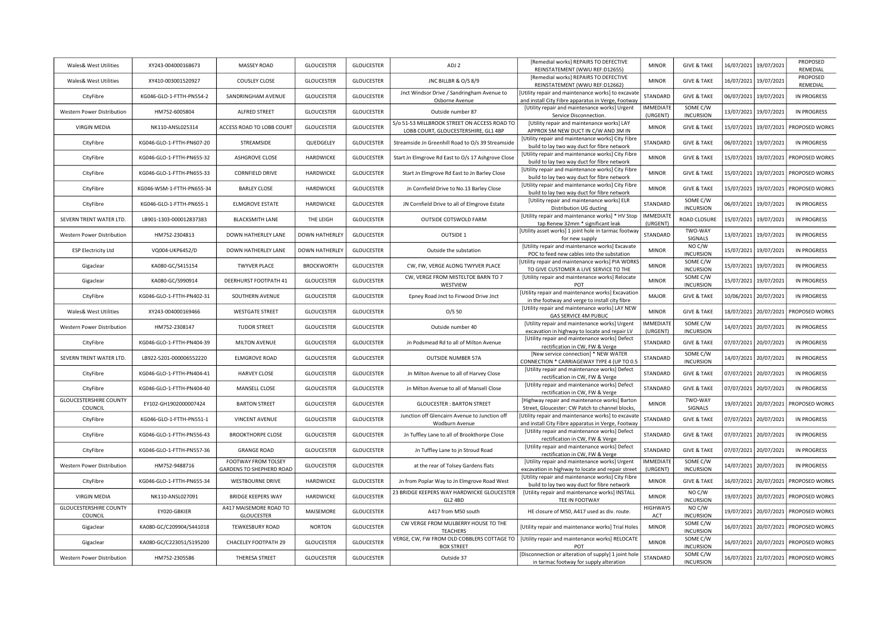| Wales& West Utilities | XY243-004000168673 | MASSEY ROAD | GLOUCESTER | GLOUCESTER | ADJ 2 | [Remedial works] REPAIRS TO DEFECTIVE REINSTATEMENT (WWU REF:D12655) | MINOR | GIVE & TAKE | 16/07/2021 | 19/07/2021 | PROPOSED REMEDIAL |
|---|---|---|---|---|---|---|---|---|---|---|---|
| Wales& West Utilities | XY410-003001520927 | COUSLEY CLOSE | GLOUCESTER | GLOUCESTER | JNC BILLBR & O/S 8/9 | [Remedial works] REPAIRS TO DEFECTIVE REINSTATEMENT (WWU REF:D12662) | MINOR | GIVE & TAKE | 16/07/2021 | 19/07/2021 | PROPOSED REMEDIAL |
| CityFibre | KG046-GLO-1-FTTH-PN554-2 | SANDRINGHAM AVENUE | GLOUCESTER | GLOUCESTER | Jnct Windsor Drive / Sandringham Avenue to Osborne Avenue | [Utility repair and maintenance works] to excavate and install City Fibre apparatus in Verge, Footway | STANDARD | GIVE & TAKE | 06/07/2021 | 19/07/2021 | IN PROGRESS |
| Western Power Distribution | HM752-6005804 | ALFRED STREET | GLOUCESTER | GLOUCESTER | Outside number 87 | [Utility repair and maintenance works] Urgent Service Disconnection. | IMMEDIATE (URGENT) | SOME C/W INCURSION | 13/07/2021 | 19/07/2021 | IN PROGRESS |
| VIRGIN MEDIA | NK110-ANSL025314 | ACCESS ROAD TO LOBB COURT | GLOUCESTER | GLOUCESTER | S/o 51-53 MILLBROOK STREET ON ACCESS ROAD TO LOBB COURT, GLOUCESTERSHIRE, GL1 4BP | [Utility repair and maintenance works] LAY APPROX 5M NEW DUCT IN C/W AND 3M IN | MINOR | GIVE & TAKE | 15/07/2021 | 19/07/2021 | PROPOSED WORKS |
| CityFibre | KG046-GLO-1-FTTH-PN607-20 | STREAMSIDE | QUEDGELEY | GLOUCESTER | Streamside Jn Greenhill Road to O/s 39 Streamside | [Utility repair and maintenance works] City Fibre build to lay two way duct for fibre network | STANDARD | GIVE & TAKE | 06/07/2021 | 19/07/2021 | IN PROGRESS |
| CityFibre | KG046-GLO-1-FTTH-PN655-32 | ASHGROVE CLOSE | HARDWICKE | GLOUCESTER | Start Jn Elmgrove Rd East to O/s 17 Ashgrove Close | [Utility repair and maintenance works] City Fibre build to lay two way duct for fibre network | MINOR | GIVE & TAKE | 15/07/2021 | 19/07/2021 | PROPOSED WORKS |
| CityFibre | KG046-GLO-1-FTTH-PN655-33 | CORNFIELD DRIVE | HARDWICKE | GLOUCESTER | Start Jn Elmgrove Rd East to Jn Barley Close | [Utility repair and maintenance works] City Fibre build to lay two way duct for fibre network | MINOR | GIVE & TAKE | 15/07/2021 | 19/07/2021 | PROPOSED WORKS |
| CityFibre | KG046-WSM-1-FTTH-PN655-34 | BARLEY CLOSE | HARDWICKE | GLOUCESTER | Jn Cornfield Drive to No.13 Barley Close | [Utility repair and maintenance works] City Fibre build to lay two way duct for fibre network | MINOR | GIVE & TAKE | 15/07/2021 | 19/07/2021 | PROPOSED WORKS |
| CityFibre | KG046-GLO-1-FTTH-PN655-1 | ELMGROVE ESTATE | HARDWICKE | GLOUCESTER | JN Cornfield Drive to all of Elmgrove Estate | [Utility repair and maintenance works] ELR Distribution UG ducting | STANDARD | SOME C/W INCURSION | 06/07/2021 | 19/07/2021 | IN PROGRESS |
| SEVERN TRENT WATER LTD. | LB901-1303-000012837383 | BLACKSMITH LANE | THE LEIGH | GLOUCESTER | OUTSIDE COTSWOLD FARM | [Utility repair and maintenance works] * HV Stop tap Renew 32mm * significant leak | IMMEDIATE (URGENT) | ROAD CLOSURE | 15/07/2021 | 19/07/2021 | IN PROGRESS |
| Western Power Distribution | HM752-2304813 | DOWN HATHERLEY LANE | DOWN HATHERLEY | GLOUCESTER | OUTSIDE 1 | [Utility asset works] 1 joint hole in tarmac footway for new supply | STANDARD | TWO-WAY SIGNALS | 13/07/2021 | 19/07/2021 | IN PROGRESS |
| ESP Electricity Ltd | VQ004-UKP6452/D | DOWN HATHERLEY LANE | DOWN HATHERLEY | GLOUCESTER | Outside the substation | [Utility repair and maintenance works] Excavate POC to feed new cables into the substation | MINOR | NO C/W INCURSION | 15/07/2021 | 19/07/2021 | IN PROGRESS |
| Gigaclear | KA080-GC/S415154 | TWYVER PLACE | BROCKWORTH | GLOUCESTER | CW, FW, VERGE ALONG TWYVER PLACE | [Utility repair and maintenance works] PIA WORKS TO GIVE CUSTOMER A LIVE SERVICE TO THE | MINOR | SOME C/W INCURSION | 15/07/2021 | 19/07/2021 | IN PROGRESS |
| Gigaclear | KA080-GC/S990914 | DEERHURST FOOTPATH 41 | GLOUCESTER | GLOUCESTER | CW, VERGE FROM MISTELTOE BARN TO 7 WESTVIEW | [Utility repair and maintenance works] Relocate POT | MINOR | SOME C/W INCURSION | 15/07/2021 | 19/07/2021 | IN PROGRESS |
| CityFibre | KG046-GLO-1-FTTH-PN402-31 | SOUTHERN AVENUE | GLOUCESTER | GLOUCESTER | Epney Road Jnct to Firwood Drive Jnct | [Utility repair and maintenance works] Excavation in the footway and verge to install city fibre | MAJOR | GIVE & TAKE | 10/06/2021 | 20/07/2021 | IN PROGRESS |
| Wales& West Utilities | XY243-004000169466 | WESTGATE STREET | GLOUCESTER | GLOUCESTER | O/S 50 | [Utility repair and maintenance works] LAY NEW GAS SERVICE 4M PUBLIC | MINOR | GIVE & TAKE | 18/07/2021 | 20/07/2021 | PROPOSED WORKS |
| Western Power Distribution | HM752-2308147 | TUDOR STREET | GLOUCESTER | GLOUCESTER | Outside number 40 | [Utility repair and maintenance works] Urgent excavation in highway to locate and repair LV | IMMEDIATE (URGENT) | SOME C/W INCURSION | 14/07/2021 | 20/07/2021 | IN PROGRESS |
| CityFibre | KG046-GLO-1-FTTH-PN404-39 | MILTON AVENUE | GLOUCESTER | GLOUCESTER | Jn Podsmead Rd to all of Milton Avenue | [Utility repair and maintenance works] Defect rectification in CW, FW & Verge | STANDARD | GIVE & TAKE | 07/07/2021 | 20/07/2021 | IN PROGRESS |
| SEVERN TRENT WATER LTD. | LB922-5201-000006552220 | ELMGROVE ROAD | GLOUCESTER | GLOUCESTER | OUTSIDE NUMBER 57A | [New service connection] * NEW WATER CONNECTION * CARRIAGEWAY TYPE 4 (UP TO 0.5 | STANDARD | SOME C/W INCURSION | 14/07/2021 | 20/07/2021 | IN PROGRESS |
| CityFibre | KG046-GLO-1-FTTH-PN404-41 | HARVEY CLOSE | GLOUCESTER | GLOUCESTER | Jn Milton Avenue to all of Harvey Close | [Utility repair and maintenance works] Defect rectification in CW, FW & Verge | STANDARD | GIVE & TAKE | 07/07/2021 | 20/07/2021 | IN PROGRESS |
| CityFibre | KG046-GLO-1-FTTH-PN404-40 | MANSELL CLOSE | GLOUCESTER | GLOUCESTER | Jn Milton Avenue to all of Mansell Close | [Utility repair and maintenance works] Defect rectification in CW, FW & Verge | STANDARD | GIVE & TAKE | 07/07/2021 | 20/07/2021 | IN PROGRESS |
| GLOUCESTERSHIRE COUNTY COUNCIL | EY102-GH1902000007424 | BARTON STREET | GLOUCESTER | GLOUCESTER | GLOUCESTER : BARTON STREET | [Highway repair and maintenance works] Barton Street, Gloucester: CW Patch to channel blocks, | MINOR | TWO-WAY SIGNALS | 19/07/2021 | 20/07/2021 | PROPOSED WORKS |
| CityFibre | KG046-GLO-1-FTTH-PN551-1 | VINCENT AVENUE | GLOUCESTER | GLOUCESTER | Junction off Glencairn Avenue to Junction off Wodburn Avenue | [Utility repair and maintenance works] to excavate and install City Fibre apparatus in Verge, Footway | STANDARD | GIVE & TAKE | 07/07/2021 | 20/07/2021 | IN PROGRESS |
| CityFibre | KG046-GLO-1-FTTH-PN556-43 | BROOKTHORPE CLOSE | GLOUCESTER | GLOUCESTER | Jn Tuffley Lane to all of Brookthorpe Close | [Utility repair and maintenance works] Defect rectification in CW, FW & Verge | STANDARD | GIVE & TAKE | 07/07/2021 | 20/07/2021 | IN PROGRESS |
| CityFibre | KG046-GLO-1-FTTH-PN557-36 | GRANGE ROAD | GLOUCESTER | GLOUCESTER | Jn Tuffley Lane to jn Stroud Road | [Utility repair and maintenance works] Defect rectification in CW, FW & Verge | STANDARD | GIVE & TAKE | 07/07/2021 | 20/07/2021 | IN PROGRESS |
| Western Power Distribution | HM752-9488716 | FOOTWAY FROM TOLSEY GARDENS TO SHEPHERD ROAD | GLOUCESTER | GLOUCESTER | at the rear of Tolsey Gardens flats | [Utility repair and maintenance works] Urgent excavation in highway to locate and repair street | IMMEDIATE (URGENT) | SOME C/W INCURSION | 14/07/2021 | 20/07/2021 | IN PROGRESS |
| CityFibre | KG046-GLO-1-FTTH-PN655-34 | WESTBOURNE DRIVE | HARDWICKE | GLOUCESTER | Jn from Poplar Way to Jn Elmgrove Road West | [Utility repair and maintenance works] City Fibre build to lay two way duct for fibre network | MINOR | GIVE & TAKE | 16/07/2021 | 20/07/2021 | PROPOSED WORKS |
| VIRGIN MEDIA | NK110-ANSL027091 | BRIDGE KEEPERS WAY | HARDWICKE | GLOUCESTER | 23 BRIDGE KEEPERS WAY HARDWICKE GLOUCESTER GL2 4BD | [Utility repair and maintenance works] INSTALL TEE IN FOOTWAY | MINOR | NO C/W INCURSION | 19/07/2021 | 20/07/2021 | PROPOSED WORKS |
| GLOUCESTERSHIRE COUNTY COUNCIL | EY020-GBKIER | A417 MAISEMORE ROAD TO GLOUCESTER | MAISEMORE | GLOUCESTER | A417 from M50 south | HE closure of M50, A417 used as div. route. | HIGHWAYS ACT | NO C/W INCURSION | 19/07/2021 | 20/07/2021 | PROPOSED WORKS |
| Gigaclear | KA080-GC/C209904/S441018 | TEWKESBURY ROAD | NORTON | GLOUCESTER | CW VERGE FROM MULBERRY HOUSE TO THE TEACHERS | [Utility repair and maintenance works] Trial Holes | MINOR | SOME C/W INCURSION | 16/07/2021 | 20/07/2021 | PROPOSED WORKS |
| Gigaclear | KA080-GC/C223051/S195200 | CHACELEY FOOTPATH 29 | GLOUCESTER | GLOUCESTER | VERGE, CW, FW FROM OLD COBBLERS COTTAGE TO BOX STREET | [Utility repair and maintenance works] RELOCATE POT | MINOR | SOME C/W INCURSION | 16/07/2021 | 20/07/2021 | PROPOSED WORKS |
| Western Power Distribution | HM752-2305586 | THERESA STREET | GLOUCESTER | GLOUCESTER | Outside 37 | [Disconnection or alteration of supply] 1 joint hole in tarmac footway for supply alteration | STANDARD | SOME C/W INCURSION | 16/07/2021 | 21/07/2021 | PROPOSED WORKS |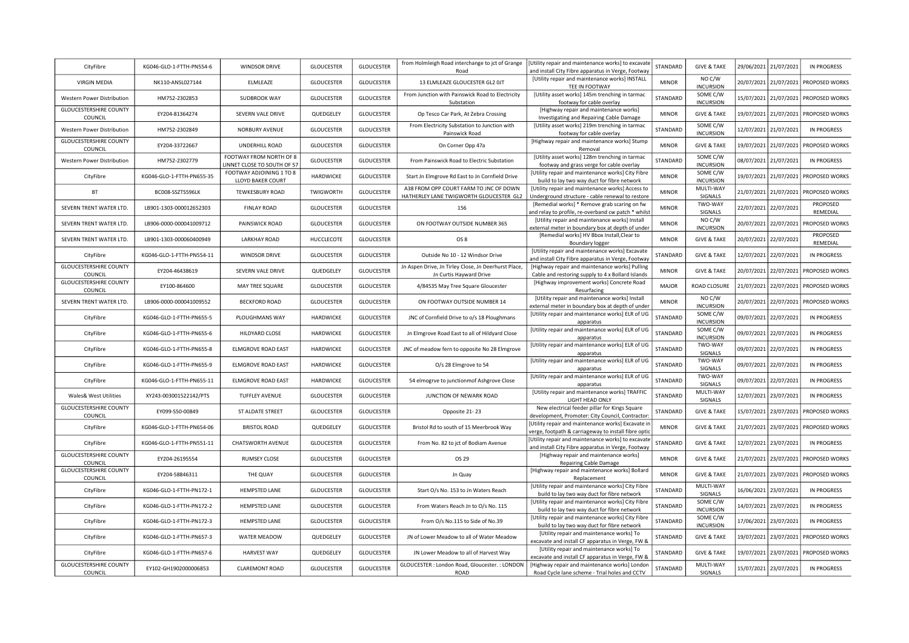| | | | | | | | | | | | |
|---|---|---|---|---|---|---|---|---|---|---|---|
| CityFibre | KG046-GLO-1-FTTH-PN554-6 | WINDSOR DRIVE | GLOUCESTER | GLOUCESTER | from Holmleigh Road interchange to jct of Grange Road | [Utility repair and maintenance works] to excavate and install City Fibre apparatus in Verge, Footway | STANDARD | GIVE & TAKE | 29/06/2021 | 21/07/2021 | IN PROGRESS |
| VIRGIN MEDIA | NK110-ANSL027144 | ELMLEAZE | GLOUCESTER | GLOUCESTER | 13 ELMLEAZE GLOUCESTER GL2 0JT | [Utility repair and maintenance works] INSTALL TEE IN FOOTWAY | MINOR | NO C/W INCURSION | 20/07/2021 | 21/07/2021 | PROPOSED WORKS |
| Western Power Distribution | HM752-2302853 | SUDBROOK WAY | GLOUCESTER | GLOUCESTER | From Junction with Painswick Road to Electricity Substation | [Utility asset works] 145m trenching in tarmac footway for cable overlay | STANDARD | SOME C/W INCURSION | 15/07/2021 | 21/07/2021 | PROPOSED WORKS |
| GLOUCESTERSHIRE COUNTY COUNCIL | EY204-81364274 | SEVERN VALE DRIVE | QUEDGELEY | GLOUCESTER | Op Tesco Car Park, At Zebra Crossing | [Highway repair and maintenance works] Investigating and Repairing Cable Damage | MINOR | GIVE & TAKE | 19/07/2021 | 21/07/2021 | PROPOSED WORKS |
| Western Power Distribution | HM752-2302849 | NORBURY AVENUE | GLOUCESTER | GLOUCESTER | From Electricity Substation to Junction with Painswick Road | [Utility asset works] 219m trenching in tarmac footway for cable overlay | STANDARD | SOME C/W INCURSION | 12/07/2021 | 21/07/2021 | IN PROGRESS |
| GLOUCESTERSHIRE COUNTY COUNCIL | EY204-33722667 | UNDERHILL ROAD | GLOUCESTER | GLOUCESTER | On Corner Opp 47a | [Highway repair and maintenance works] Stump Removal | MINOR | GIVE & TAKE | 19/07/2021 | 21/07/2021 | PROPOSED WORKS |
| Western Power Distribution | HM752-2302779 | FOOTWAY FROM NORTH OF 8 LINNET CLOSE TO SOUTH OF 57 | GLOUCESTER | GLOUCESTER | From Painswick Road to Electric Substation | [Utility asset works] 128m trenching in tarmac footway and grass verge for cable overlay | STANDARD | SOME C/W INCURSION | 08/07/2021 | 21/07/2021 | IN PROGRESS |
| CityFibre | KG046-GLO-1-FTTH-PN655-35 | FOOTWAY ADJOINING 1 TO 8 LLOYD BAKER COURT | HARDWICKE | GLOUCESTER | Start Jn Elmgrove Rd East to Jn Cornfield Drive | [Utility repair and maintenance works] City Fibre build to lay two way duct for fibre network | MINOR | SOME C/W INCURSION | 19/07/2021 | 21/07/2021 | PROPOSED WORKS |
| BT | BC008-SSZTS596LK | TEWKESBURY ROAD | TWIGWORTH | GLOUCESTER | A38 FROM OPP COURT FARM TO JNC OF DOWN HATHERLEY LANE TWIGWORTH GLOUCESTER GL2 | [Utility repair and maintenance works] Access to Underground structure - cable renewal to restore | MINOR | MULTI-WAY SIGNALS | 21/07/2021 | 21/07/2021 | PROPOSED WORKS |
| SEVERN TRENT WATER LTD. | LB901-1303-000012652303 | FINLAY ROAD | GLOUCESTER | GLOUCESTER | 156 | [Remedial works] * Remove grab scaring on fw and relay to profile, re-overband cw patch * whilst | MINOR | TWO-WAY SIGNALS | 22/07/2021 | 22/07/2021 | PROPOSED REMEDIAL |
| SEVERN TRENT WATER LTD. | LB906-0000-000041009712 | PAINSWICK ROAD | GLOUCESTER | GLOUCESTER | ON FOOTWAY OUTSIDE NUMBER 365 | [Utility repair and maintenance works] Install external meter in boundary box at depth of under | MINOR | NO C/W INCURSION | 20/07/2021 | 22/07/2021 | PROPOSED WORKS |
| SEVERN TRENT WATER LTD. | LB901-1303-000060400949 | LARKHAY ROAD | HUCCLECOTE | GLOUCESTER | OS 8 | [Remedial works] HV Bbox Install,Clear to Boundary logger | MINOR | GIVE & TAKE | 20/07/2021 | 22/07/2021 | PROPOSED REMEDIAL |
| CityFibre | KG046-GLO-1-FTTH-PN554-11 | WINDSOR DRIVE | GLOUCESTER | GLOUCESTER | Outside No 10 - 12 Windsor Drive | [Utility repair and maintenance works] Excavate and install City Fibre apparatus in Verge, Footway | STANDARD | GIVE & TAKE | 12/07/2021 | 22/07/2021 | IN PROGRESS |
| GLOUCESTERSHIRE COUNTY COUNCIL | EY204-46438619 | SEVERN VALE DRIVE | QUEDGELEY | GLOUCESTER | Jn Aspen Drive, Jn Tirley Close, Jn Deerhurst Place, Jn Curtis Hayward Drive | [Highway repair and maintenance works] Pulling Cable and restoring supply to 4 x Bollard Islands | MINOR | GIVE & TAKE | 20/07/2021 | 22/07/2021 | PROPOSED WORKS |
| GLOUCESTERSHIRE COUNTY COUNCIL | EY100-864600 | MAY TREE SQUARE | GLOUCESTER | GLOUCESTER | 4/84535 May Tree Square Gloucester | [Highway improvement works] Concrete Road Resurfacing | MAJOR | ROAD CLOSURE | 21/07/2021 | 22/07/2021 | PROPOSED WORKS |
| SEVERN TRENT WATER LTD. | LB906-0000-000041009552 | BECKFORD ROAD | GLOUCESTER | GLOUCESTER | ON FOOTWAY OUTSIDE NUMBER 14 | [Utility repair and maintenance works] Install external meter in boundary box at depth of under | MINOR | NO C/W INCURSION | 20/07/2021 | 22/07/2021 | PROPOSED WORKS |
| CityFibre | KG046-GLO-1-FTTH-PN655-5 | PLOUGHMANS WAY | HARDWICKE | GLOUCESTER | JNC of Cornfield Drive to o/s 18 Ploughmans | [Utility repair and maintenance works] ELR of UG apparatus | STANDARD | SOME C/W INCURSION | 09/07/2021 | 22/07/2021 | IN PROGRESS |
| CityFibre | KG046-GLO-1-FTTH-PN655-6 | HILDYARD CLOSE | HARDWICKE | GLOUCESTER | Jn Elmgrove Road East to all of Hildyard Close | [Utility repair and maintenance works] ELR of UG apparatus | STANDARD | SOME C/W INCURSION | 09/07/2021 | 22/07/2021 | IN PROGRESS |
| CityFibre | KG046-GLO-1-FTTH-PN655-8 | ELMGROVE ROAD EAST | HARDWICKE | GLOUCESTER | JNC of meadow fern to opposite No 28 Elmgrove | [Utility repair and maintenance works] ELR of UG apparatus | STANDARD | TWO-WAY SIGNALS | 09/07/2021 | 22/07/2021 | IN PROGRESS |
| CityFibre | KG046-GLO-1-FTTH-PN655-9 | ELMGROVE ROAD EAST | HARDWICKE | GLOUCESTER | O/s 28 Elmgrove to 54 | [Utility repair and maintenance works] ELR of UG apparatus | STANDARD | TWO-WAY SIGNALS | 09/07/2021 | 22/07/2021 | IN PROGRESS |
| CityFibre | KG046-GLO-1-FTTH-PN655-11 | ELMGROVE ROAD EAST | HARDWICKE | GLOUCESTER | 54 elmogrve to junctionmof Ashgrove Close | [Utility repair and maintenance works] ELR of UG apparatus | STANDARD | TWO-WAY SIGNALS | 09/07/2021 | 22/07/2021 | IN PROGRESS |
| Wales& West Utilities | XY243-003001522142/PTS | TUFFLEY AVENUE | GLOUCESTER | GLOUCESTER | JUNCTION OF NEWARK ROAD | [Utility repair and maintenance works] TRAFFIC LIGHT HEAD ONLY | STANDARD | MULTI-WAY SIGNALS | 12/07/2021 | 23/07/2021 | IN PROGRESS |
| GLOUCESTERSHIRE COUNTY COUNCIL | EY099-S50-00849 | ST ALDATE STREET | GLOUCESTER | GLOUCESTER | Opposite 21- 23 | New electrical feeder pillar for Kings Square development, Promoter: City Council, Contractor: | STANDARD | GIVE & TAKE | 15/07/2021 | 23/07/2021 | PROPOSED WORKS |
| CityFibre | KG046-GLO-1-FTTH-PN654-06 | BRISTOL ROAD | QUEDGELEY | GLOUCESTER | Bristol Rd to south of 15 Meerbrook Way | [Utility repair and maintenance works] Excavate in verge, footpath & carriageway to install fibre optic | MINOR | GIVE & TAKE | 21/07/2021 | 23/07/2021 | PROPOSED WORKS |
| CityFibre | KG046-GLO-1-FTTH-PN551-11 | CHATSWORTH AVENUE | GLOUCESTER | GLOUCESTER | From No. 82 to jct of Bodiam Avenue | [Utility repair and maintenance works] to excavate and install City Fibre apparatus in Verge, Footway | STANDARD | GIVE & TAKE | 12/07/2021 | 23/07/2021 | IN PROGRESS |
| GLOUCESTERSHIRE COUNTY COUNCIL | EY204-26195554 | RUMSEY CLOSE | GLOUCESTER | GLOUCESTER | OS 29 | [Highway repair and maintenance works] Repairing Cable Damage | MINOR | GIVE & TAKE | 21/07/2021 | 23/07/2021 | PROPOSED WORKS |
| GLOUCESTERSHIRE COUNTY COUNCIL | EY204-58846311 | THE QUAY | GLOUCESTER | GLOUCESTER | Jn Quay | [Highway repair and maintenance works] Bollard Replacement | MINOR | GIVE & TAKE | 21/07/2021 | 23/07/2021 | PROPOSED WORKS |
| CityFibre | KG046-GLO-1-FTTH-PN172-1 | HEMPSTED LANE | GLOUCESTER | GLOUCESTER | Start O/s No. 153 to Jn Waters Reach | [Utility repair and maintenance works] City Fibre build to lay two way duct for fibre network | STANDARD | MULTI-WAY SIGNALS | 16/06/2021 | 23/07/2021 | IN PROGRESS |
| CityFibre | KG046-GLO-1-FTTH-PN172-2 | HEMPSTED LANE | GLOUCESTER | GLOUCESTER | From Waters Reach Jn to O/s No. 115 | [Utility repair and maintenance works] City Fibre build to lay two way duct for fibre network | STANDARD | SOME C/W INCURSION | 14/07/2021 | 23/07/2021 | IN PROGRESS |
| CityFibre | KG046-GLO-1-FTTH-PN172-3 | HEMPSTED LANE | GLOUCESTER | GLOUCESTER | From O/s No.115 to Side of No.39 | [Utility repair and maintenance works] City Fibre build to lay two way duct for fibre network | STANDARD | SOME C/W INCURSION | 17/06/2021 | 23/07/2021 | IN PROGRESS |
| CityFibre | KG046-GLO-1-FTTH-PN657-3 | WATER MEADOW | QUEDGELEY | GLOUCESTER | JN of Lower Meadow to all of Water Meadow | [Utility repair and maintenance works] To excavate and install CF apparatus in Verge, FW & | STANDARD | GIVE & TAKE | 19/07/2021 | 23/07/2021 | PROPOSED WORKS |
| CityFibre | KG046-GLO-1-FTTH-PN657-6 | HARVEST WAY | QUEDGELEY | GLOUCESTER | JN Lower Meadow to all of Harvest Way | [Utility repair and maintenance works] To excavate and install CF apparatus in Verge, FW & | STANDARD | GIVE & TAKE | 19/07/2021 | 23/07/2021 | PROPOSED WORKS |
| GLOUCESTERSHIRE COUNTY COUNCIL | EY102-GH1902000006853 | CLAREMONT ROAD | GLOUCESTER | GLOUCESTER | GLOUCESTER : London Road, Gloucester. : LONDON ROAD | [Highway repair and maintenance works] London Road Cycle lane scheme - Trial holes and CCTV | STANDARD | MULTI-WAY SIGNALS | 15/07/2021 | 23/07/2021 | IN PROGRESS |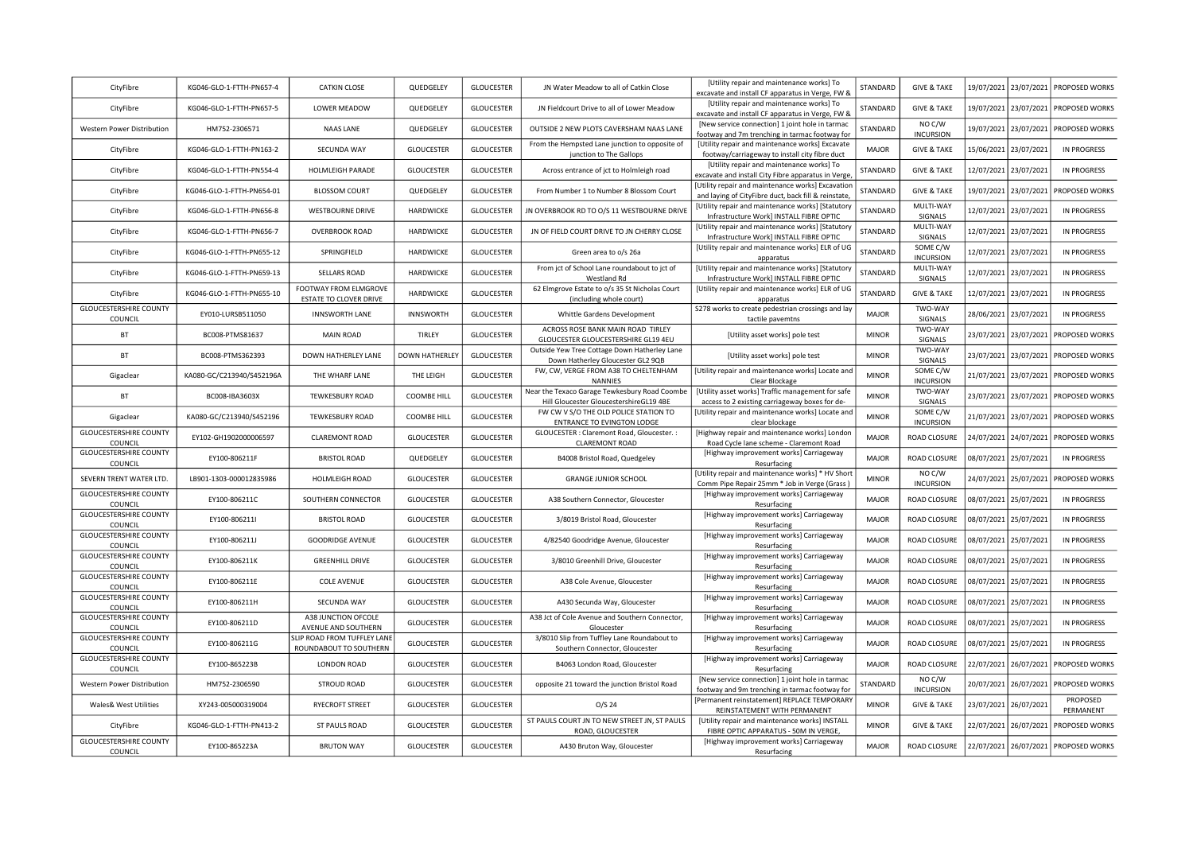| CityFibre | KG046-GLO-1-FTTH-PN657-4 | CATKIN CLOSE | QUEDGELEY | GLOUCESTER | JN Water Meadow to all of Catkin Close | [Utility repair and maintenance works] To excavate and install CF apparatus in Verge, FW & | STANDARD | GIVE & TAKE | 19/07/2021 | 23/07/2021 | PROPOSED WORKS |
|---|---|---|---|---|---|---|---|---|---|---|---|
| CityFibre | KG046-GLO-1-FTTH-PN657-5 | LOWER MEADOW | QUEDGELEY | GLOUCESTER | JN Fieldcourt Drive to all of Lower Meadow | [Utility repair and maintenance works] To excavate and install CF apparatus in Verge, FW & | STANDARD | GIVE & TAKE | 19/07/2021 | 23/07/2021 | PROPOSED WORKS |
| Western Power Distribution | HM752-2306571 | NAAS LANE | QUEDGELEY | GLOUCESTER | OUTSIDE 2 NEW PLOTS CAVERSHAM NAAS LANE | [New service connection] 1 joint hole in tarmac footway and 7m trenching in tarmac footway for | STANDARD | NO C/W INCURSION | 19/07/2021 | 23/07/2021 | PROPOSED WORKS |
| CityFibre | KG046-GLO-1-FTTH-PN163-2 | SECUNDA WAY | GLOUCESTER | GLOUCESTER | From the Hempsted Lane junction to opposite of junction to The Gallops | [Utility repair and maintenance works] Excavate footway/carriageway to install city fibre duct | MAJOR | GIVE & TAKE | 15/06/2021 | 23/07/2021 | IN PROGRESS |
| CityFibre | KG046-GLO-1-FTTH-PN554-4 | HOLMLEIGH PARADE | GLOUCESTER | GLOUCESTER | Across entrance of jct to Holmleigh road | [Utility repair and maintenance works] To excavate and install City Fibre apparatus in Verge, | STANDARD | GIVE & TAKE | 12/07/2021 | 23/07/2021 | IN PROGRESS |
| CityFibre | KG046-GLO-1-FTTH-PN654-01 | BLOSSOM COURT | QUEDGELEY | GLOUCESTER | From Number 1 to Number 8 Blossom Court | [Utility repair and maintenance works] Excavation and laying of CityFibre duct, back fill & reinstate, | STANDARD | GIVE & TAKE | 19/07/2021 | 23/07/2021 | PROPOSED WORKS |
| CityFibre | KG046-GLO-1-FTTH-PN656-8 | WESTBOURNE DRIVE | HARDWICKE | GLOUCESTER | JN OVERBROOK RD TO O/S 11 WESTBOURNE DRIVE | [Utility repair and maintenance works] [Statutory Infrastructure Work] INSTALL FIBRE OPTIC | STANDARD | MULTI-WAY SIGNALS | 12/07/2021 | 23/07/2021 | IN PROGRESS |
| CityFibre | KG046-GLO-1-FTTH-PN656-7 | OVERBROOK ROAD | HARDWICKE | GLOUCESTER | JN OF FIELD COURT DRIVE TO JN CHERRY CLOSE | [Utility repair and maintenance works] [Statutory Infrastructure Work] INSTALL FIBRE OPTIC | STANDARD | MULTI-WAY SIGNALS | 12/07/2021 | 23/07/2021 | IN PROGRESS |
| CityFibre | KG046-GLO-1-FTTH-PN655-12 | SPRINGFIELD | HARDWICKE | GLOUCESTER | Green area to o/s 26a | [Utility repair and maintenance works] ELR of UG apparatus | STANDARD | SOME C/W INCURSION | 12/07/2021 | 23/07/2021 | IN PROGRESS |
| CityFibre | KG046-GLO-1-FTTH-PN659-13 | SELLARS ROAD | HARDWICKE | GLOUCESTER | From jct of School Lane roundabout to jct of Westland Rd | [Utility repair and maintenance works] [Statutory Infrastructure Work] INSTALL FIBRE OPTIC | STANDARD | MULTI-WAY SIGNALS | 12/07/2021 | 23/07/2021 | IN PROGRESS |
| CityFibre | KG046-GLO-1-FTTH-PN655-10 | FOOTWAY FROM ELMGROVE ESTATE TO CLOVER DRIVE | HARDWICKE | GLOUCESTER | 62 Elmgrove Estate to o/s 35 St Nicholas Court (including whole court) | [Utility repair and maintenance works] ELR of UG apparatus | STANDARD | GIVE & TAKE | 12/07/2021 | 23/07/2021 | IN PROGRESS |
| GLOUCESTERSHIRE COUNTY COUNCIL | EY010-LURSB511050 | INNSWORTH LANE | INNSWORTH | GLOUCESTER | Whittle Gardens Development | S278 works to create pedestrian crossings and lay tactile pavemtns | MAJOR | TWO-WAY SIGNALS | 28/06/2021 | 23/07/2021 | IN PROGRESS |
| BT | BC008-PTMS81637 | MAIN ROAD | TIRLEY | GLOUCESTER | ACROSS ROSE BANK MAIN ROAD TIRLEY GLOUCESTER GLOUCESTERSHIRE GL19 4EU | [Utility asset works] pole test | MINOR | TWO-WAY SIGNALS | 23/07/2021 | 23/07/2021 | PROPOSED WORKS |
| BT | BC008-PTMS362393 | DOWN HATHERLEY LANE | DOWN HATHERLEY | GLOUCESTER | Outside Yew Tree Cottage Down Hatherley Lane Down Hatherley Gloucester GL2 9QB | [Utility asset works] pole test | MINOR | TWO-WAY SIGNALS | 23/07/2021 | 23/07/2021 | PROPOSED WORKS |
| Gigaclear | KA080-GC/C213940/S452196A | THE WHARF LANE | THE LEIGH | GLOUCESTER | FW, CW, VERGE FROM A38 TO CHELTENHAM NANNIES | [Utility repair and maintenance works] Locate and Clear Blockage | MINOR | SOME C/W INCURSION | 21/07/2021 | 23/07/2021 | PROPOSED WORKS |
| BT | BC008-IBA3603X | TEWKESBURY ROAD | COOMBE HILL | GLOUCESTER | Near the Texaco Garage Tewkesbury Road Coombe Hill Gloucester GloucestershireGL19 4BE | [Utility asset works] Traffic management for safe access to 2 existing carriageway boxes for de- | MINOR | TWO-WAY SIGNALS | 23/07/2021 | 23/07/2021 | PROPOSED WORKS |
| Gigaclear | KA080-GC/C213940/S452196 | TEWKESBURY ROAD | COOMBE HILL | GLOUCESTER | FW CW V S/O THE OLD POLICE STATION TO ENTRANCE TO EVINGTON LODGE | [Utility repair and maintenance works] Locate and clear blockage | MINOR | SOME C/W INCURSION | 21/07/2021 | 23/07/2021 | PROPOSED WORKS |
| GLOUCESTERSHIRE COUNTY COUNCIL | EY102-GH1902000006597 | CLAREMONT ROAD | GLOUCESTER | GLOUCESTER | GLOUCESTER : Claremont Road, Gloucester. : CLAREMONT ROAD | [Highway repair and maintenance works] London Road Cycle lane scheme - Claremont Road | MAJOR | ROAD CLOSURE | 24/07/2021 | 24/07/2021 | PROPOSED WORKS |
| GLOUCESTERSHIRE COUNTY COUNCIL | EY100-806211F | BRISTOL ROAD | QUEDGELEY | GLOUCESTER | B4008 Bristol Road, Quedgeley | [Highway improvement works] Carriageway Resurfacing | MAJOR | ROAD CLOSURE | 08/07/2021 | 25/07/2021 | IN PROGRESS |
| SEVERN TRENT WATER LTD. | LB901-1303-000012835986 | HOLMLEIGH ROAD | GLOUCESTER | GLOUCESTER | GRANGE JUNIOR SCHOOL | [Utility repair and maintenance works] * HV Short Comm Pipe Repair 25mm * Job in Verge (Grass ) | MINOR | NO C/W INCURSION | 24/07/2021 | 25/07/2021 | PROPOSED WORKS |
| GLOUCESTERSHIRE COUNTY COUNCIL | EY100-806211C | SOUTHERN CONNECTOR | GLOUCESTER | GLOUCESTER | A38 Southern Connector, Gloucester | [Highway improvement works] Carriageway Resurfacing | MAJOR | ROAD CLOSURE | 08/07/2021 | 25/07/2021 | IN PROGRESS |
| GLOUCESTERSHIRE COUNTY COUNCIL | EY100-806211I | BRISTOL ROAD | GLOUCESTER | GLOUCESTER | 3/8019 Bristol Road, Gloucester | [Highway improvement works] Carriageway Resurfacing | MAJOR | ROAD CLOSURE | 08/07/2021 | 25/07/2021 | IN PROGRESS |
| GLOUCESTERSHIRE COUNTY COUNCIL | EY100-806211J | GOODRIDGE AVENUE | GLOUCESTER | GLOUCESTER | 4/82540 Goodridge Avenue, Gloucester | [Highway improvement works] Carriageway Resurfacing | MAJOR | ROAD CLOSURE | 08/07/2021 | 25/07/2021 | IN PROGRESS |
| GLOUCESTERSHIRE COUNTY COUNCIL | EY100-806211K | GREENHILL DRIVE | GLOUCESTER | GLOUCESTER | 3/8010 Greenhill Drive, Gloucester | [Highway improvement works] Carriageway Resurfacing | MAJOR | ROAD CLOSURE | 08/07/2021 | 25/07/2021 | IN PROGRESS |
| GLOUCESTERSHIRE COUNTY COUNCIL | EY100-806211E | COLE AVENUE | GLOUCESTER | GLOUCESTER | A38 Cole Avenue, Gloucester | [Highway improvement works] Carriageway Resurfacing | MAJOR | ROAD CLOSURE | 08/07/2021 | 25/07/2021 | IN PROGRESS |
| GLOUCESTERSHIRE COUNTY COUNCIL | EY100-806211H | SECUNDA WAY | GLOUCESTER | GLOUCESTER | A430 Secunda Way, Gloucester | [Highway improvement works] Carriageway Resurfacing | MAJOR | ROAD CLOSURE | 08/07/2021 | 25/07/2021 | IN PROGRESS |
| GLOUCESTERSHIRE COUNTY COUNCIL | EY100-806211D | A38 JUNCTION OFCOLE AVENUE AND SOUTHERN | GLOUCESTER | GLOUCESTER | A38 Jct of Cole Avenue and Southern Connector, Gloucester | [Highway improvement works] Carriageway Resurfacing | MAJOR | ROAD CLOSURE | 08/07/2021 | 25/07/2021 | IN PROGRESS |
| GLOUCESTERSHIRE COUNTY COUNCIL | EY100-806211G | SLIP ROAD FROM TUFFLEY LANE ROUNDABOUT TO SOUTHERN | GLOUCESTER | GLOUCESTER | 3/8010 Slip from Tuffley Lane Roundabout to Southern Connector, Gloucester | [Highway improvement works] Carriageway Resurfacing | MAJOR | ROAD CLOSURE | 08/07/2021 | 25/07/2021 | IN PROGRESS |
| GLOUCESTERSHIRE COUNTY COUNCIL | EY100-865223B | LONDON ROAD | GLOUCESTER | GLOUCESTER | B4063 London Road, Gloucester | [Highway improvement works] Carriageway Resurfacing | MAJOR | ROAD CLOSURE | 22/07/2021 | 26/07/2021 | PROPOSED WORKS |
| Western Power Distribution | HM752-2306590 | STROUD ROAD | GLOUCESTER | GLOUCESTER | opposite 21 toward the junction Bristol Road | [New service connection] 1 joint hole in tarmac footway and 9m trenching in tarmac footway for | STANDARD | NO C/W INCURSION | 20/07/2021 | 26/07/2021 | PROPOSED WORKS |
| Wales& West Utilities | XY243-005000319004 | RYECROFT STREET | GLOUCESTER | GLOUCESTER | O/S 24 | [Permanent reinstatement] REPLACE TEMPORARY REINSTATEMENT WITH PERMANENT | MINOR | GIVE & TAKE | 23/07/2021 | 26/07/2021 | PROPOSED PERMANENT |
| CityFibre | KG046-GLO-1-FTTH-PN413-2 | ST PAULS ROAD | GLOUCESTER | GLOUCESTER | ST PAULS COURT JN TO NEW STREET JN, ST PAULS ROAD, GLOUCESTER | [Utility repair and maintenance works] INSTALL FIBRE OPTIC APPARATUS - 50M IN VERGE, | MINOR | GIVE & TAKE | 22/07/2021 | 26/07/2021 | PROPOSED WORKS |
| GLOUCESTERSHIRE COUNTY COUNCIL | EY100-865223A | BRUTON WAY | GLOUCESTER | GLOUCESTER | A430 Bruton Way, Gloucester | [Highway improvement works] Carriageway Resurfacing | MAJOR | ROAD CLOSURE | 22/07/2021 | 26/07/2021 | PROPOSED WORKS |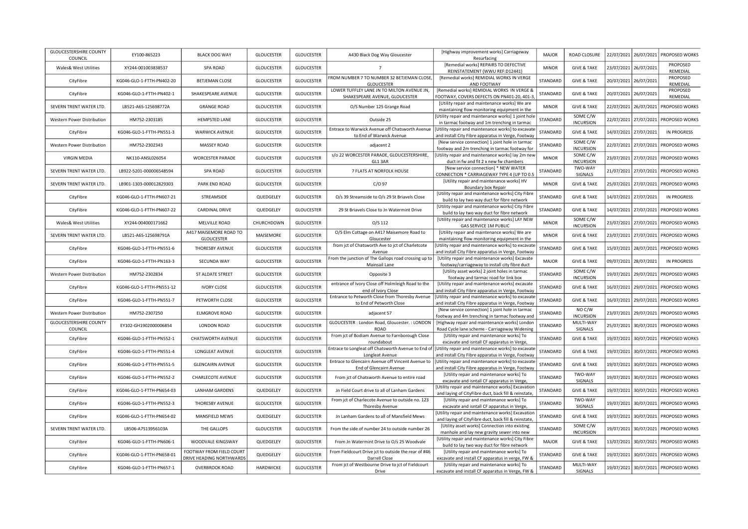| | | | | | | | | | | | |
|---|---|---|---|---|---|---|---|---|---|---|---|
| GLOUCESTERSHIRE COUNTY COUNCIL | EY100-865223 | BLACK DOG WAY | GLOUCESTER | GLOUCESTER | A430 Black Dog Way Gloucester | [Highway improvement works] Carriageway Resurfacing | MAJOR | ROAD CLOSURE | 22/07/2021 | 26/07/2021 | PROPOSED WORKS |
| Wales& West Utilities | XY244-001003838537 | SPA ROAD | GLOUCESTER | GLOUCESTER | 7 | [Remedial works] REPAIRS TO DEFECTIVE REINSTATEMENT (WWU REF:D12441) | MINOR | GIVE & TAKE | 23/07/2021 | 26/07/2021 | PROPOSED REMEDIAL |
| CityFibre | KG046-GLO-1-FTTH-PN402-20 | BETJEMAN CLOSE | GLOUCESTER | GLOUCESTER | FROM NUMBER 7 TO NUMBER 32 BETJEMAN CLOSE, GLOUCESTER | [Remedial works] REMIDIAL WORKS IN VERGE AND FOOTWAY | STANDARD | GIVE & TAKE | 20/07/2021 | 26/07/2021 | PROPOSED REMEDIAL |
| CityFibre | KG046-GLO-1-FTTH-PN402-1 | SHAKESPEARE AVENUE | GLOUCESTER | GLOUCESTER | LOWER TUFFLEY LANE JN TO MILTON AVENUE JN, SHAKESPEARE AVENUE, GLOUCESTER | [Remedial works] REMIDIAL WORKS IN VERGE & FOOTWAY, COVERS DEFECTS ON PN401-20, 401-3, | STANDARD | GIVE & TAKE | 20/07/2021 | 26/07/2021 | PROPOSED REMEDIAL |
| SEVERN TRENT WATER LTD. | LB521-A6S-125698772A | GRANGE ROAD | GLOUCESTER | GLOUCESTER | O/S Number 125 Grange Road | [Utility repair and maintenance works] We are maintaining flow monitoring equipment in the | MINOR | GIVE & TAKE | 22/07/2021 | 26/07/2021 | PROPOSED WORKS |
| Western Power Distribution | HM752-2303185 | HEMPSTED LANE | GLOUCESTER | GLOUCESTER | Outside 25 | [Utility repair and maintenance works] 1 joint hole in tarmac footway and 1m trenching in tarmac | STANDARD | SOME C/W INCURSION | 22/07/2021 | 27/07/2021 | PROPOSED WORKS |
| CityFibre | KG046-GLO-1-FTTH-PN551-3 | WARWICK AVENUE | GLOUCESTER | GLOUCESTER | Entrace to Warwick Avenue off Chatsworth Avenue to End of Warwick Avenue | [Utility repair and maintenance works] to excavate and install City Fibre apparatus in Verge, Footway | STANDARD | GIVE & TAKE | 14/07/2021 | 27/07/2021 | IN PROGRESS |
| Western Power Distribution | HM752-2302343 | MASSEY ROAD | GLOUCESTER | GLOUCESTER | adjacent 2 | [New service connection] 1 joint hole in tarmac footway and 2m trenching in tarmac footway for | STANDARD | SOME C/W INCURSION | 22/07/2021 | 27/07/2021 | PROPOSED WORKS |
| VIRGIN MEDIA | NK110-ANSL026054 | WORCESTER PARADE | GLOUCESTER | GLOUCESTER | s/o 22 WORCESTER PARADE, GLOUCESTERSHIRE, GL1 3AR | [Utility repair and maintenance works] lay 2m new duct in fw and fit 2 x new fw chambers | MINOR | SOME C/W INCURSION | 23/07/2021 | 27/07/2021 | PROPOSED WORKS |
| SEVERN TRENT WATER LTD. | LB922-5201-000006548594 | SPA ROAD | GLOUCESTER | GLOUCESTER | 7 FLATS AT NORFOLK HOUSE | [New service connection] * NEW WATER CONNECTION * CARRIAGEWAY TYPE 4 (UP TO 0.5 | STANDARD | TWO-WAY SIGNALS | 21/07/2021 | 27/07/2021 | PROPOSED WORKS |
| SEVERN TRENT WATER LTD. | LB901-1303-000012829303 | PARK END ROAD | GLOUCESTER | GLOUCESTER | C/O 97 | [Utility repair and maintenance works] HV Boundary box Repair | MINOR | GIVE & TAKE | 25/07/2021 | 27/07/2021 | PROPOSED WORKS |
| CityFibre | KG046-GLO-1-FTTH-PN607-21 | STREAMSIDE | QUEDGELEY | GLOUCESTER | O/s 39 Streamside to O/s 29 St Briavels Close | [Utility repair and maintenance works] City Fibre build to lay two way duct for fibre network | STANDARD | GIVE & TAKE | 14/07/2021 | 27/07/2021 | IN PROGRESS |
| CityFibre | KG046-GLO-1-FTTH-PN607-22 | CARDINAL DRIVE | QUEDGELEY | GLOUCESTER | 29 St Briavels Close to Jn Watermint Drive | [Utility repair and maintenance works] City Fibre build to lay two way duct for fibre network | STANDARD | GIVE & TAKE | 14/07/2021 | 27/07/2021 | PROPOSED WORKS |
| Wales& West Utilities | XY244-004000171662 | MELVILLE ROAD | CHURCHDOWN | GLOUCESTER | O/S 112 | [Utility repair and maintenance works] LAY NEW GAS SERVICE 1M PUBLIC | MINOR | SOME C/W INCURSION | 23/07/2021 | 27/07/2021 | PROPOSED WORKS |
| SEVERN TRENT WATER LTD. | LB521-A6S-125698791A | A417 MAISEMORE ROAD TO GLOUCESTER | MAISEMORE | GLOUCESTER | O/S Elm Cottage on A417 Maisemore Road to Gloucester | [Utility repair and maintenance works] We are maintaining flow monitoring equipment in the | MINOR | GIVE & TAKE | 23/07/2021 | 27/07/2021 | PROPOSED WORKS |
| CityFibre | KG046-GLO-1-FTTH-PN551-6 | THORESBY AVENUE | GLOUCESTER | GLOUCESTER | from jct of Chatsworth Ave to jct of Charletcote Avenue | [Utility repair and maintenance works] to excavate and install City Fibre apparatus in Verge, Footway | STANDARD | GIVE & TAKE | 15/07/2021 | 28/07/2021 | PROPOSED WORKS |
| CityFibre | KG046-GLO-1-FTTH-PN163-3 | SECUNDA WAY | GLOUCESTER | GLOUCESTER | From the junction of The Gallops road crossing up to Mainsail Lane | [Utility repair and maintenance works] Excavate footway/carriageway to install city fibre duct | MAJOR | GIVE & TAKE | 09/07/2021 | 28/07/2021 | IN PROGRESS |
| Western Power Distribution | HM752-2302834 | ST ALDATE STREET | GLOUCESTER | GLOUCESTER | Opposite 3 | [Utility asset works] 2 joint holes in tarmac footway and tarmac road for link box | STANDARD | SOME C/W INCURSION | 19/07/2021 | 29/07/2021 | PROPOSED WORKS |
| CityFibre | KG046-GLO-1-FTTH-PN551-12 | IVORY CLOSE | GLOUCESTER | GLOUCESTER | entrance of Ivory Close off Holmleigh Road to the end of Ivory Close | [Utility repair and maintenance works] excavate and install City Fibre apparatus in Verge, Footway | STANDARD | GIVE & TAKE | 16/07/2021 | 29/07/2021 | PROPOSED WORKS |
| CityFibre | KG046-GLO-1-FTTH-PN551-7 | PETWORTH CLOSE | GLOUCESTER | GLOUCESTER | Entrance to Petworth Close from Thoresby Avenue to End of Petworth Close | [Utility repair and maintenance works] to excavate and install City Fibre apparatus in Verge, Footway | STANDARD | GIVE & TAKE | 16/07/2021 | 29/07/2021 | PROPOSED WORKS |
| Western Power Distribution | HM752-2307250 | ELMGROVE ROAD | GLOUCESTER | GLOUCESTER | adjacent 57 | [New service connection] 1 joint hole in tarmac footway and 4m trenching in tarmac footway and | STANDARD | NO C/W INCURSION | 23/07/2021 | 29/07/2021 | PROPOSED WORKS |
| GLOUCESTERSHIRE COUNTY COUNCIL | EY102-GH1902000006854 | LONDON ROAD | GLOUCESTER | GLOUCESTER | GLOUCESTER : London Road, Gloucester. : LONDON ROAD | [Highway repair and maintenance works] London Road Cycle lane scheme - Carriageway Widening | STANDARD | MULTI-WAY SIGNALS | 25/07/2021 | 30/07/2021 | PROPOSED WORKS |
| CityFibre | KG046-GLO-1-FTTH-PN552-1 | CHATSWORTH AVENUE | GLOUCESTER | GLOUCESTER | From jct of Bodiam Avenue to Farnborough Close roundabout | [Utility repair and maintenance works] To excavate and isntall CF apparatus in Verge, | STANDARD | GIVE & TAKE | 19/07/2021 | 30/07/2021 | PROPOSED WORKS |
| CityFibre | KG046-GLO-1-FTTH-PN551-4 | LONGLEAT AVENUE | GLOUCESTER | GLOUCESTER | Entrace to Longleat off Chatsworth Avenue to End of Longleat Avenue | [Utility repair and maintenance works] to excavate and install City Fibre apparatus in Verge, Footway | STANDARD | GIVE & TAKE | 19/07/2021 | 30/07/2021 | PROPOSED WORKS |
| CityFibre | KG046-GLO-1-FTTH-PN551-5 | GLENCAIRN AVENUE | GLOUCESTER | GLOUCESTER | Entrace to Glencairn Avenue off Vincent Avenue to End of Glencairn Avenue | [Utility repair and maintenance works] to excavate and install City Fibre apparatus in Verge, Footway | STANDARD | GIVE & TAKE | 19/07/2021 | 30/07/2021 | PROPOSED WORKS |
| CityFibre | KG046-GLO-1-FTTH-PN552-2 | CHARLECOTE AVENUE | GLOUCESTER | GLOUCESTER | From jct of Chatsworth Avenue to entire road | [Utility repair and maintenance works] To excavate and isntall CF apparatus in Verge, | STANDARD | TWO-WAY SIGNALS | 19/07/2021 | 30/07/2021 | PROPOSED WORKS |
| CityFibre | KG046-GLO-1-FTTH-PN654-03 | LANHAM GARDENS | QUEDGELEY | GLOUCESTER | Jn Field Court drive to all of Lanham Gardens | [Utility repair and maintenance works] Excavation and laying of CityFibre duct, back fill & reinstate, | STANDARD | GIVE & TAKE | 19/07/2021 | 30/07/2021 | PROPOSED WORKS |
| CityFibre | KG046-GLO-1-FTTH-PN552-3 | THORESBY AVENUE | GLOUCESTER | GLOUCESTER | From jct of Charlecote Avenue to outside no. 123 Thoresby Avenue | [Utility repair and maintenance works] To excavate and isntall CF apparatus in Verge, | STANDARD | TWO-WAY SIGNALS | 19/07/2021 | 30/07/2021 | PROPOSED WORKS |
| CityFibre | KG046-GLO-1-FTTH-PN654-02 | MANSFIELD MEWS | QUEDGELEY | GLOUCESTER | Jn Lanham Gardens to all of Mansfield Mews | [Utility repair and maintenance works] Excavation and laying of CityFibre duct, back fill & reinstate, | STANDARD | GIVE & TAKE | 19/07/2021 | 30/07/2021 | PROPOSED WORKS |
| SEVERN TRENT WATER LTD. | LB506-A7S13956103A | THE GALLOPS | GLOUCESTER | GLOUCESTER | From the side of number 24 to outside number 26 | [Utility asset works] Connection into existing manhole and lay new gravity sewer into new | STANDARD | SOME C/W INCURSION | 19/07/2021 | 30/07/2021 | PROPOSED WORKS |
| CityFibre | KG046-GLO-1-FTTH-PN606-1 | WOODVALE KINGSWAY | QUEDGELEY | GLOUCESTER | From Jn Watermint Drive to O/s 25 Woodvale | [Utility repair and maintenance works] City Fibre build to lay two way duct for fibre network | MAJOR | GIVE & TAKE | 13/07/2021 | 30/07/2021 | PROPOSED WORKS |
| CityFibre | KG046-GLO-1-FTTH-PN658-01 | FOOTWAY FROM FIELD COURT DRIVE HEADING NORTHWARDS | QUEDGELEY | GLOUCESTER | From Fieldcourt Drive jct to outside the rear of #46 Darrell Close | [Utility repair and maintenance works] To excavate and install CF apparatus in Verge, FW & | STANDARD | GIVE & TAKE | 19/07/2021 | 30/07/2021 | PROPOSED WORKS |
| CityFibre | KG046-GLO-1-FTTH-PN657-1 | OVERBROOK ROAD | HARDWICKE | GLOUCESTER | From jct of Westbourne Drive to jct of Fieldcourt Drive | [Utility repair and maintenance works] To excavate and install CF apparatus in Verge, FW & | STANDARD | MULTI-WAY SIGNALS | 19/07/2021 | 30/07/2021 | PROPOSED WORKS |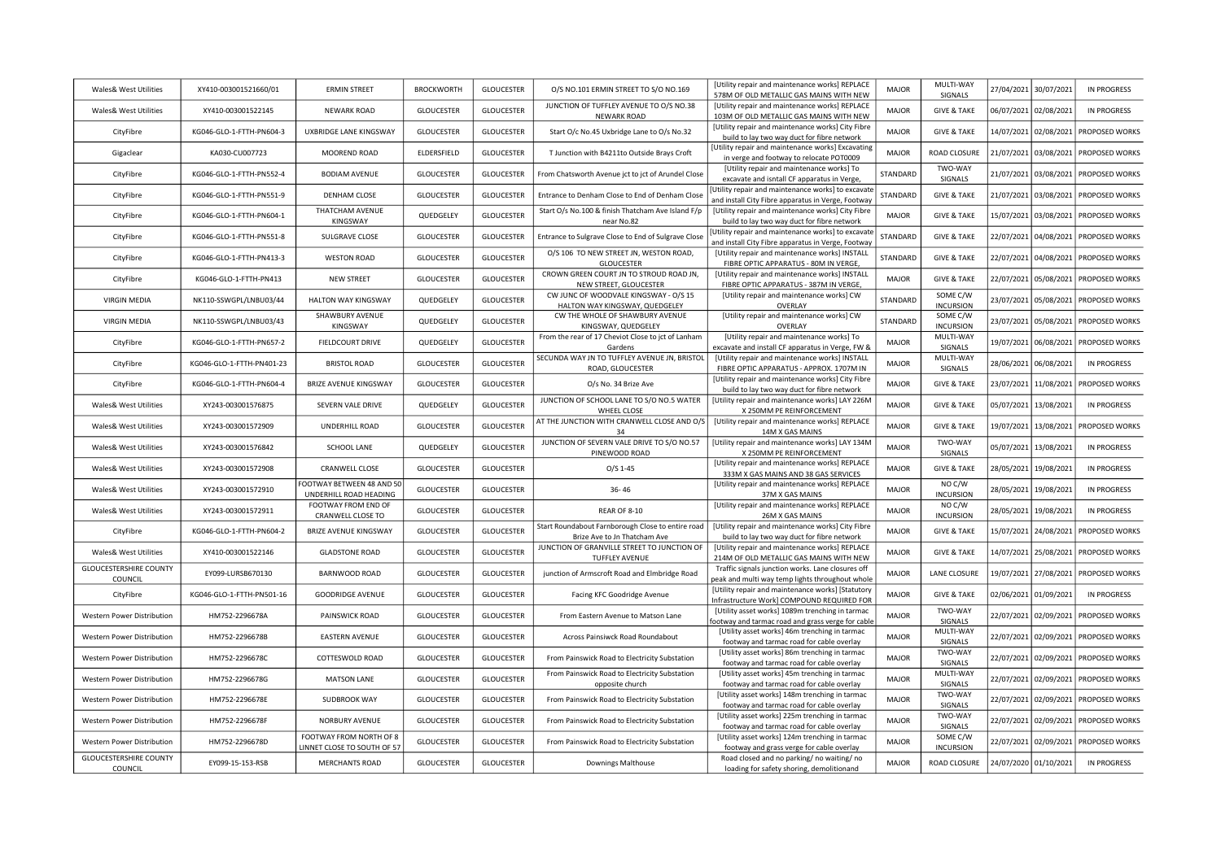| Wales& West Utilities | XY410-003001521660/01 | ERMIN STREET | BROCKWORTH | GLOUCESTER | O/S NO.101 ERMIN STREET TO S/O NO.169 | [Utility repair and maintenance works] REPLACE 578M OF OLD METALLIC GAS MAINS WITH NEW | MAJOR | MULTI-WAY SIGNALS | 27/04/2021 | 30/07/2021 | IN PROGRESS |
|---|---|---|---|---|---|---|---|---|---|---|---|
| Wales& West Utilities | XY410-003001522145 | NEWARK ROAD | GLOUCESTER | GLOUCESTER | JUNCTION OF TUFFLEY AVENUE TO O/S NO.38 NEWARK ROAD | [Utility repair and maintenance works] REPLACE 103M OF OLD METALLIC GAS MAINS WITH NEW | MAJOR | GIVE & TAKE | 06/07/2021 | 02/08/2021 | IN PROGRESS |
| CityFibre | KG046-GLO-1-FTTH-PN604-3 | UXBRIDGE LANE KINGSWAY | GLOUCESTER | GLOUCESTER | Start O/c No.45 Uxbridge Lane to O/s No.32 | [Utility repair and maintenance works] City Fibre build to lay two way duct for fibre network | MAJOR | GIVE & TAKE | 14/07/2021 | 02/08/2021 | PROPOSED WORKS |
| Gigaclear | KA030-CU007723 | MOOREND ROAD | ELDERSFIELD | GLOUCESTER | T Junction with B4211to Outside Brays Croft | [Utility repair and maintenance works] Excavating in verge and footway to relocate POT0009 | MAJOR | ROAD CLOSURE | 21/07/2021 | 03/08/2021 | PROPOSED WORKS |
| CityFibre | KG046-GLO-1-FTTH-PN552-4 | BODIAM AVENUE | GLOUCESTER | GLOUCESTER | From Chatsworth Avenue jct to jct of Arundel Close | [Utility repair and maintenance works] To excavate and isntall CF apparatus in Verge, | STANDARD | TWO-WAY SIGNALS | 21/07/2021 | 03/08/2021 | PROPOSED WORKS |
| CityFibre | KG046-GLO-1-FTTH-PN551-9 | DENHAM CLOSE | GLOUCESTER | GLOUCESTER | Entrance to Denham Close to End of Denham Close | [Utility repair and maintenance works] to excavate and install City Fibre apparatus in Verge, Footway | STANDARD | GIVE & TAKE | 21/07/2021 | 03/08/2021 | PROPOSED WORKS |
| CityFibre | KG046-GLO-1-FTTH-PN604-1 | THATCHAM AVENUE KINGSWAY | QUEDGELEY | GLOUCESTER | Start O/s No.100 & finish Thatcham Ave Island F/p near No.82 | [Utility repair and maintenance works] City Fibre build to lay two way duct for fibre network | MAJOR | GIVE & TAKE | 15/07/2021 | 03/08/2021 | PROPOSED WORKS |
| CityFibre | KG046-GLO-1-FTTH-PN551-8 | SULGRAVE CLOSE | GLOUCESTER | GLOUCESTER | Entrance to Sulgrave Close to End of Sulgrave Close | [Utility repair and maintenance works] to excavate and install City Fibre apparatus in Verge, Footway | STANDARD | GIVE & TAKE | 22/07/2021 | 04/08/2021 | PROPOSED WORKS |
| CityFibre | KG046-GLO-1-FTTH-PN413-3 | WESTON ROAD | GLOUCESTER | GLOUCESTER | O/S 106 TO NEW STREET JN, WESTON ROAD, GLOUCESTER | [Utility repair and maintenance works] INSTALL FIBRE OPTIC APPARATUS - 80M IN VERGE, | STANDARD | GIVE & TAKE | 22/07/2021 | 04/08/2021 | PROPOSED WORKS |
| CityFibre | KG046-GLO-1-FTTH-PN413 | NEW STREET | GLOUCESTER | GLOUCESTER | CROWN GREEN COURT JN TO STROUD ROAD JN, NEW STREET, GLOUCESTER | [Utility repair and maintenance works] INSTALL FIBRE OPTIC APPARATUS - 387M IN VERGE, | MAJOR | GIVE & TAKE | 22/07/2021 | 05/08/2021 | PROPOSED WORKS |
| VIRGIN MEDIA | NK110-SSWGPL/LNBU03/44 | HALTON WAY KINGSWAY | QUEDGELEY | GLOUCESTER | CW JUNC OF WOODVALE KINGSWAY - O/S 15 HALTON WAY KINGSWAY, QUEDGELEY | [Utility repair and maintenance works] CW OVERLAY | STANDARD | SOME C/W INCURSION | 23/07/2021 | 05/08/2021 | PROPOSED WORKS |
| VIRGIN MEDIA | NK110-SSWGPL/LNBU03/43 | SHAWBURY AVENUE KINGSWAY | QUEDGELEY | GLOUCESTER | CW THE WHOLE OF SHAWBURY AVENUE KINGSWAY, QUEDGELEY | [Utility repair and maintenance works] CW OVERLAY | STANDARD | SOME C/W INCURSION | 23/07/2021 | 05/08/2021 | PROPOSED WORKS |
| CityFibre | KG046-GLO-1-FTTH-PN657-2 | FIELDCOURT DRIVE | QUEDGELEY | GLOUCESTER | From the rear of 17 Cheviot Close to jct of Lanham Gardens | [Utility repair and maintenance works] To excavate and install CF apparatus in Verge, FW & | MAJOR | MULTI-WAY SIGNALS | 19/07/2021 | 06/08/2021 | PROPOSED WORKS |
| CityFibre | KG046-GLO-1-FTTH-PN401-23 | BRISTOL ROAD | GLOUCESTER | GLOUCESTER | SECUNDA WAY JN TO TUFFLEY AVENUE JN, BRISTOL ROAD, GLOUCESTER | [Utility repair and maintenance works] INSTALL FIBRE OPTIC APPARATUS - APPROX. 1707M IN | MAJOR | MULTI-WAY SIGNALS | 28/06/2021 | 06/08/2021 | IN PROGRESS |
| CityFibre | KG046-GLO-1-FTTH-PN604-4 | BRIZE AVENUE KINGSWAY | GLOUCESTER | GLOUCESTER | O/s No. 34 Brize Ave | [Utility repair and maintenance works] City Fibre build to lay two way duct for fibre network | MAJOR | GIVE & TAKE | 23/07/2021 | 11/08/2021 | PROPOSED WORKS |
| Wales& West Utilities | XY243-003001576875 | SEVERN VALE DRIVE | QUEDGELEY | GLOUCESTER | JUNCTION OF SCHOOL LANE TO S/O NO.5 WATER WHEEL CLOSE | [Utility repair and maintenance works] LAY 226M X 250MM PE REINFORCEMENT | MAJOR | GIVE & TAKE | 05/07/2021 | 13/08/2021 | IN PROGRESS |
| Wales& West Utilities | XY243-003001572909 | UNDERHILL ROAD | GLOUCESTER | GLOUCESTER | AT THE JUNCTION WITH CRANWELL CLOSE AND O/S 34 | [Utility repair and maintenance works] REPLACE 14M X GAS MAINS | MAJOR | GIVE & TAKE | 19/07/2021 | 13/08/2021 | PROPOSED WORKS |
| Wales& West Utilities | XY243-003001576842 | SCHOOL LANE | QUEDGELEY | GLOUCESTER | JUNCTION OF SEVERN VALE DRIVE TO S/O NO.57 PINEWOOD ROAD | [Utility repair and maintenance works] LAY 134M X 250MM PE REINFORCEMENT | MAJOR | TWO-WAY SIGNALS | 05/07/2021 | 13/08/2021 | IN PROGRESS |
| Wales& West Utilities | XY243-003001572908 | CRANWELL CLOSE | GLOUCESTER | GLOUCESTER | O/S 1-45 | [Utility repair and maintenance works] REPLACE 333M X GAS MAINS AND 38 GAS SERVICES | MAJOR | GIVE & TAKE | 28/05/2021 | 19/08/2021 | IN PROGRESS |
| Wales& West Utilities | XY243-003001572910 | FOOTWAY BETWEEN 48 AND 50 UNDERHILL ROAD HEADING | GLOUCESTER | GLOUCESTER | 36- 46 | [Utility repair and maintenance works] REPLACE 37M X GAS MAINS | MAJOR | NO C/W INCURSION | 28/05/2021 | 19/08/2021 | IN PROGRESS |
| Wales& West Utilities | XY243-003001572911 | FOOTWAY FROM END OF CRANWELL CLOSE TO | GLOUCESTER | GLOUCESTER | REAR OF 8-10 | [Utility repair and maintenance works] REPLACE 26M X GAS MAINS | MAJOR | NO C/W INCURSION | 28/05/2021 | 19/08/2021 | IN PROGRESS |
| CityFibre | KG046-GLO-1-FTTH-PN604-2 | BRIZE AVENUE KINGSWAY | GLOUCESTER | GLOUCESTER | Start Roundabout Farnborough Close to entire road Brize Ave to Jn Thatcham Ave | [Utility repair and maintenance works] City Fibre build to lay two way duct for fibre network | MAJOR | GIVE & TAKE | 15/07/2021 | 24/08/2021 | PROPOSED WORKS |
| Wales& West Utilities | XY410-003001522146 | GLADSTONE ROAD | GLOUCESTER | GLOUCESTER | JUNCTION OF GRANVILLE STREET TO JUNCTION OF TUFFLEY AVENUE | [Utility repair and maintenance works] REPLACE 214M OF OLD METALLIC GAS MAINS WITH NEW | MAJOR | GIVE & TAKE | 14/07/2021 | 25/08/2021 | PROPOSED WORKS |
| GLOUCESTERSHIRE COUNTY COUNCIL | EY099-LURSB670130 | BARNWOOD ROAD | GLOUCESTER | GLOUCESTER | junction of Armscroft Road and Elmbridge Road | Traffic signals junction works. Lane closures off peak and multi way temp lights throughout whole | MAJOR | LANE CLOSURE | 19/07/2021 | 27/08/2021 | PROPOSED WORKS |
| CityFibre | KG046-GLO-1-FTTH-PN501-16 | GOODRIDGE AVENUE | GLOUCESTER | GLOUCESTER | Facing KFC Goodridge Avenue | [Utility repair and maintenance works] [Statutory Infrastructure Work] COMPOUND REQUIRED FOR | MAJOR | GIVE & TAKE | 02/06/2021 | 01/09/2021 | IN PROGRESS |
| Western Power Distribution | HM752-2296678A | PAINSWICK ROAD | GLOUCESTER | GLOUCESTER | From Eastern Avenue to Matson Lane | [Utility asset works] 1089m trenching in tarmac footway and tarmac road and grass verge for cable | MAJOR | TWO-WAY SIGNALS | 22/07/2021 | 02/09/2021 | PROPOSED WORKS |
| Western Power Distribution | HM752-2296678B | EASTERN AVENUE | GLOUCESTER | GLOUCESTER | Across Painsiwck Road Roundabout | [Utility asset works] 46m trenching in tarmac footway and tarmac road for cable overlay | MAJOR | MULTI-WAY SIGNALS | 22/07/2021 | 02/09/2021 | PROPOSED WORKS |
| Western Power Distribution | HM752-2296678C | COTTESWOLD ROAD | GLOUCESTER | GLOUCESTER | From Painswick Road to Electricity Substation | [Utility asset works] 86m trenching in tarmac footway and tarmac road for cable overlay | MAJOR | TWO-WAY SIGNALS | 22/07/2021 | 02/09/2021 | PROPOSED WORKS |
| Western Power Distribution | HM752-2296678G | MATSON LANE | GLOUCESTER | GLOUCESTER | From Painswick Road to Electricity Substation opposite church | [Utility asset works] 45m trenching in tarmac footway and tarmac road for cable overlay | MAJOR | MULTI-WAY SIGNALS | 22/07/2021 | 02/09/2021 | PROPOSED WORKS |
| Western Power Distribution | HM752-2296678E | SUDBROOK WAY | GLOUCESTER | GLOUCESTER | From Painswick Road to Electricity Substation | [Utility asset works] 148m trenching in tarmac footway and tarmac road for cable overlay | MAJOR | TWO-WAY SIGNALS | 22/07/2021 | 02/09/2021 | PROPOSED WORKS |
| Western Power Distribution | HM752-2296678F | NORBURY AVENUE | GLOUCESTER | GLOUCESTER | From Painswick Road to Electricity Substation | [Utility asset works] 225m trenching in tarmac footway and tarmac road for cable overlay | MAJOR | TWO-WAY SIGNALS | 22/07/2021 | 02/09/2021 | PROPOSED WORKS |
| Western Power Distribution | HM752-2296678D | FOOTWAY FROM NORTH OF 8 LINNET CLOSE TO SOUTH OF 57 | GLOUCESTER | GLOUCESTER | From Painswick Road to Electricity Substation | [Utility asset works] 124m trenching in tarmac footway and grass verge for cable overlay | MAJOR | SOME C/W INCURSION | 22/07/2021 | 02/09/2021 | PROPOSED WORKS |
| GLOUCESTERSHIRE COUNTY COUNCIL | EY099-15-153-RSB | MERCHANTS ROAD | GLOUCESTER | GLOUCESTER | Downings Malthouse | Road closed and no parking/ no waiting/ no loading for safety shoring, demolitionand | MAJOR | ROAD CLOSURE | 24/07/2020 | 01/10/2021 | IN PROGRESS |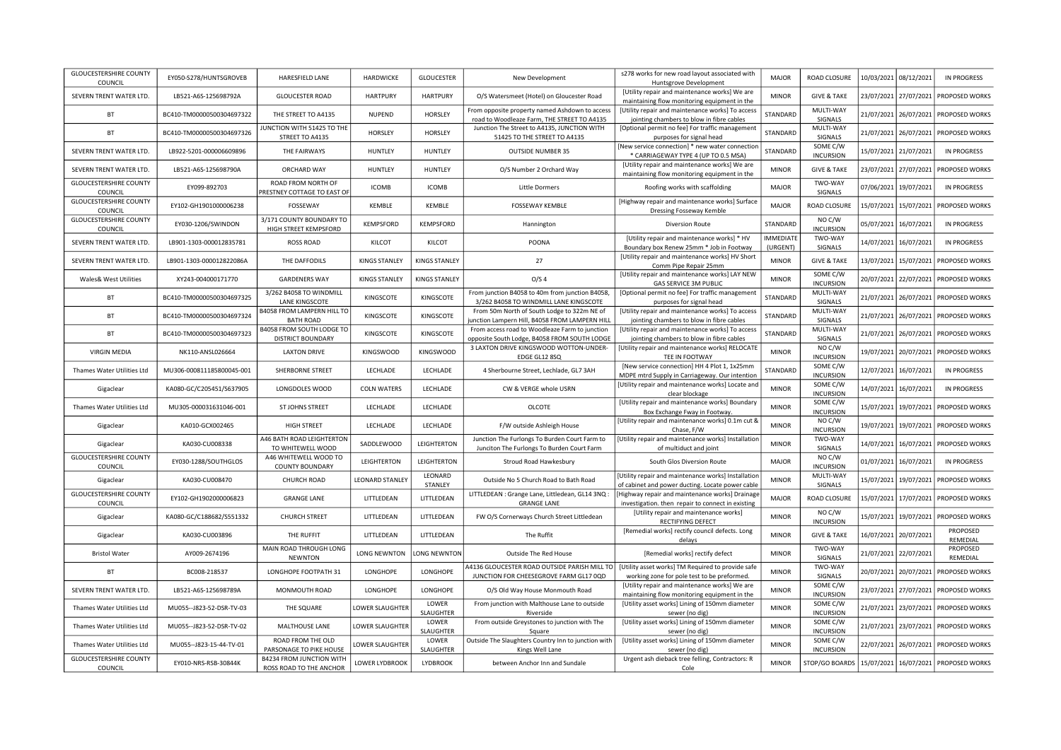| GLOUCESTERSHIRE COUNTY COUNCIL | EY050-S278/HUNTSGROVEB | HARESFIELD LANE | HARDWICKE | GLOUCESTER | New Development | s278 works for new road layout associated with Huntsgrove Development | MAJOR | ROAD CLOSURE | 10/03/2021 | 08/12/2021 | IN PROGRESS |
|---|---|---|---|---|---|---|---|---|---|---|---|
| SEVERN TRENT WATER LTD. | LB521-A6S-125698792A | GLOUCESTER ROAD | HARTPURY | HARTPURY | O/S Watersmeet (Hotel) on Gloucester Road | [Utility repair and maintenance works] We are maintaining flow monitoring equipment in the | MINOR | GIVE & TAKE | 23/07/2021 | 27/07/2021 | PROPOSED WORKS |
| BT | BC410-TM00000500304697322 | THE STREET TO A4135 | NUPEND | HORSLEY | From opposite property named Ashdown to access road to Woodleaze Farm, THE STREET TO A4135 | [Utility repair and maintenance works] To access jointing chambers to blow in fibre cables | STANDARD | MULTI-WAY SIGNALS | 21/07/2021 | 26/07/2021 | PROPOSED WORKS |
| BT | BC410-TM00000500304697326 | JUNCTION WITH 51425 TO THE STREET TO A4135 | HORSLEY | HORSLEY | Junction The Street to A4135, JUNCTION WITH 51425 TO THE STREET TO A4135 | [Optional permit no fee] For traffic management purposes for signal head | STANDARD | MULTI-WAY SIGNALS | 21/07/2021 | 26/07/2021 | PROPOSED WORKS |
| SEVERN TRENT WATER LTD. | LB922-5201-000006609896 | THE FAIRWAYS | HUNTLEY | HUNTLEY | OUTSIDE NUMBER 35 | [New service connection] * new water connection * CARRIAGEWAY TYPE 4 (UP TO 0.5 MSA) | STANDARD | SOME C/W INCURSION | 15/07/2021 | 21/07/2021 | IN PROGRESS |
| SEVERN TRENT WATER LTD. | LB521-A6S-125698790A | ORCHARD WAY | HUNTLEY | HUNTLEY | O/S Number 2 Orchard Way | [Utility repair and maintenance works] We are maintaining flow monitoring equipment in the | MINOR | GIVE & TAKE | 23/07/2021 | 27/07/2021 | PROPOSED WORKS |
| GLOUCESTERSHIRE COUNTY COUNCIL | EY099-892703 | ROAD FROM NORTH OF PRESTNEY COTTAGE TO EAST OF | ICOMB | ICOMB | Little Dormers | Roofing works with scaffolding | MAJOR | TWO-WAY SIGNALS | 07/06/2021 | 19/07/2021 | IN PROGRESS |
| GLOUCESTERSHIRE COUNTY COUNCIL | EY102-GH1901000006238 | FOSSEWAY | KEMBLE | KEMBLE | FOSSEWAY KEMBLE | [Highway repair and maintenance works] Surface Dressing Fosseway Kemble | MAJOR | ROAD CLOSURE | 15/07/2021 | 15/07/2021 | PROPOSED WORKS |
| GLOUCESTERSHIRE COUNTY COUNCIL | EY030-1206/SWINDON | 3/171 COUNTY BOUNDARY TO HIGH STREET KEMPSFORD | KEMPSFORD | KEMPSFORD | Hannington | Diversion Route | STANDARD | NO C/W INCURSION | 05/07/2021 | 16/07/2021 | IN PROGRESS |
| SEVERN TRENT WATER LTD. | LB901-1303-000012835781 | ROSS ROAD | KILCOT | KILCOT | POONA | [Utility repair and maintenance works] * HV Boundary box Renew 25mm * Job in Footway | IMMEDIATE (URGENT) | TWO-WAY SIGNALS | 14/07/2021 | 16/07/2021 | IN PROGRESS |
| SEVERN TRENT WATER LTD. | LB901-1303-000012822086A | THE DAFFODILS | KINGS STANLEY | KINGS STANLEY | 27 | [Utility repair and maintenance works] HV Short Comm Pipe Repair 25mm | MINOR | GIVE & TAKE | 13/07/2021 | 15/07/2021 | PROPOSED WORKS |
| Wales& West Utilities | XY243-004000171770 | GARDENERS WAY | KINGS STANLEY | KINGS STANLEY | O/S 4 | [Utility repair and maintenance works] LAY NEW GAS SERVICE 3M PUBLIC | MINOR | SOME C/W INCURSION | 20/07/2021 | 22/07/2021 | PROPOSED WORKS |
| BT | BC410-TM00000500304697325 | 3/262 B4058 TO WINDMILL LANE KINGSCOTE | KINGSCOTE | KINGSCOTE | From junction B4058 to 40m from junction B4058, 3/262 B4058 TO WINDMILL LANE KINGSCOTE | [Optional permit no fee] For traffic management purposes for signal head | STANDARD | MULTI-WAY SIGNALS | 21/07/2021 | 26/07/2021 | PROPOSED WORKS |
| BT | BC410-TM00000500304697324 | B4058 FROM LAMPERN HILL TO BATH ROAD | KINGSCOTE | KINGSCOTE | From 50m North of South Lodge to 322m NE of junction Lampern Hill, B4058 FROM LAMPERN HILL | [Utility repair and maintenance works] To access jointing chambers to blow in fibre cables | STANDARD | MULTI-WAY SIGNALS | 21/07/2021 | 26/07/2021 | PROPOSED WORKS |
| BT | BC410-TM00000500304697323 | B4058 FROM SOUTH LODGE TO DISTRICT BOUNDARY | KINGSCOTE | KINGSCOTE | From access road to Woodleaze Farm to junction opposite South Lodge, B4058 FROM SOUTH LODGE | [Utility repair and maintenance works] To access jointing chambers to blow in fibre cables | STANDARD | MULTI-WAY SIGNALS | 21/07/2021 | 26/07/2021 | PROPOSED WORKS |
| VIRGIN MEDIA | NK110-ANSL026664 | LAXTON DRIVE | KINGSWOOD | KINGSWOOD | 3 LAXTON DRIVE KINGSWOOD WOTTON-UNDER-EDGE GL12 8SQ | [Utility repair and maintenance works] RELOCATE TEE IN FOOTWAY | MINOR | NO C/W INCURSION | 19/07/2021 | 20/07/2021 | PROPOSED WORKS |
| Thames Water Utilities Ltd | MU306-000811185800045-001 | SHERBORNE STREET | LECHLADE | LECHLADE | 4 Sherbourne Street, Lechlade, GL7 3AH | [New service connection] HH 4 Plot 1, 1x25mm MDPE mtrd Supply in Carriageway. Our intention | STANDARD | SOME C/W INCURSION | 12/07/2021 | 16/07/2021 | IN PROGRESS |
| Gigaclear | KA080-GC/C205451/S637905 | LONGDOLES WOOD | COLN WATERS | LECHLADE | CW & VERGE whole USRN | [Utility repair and maintenance works] Locate and clear blockage | MINOR | SOME C/W INCURSION | 14/07/2021 | 16/07/2021 | IN PROGRESS |
| Thames Water Utilities Ltd | MU305-000031631046-001 | ST JOHNS STREET | LECHLADE | LECHLADE | OLCOTE | [Utility repair and maintenance works] Boundary Box Exchange Fway in Footway. | MINOR | SOME C/W INCURSION | 15/07/2021 | 19/07/2021 | PROPOSED WORKS |
| Gigaclear | KA010-GCX002465 | HIGH STREET | LECHLADE | LECHLADE | F/W outside Ashleigh House | [Utility repair and maintenance works] 0.1m cut & Chase, F/W | MINOR | NO C/W INCURSION | 19/07/2021 | 19/07/2021 | PROPOSED WORKS |
| Gigaclear | KA030-CU008338 | A46 BATH ROAD LEIGHTERTON TO WHITEWELL WOOD | SADDLEWOOD | LEIGHTERTON | Junction The Furlongs To Burden Court Farm to Junciton The Furlongs To Burden Court Farm | [Utility repair and maintenance works] Installation of multiduct and joint | MINOR | TWO-WAY SIGNALS | 14/07/2021 | 16/07/2021 | PROPOSED WORKS |
| GLOUCESTERSHIRE COUNTY COUNCIL | EY030-1288/SOUTHGLOS | A46 WHITEWELL WOOD TO COUNTY BOUNDARY | LEIGHTERTON | LEIGHTERTON | Stroud Road Hawkesbury | South Glos Diversion Route | MAJOR | NO C/W INCURSION | 01/07/2021 | 16/07/2021 | IN PROGRESS |
| Gigaclear | KA030-CU008470 | CHURCH ROAD | LEONARD STANLEY | LEONARD STANLEY | Outside No 5 Church Road to Bath Road | [Utility repair and maintenance works] Installation of cabinet and power ducting. Locate power cable | MINOR | MULTI-WAY SIGNALS | 15/07/2021 | 19/07/2021 | PROPOSED WORKS |
| GLOUCESTERSHIRE COUNTY COUNCIL | EY102-GH1902000006823 | GRANGE LANE | LITTLEDEAN | LITTLEDEAN | LITTLEDEAN : Grange Lane, Littledean, GL14 3NQ : GRANGE LANE | [Highway repair and maintenance works] Drainage investigation. then repair to connect in existing | MAJOR | ROAD CLOSURE | 15/07/2021 | 17/07/2021 | PROPOSED WORKS |
| Gigaclear | KA080-GC/C188682/S551332 | CHURCH STREET | LITTLEDEAN | LITTLEDEAN | FW O/S Cornerways Church Street Littledean | [Utility repair and maintenance works] RECTIFYING DEFECT | MINOR | NO C/W INCURSION | 15/07/2021 | 19/07/2021 | PROPOSED WORKS |
| Gigaclear | KA030-CU003896 | THE RUFFIT | LITTLEDEAN | LITTLEDEAN | The Ruffit | [Remedial works] rectify council defects. Long delays | MINOR | GIVE & TAKE | 16/07/2021 | 20/07/2021 | PROPOSED REMEDIAL |
| Bristol Water | AY009-2674196 | MAIN ROAD THROUGH LONG NEWNTON | LONG NEWNTON | LONG NEWNTON | Outside The Red House | [Remedial works] rectify defect | MINOR | TWO-WAY SIGNALS | 21/07/2021 | 22/07/2021 | PROPOSED REMEDIAL |
| BT | BC008-218537 | LONGHOPE FOOTPATH 31 | LONGHOPE | LONGHOPE | A4136 GLOUCESTER ROAD OUTSIDE PARISH MILL TO JUNCTION FOR CHEESEGROVE FARM GL17 0QD | [Utility asset works] TM Required to provide safe working zone for pole test to be preformed. | MINOR | TWO-WAY SIGNALS | 20/07/2021 | 20/07/2021 | PROPOSED WORKS |
| SEVERN TRENT WATER LTD. | LB521-A6S-125698789A | MONMOUTH ROAD | LONGHOPE | LONGHOPE | O/S Old Way House Monmouth Road | [Utility repair and maintenance works] We are maintaining flow monitoring equipment in the | MINOR | SOME C/W INCURSION | 23/07/2021 | 27/07/2021 | PROPOSED WORKS |
| Thames Water Utilities Ltd | MU055--J823-52-DSR-TV-03 | THE SQUARE | LOWER SLAUGHTER | LOWER SLAUGHTER | From junction with Malthouse Lane to outside Riverside | [Utility asset works] Lining of 150mm diameter sewer (no dig) | MINOR | SOME C/W INCURSION | 21/07/2021 | 23/07/2021 | PROPOSED WORKS |
| Thames Water Utilities Ltd | MU055--J823-52-DSR-TV-02 | MALTHOUSE LANE | LOWER SLAUGHTER | LOWER SLAUGHTER | From outside Greystones to junction with The Square | [Utility asset works] Lining of 150mm diameter sewer (no dig) | MINOR | SOME C/W INCURSION | 21/07/2021 | 23/07/2021 | PROPOSED WORKS |
| Thames Water Utilities Ltd | MU055--J823-15-44-TV-01 | ROAD FROM THE OLD PARSONAGE TO PIKE HOUSE | LOWER SLAUGHTER | LOWER SLAUGHTER | Outside The Slaughters Country Inn to junction with Kings Well Lane | [Utility asset works] Lining of 150mm diameter sewer (no dig) | MINOR | SOME C/W INCURSION | 22/07/2021 | 26/07/2021 | PROPOSED WORKS |
| GLOUCESTERSHIRE COUNTY COUNCIL | EY010-NRS-RSB-30844K | B4234 FROM JUNCTION WITH ROSS ROAD TO THE ANCHOR | LOWER LYDBROOK | LYDBROOK | between Anchor Inn and Sundale | Urgent ash dieback tree felling, Contractors: R Cole | MINOR | STOP/GO BOARDS | 15/07/2021 | 16/07/2021 | PROPOSED WORKS |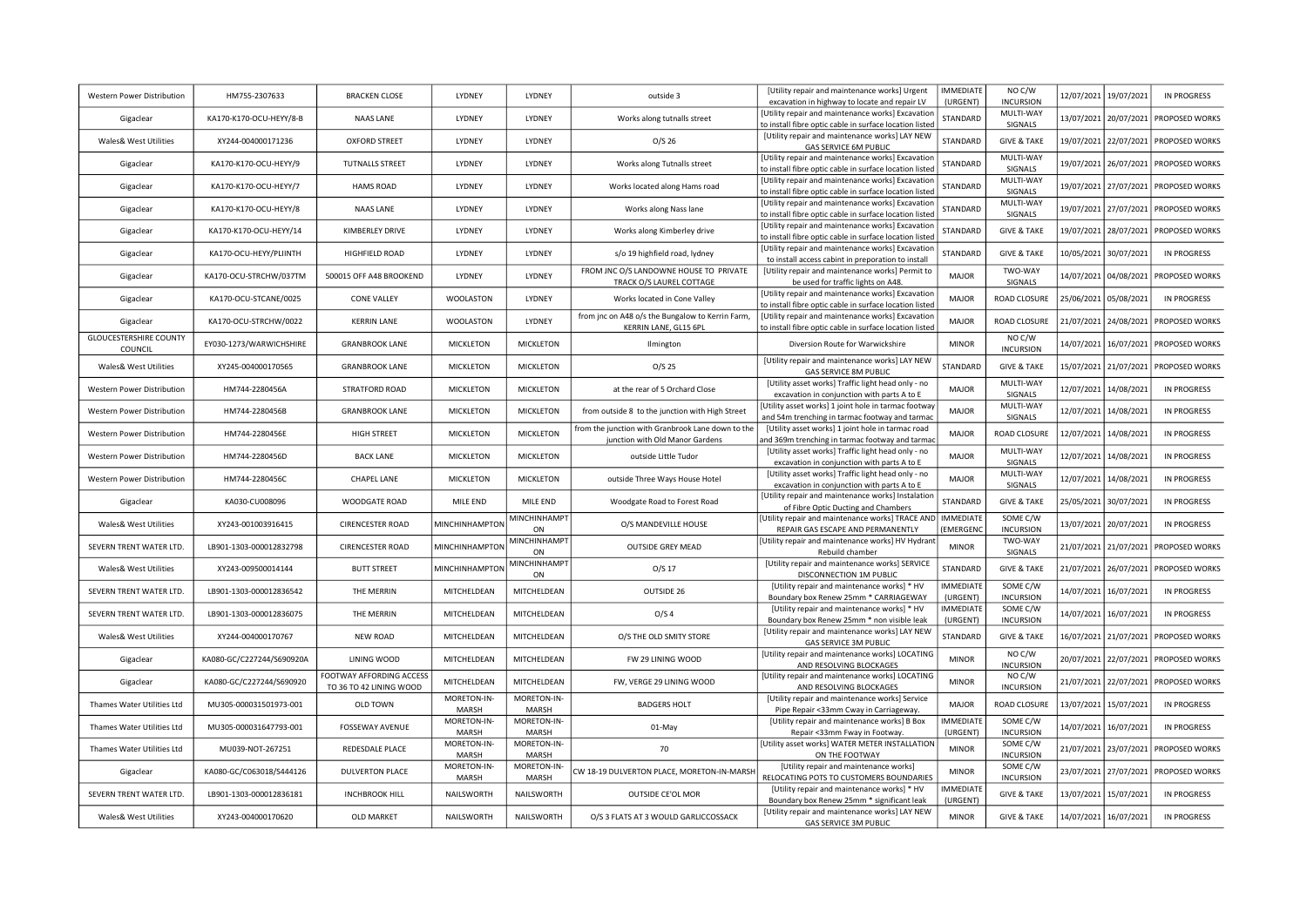| Western Power Distribution | HM755-2307633 | BRACKEN CLOSE | LYDNEY | LYDNEY | outside 3 | [Utility repair and maintenance works] Urgent excavation in highway to locate and repair LV | IMMEDIATE (URGENT) | NO C/W INCURSION | 12/07/2021 | 19/07/2021 | IN PROGRESS |
|---|---|---|---|---|---|---|---|---|---|---|---|
| Gigaclear | KA170-K170-OCU-HEYY/8-B | NAAS LANE | LYDNEY | LYDNEY | Works along tutnalls street | [Utility repair and maintenance works] Excavation to install fibre optic cable in surface location listed | STANDARD | MULTI-WAY SIGNALS | 13/07/2021 | 20/07/2021 | PROPOSED WORKS |
| Wales& West Utilities | XY244-004000171236 | OXFORD STREET | LYDNEY | LYDNEY | O/S 26 | [Utility repair and maintenance works] LAY NEW GAS SERVICE 6M PUBLIC | STANDARD | GIVE & TAKE | 19/07/2021 | 22/07/2021 | PROPOSED WORKS |
| Gigaclear | KA170-K170-OCU-HEYY/9 | TUTNALLS STREET | LYDNEY | LYDNEY | Works along Tutnalls street | [Utility repair and maintenance works] Excavation to install fibre optic cable in surface location listed | STANDARD | MULTI-WAY SIGNALS | 19/07/2021 | 26/07/2021 | PROPOSED WORKS |
| Gigaclear | KA170-K170-OCU-HEYY/7 | HAMS ROAD | LYDNEY | LYDNEY | Works located along Hams road | [Utility repair and maintenance works] Excavation to install fibre optic cable in surface location listed | STANDARD | MULTI-WAY SIGNALS | 19/07/2021 | 27/07/2021 | PROPOSED WORKS |
| Gigaclear | KA170-K170-OCU-HEYY/8 | NAAS LANE | LYDNEY | LYDNEY | Works along Nass lane | [Utility repair and maintenance works] Excavation to install fibre optic cable in surface location listed | STANDARD | MULTI-WAY SIGNALS | 19/07/2021 | 27/07/2021 | PROPOSED WORKS |
| Gigaclear | KA170-K170-OCU-HEYY/14 | KIMBERLEY DRIVE | LYDNEY | LYDNEY | Works along Kimberley drive | [Utility repair and maintenance works] Excavation to install fibre optic cable in surface location listed | STANDARD | GIVE & TAKE | 19/07/2021 | 28/07/2021 | PROPOSED WORKS |
| Gigaclear | KA170-OCU-HEYY/PLIINTH | HIGHFIELD ROAD | LYDNEY | LYDNEY | s/o 19 highfield road, lydney | [Utility repair and maintenance works] Excavation to install access cabint in preporation to install | STANDARD | GIVE & TAKE | 10/05/2021 | 30/07/2021 | IN PROGRESS |
| Gigaclear | KA170-OCU-STRCHW/037TM | 500015 OFF A48 BROOKEND | LYDNEY | LYDNEY | FROM JNC O/S LANDOWNE HOUSE TO PRIVATE TRACK O/S LAUREL COTTAGE | [Utility repair and maintenance works] Permit to be used for traffic lights on A48. | MAJOR | TWO-WAY SIGNALS | 14/07/2021 | 04/08/2021 | PROPOSED WORKS |
| Gigaclear | KA170-OCU-STCANE/0025 | CONE VALLEY | WOOLASTON | LYDNEY | Works located in Cone Valley | [Utility repair and maintenance works] Excavation to install fibre optic cable in surface location listed | MAJOR | ROAD CLOSURE | 25/06/2021 | 05/08/2021 | IN PROGRESS |
| Gigaclear | KA170-OCU-STRCHW/0022 | KERRIN LANE | WOOLASTON | LYDNEY | from jnc on A48 o/s the Bungalow to Kerrin Farm, KERRIN LANE, GL15 6PL | [Utility repair and maintenance works] Excavation to install fibre optic cable in surface location listed | MAJOR | ROAD CLOSURE | 21/07/2021 | 24/08/2021 | PROPOSED WORKS |
| GLOUCESTERSHIRE COUNTY COUNCIL | EY030-1273/WARWICHSHIRE | GRANBROOK LANE | MICKLETON | MICKLETON | Ilmington | Diversion Route for Warwickshire | MINOR | NO C/W INCURSION | 14/07/2021 | 16/07/2021 | PROPOSED WORKS |
| Wales& West Utilities | XY245-004000170565 | GRANBROOK LANE | MICKLETON | MICKLETON | O/S 25 | [Utility repair and maintenance works] LAY NEW GAS SERVICE 8M PUBLIC | STANDARD | GIVE & TAKE | 15/07/2021 | 21/07/2021 | PROPOSED WORKS |
| Western Power Distribution | HM744-2280456A | STRATFORD ROAD | MICKLETON | MICKLETON | at the rear of 5 Orchard Close | [Utility asset works] Traffic light head only - no excavation in conjunction with parts A to E | MAJOR | MULTI-WAY SIGNALS | 12/07/2021 | 14/08/2021 | IN PROGRESS |
| Western Power Distribution | HM744-2280456B | GRANBROOK LANE | MICKLETON | MICKLETON | from outside 8 to the junction with High Street | [Utility asset works] 1 joint hole in tarmac footway and 54m trenching in tarmac footway and tarmac | MAJOR | MULTI-WAY SIGNALS | 12/07/2021 | 14/08/2021 | IN PROGRESS |
| Western Power Distribution | HM744-2280456E | HIGH STREET | MICKLETON | MICKLETON | from the junction with Granbrook Lane down to the junction with Old Manor Gardens | [Utility asset works] 1 joint hole in tarmac road and 369m trenching in tarmac footway and tarmac | MAJOR | ROAD CLOSURE | 12/07/2021 | 14/08/2021 | IN PROGRESS |
| Western Power Distribution | HM744-2280456D | BACK LANE | MICKLETON | MICKLETON | outside Little Tudor | [Utility asset works] Traffic light head only - no excavation in conjunction with parts A to E | MAJOR | MULTI-WAY SIGNALS | 12/07/2021 | 14/08/2021 | IN PROGRESS |
| Western Power Distribution | HM744-2280456C | CHAPEL LANE | MICKLETON | MICKLETON | outside Three Ways House Hotel | [Utility asset works] Traffic light head only - no excavation in conjunction with parts A to E | MAJOR | MULTI-WAY SIGNALS | 12/07/2021 | 14/08/2021 | IN PROGRESS |
| Gigaclear | KA030-CU008096 | WOODGATE ROAD | MILE END | MILE END | Woodgate Road to Forest Road | [Utility repair and maintenance works] Instalation of Fibre Optic Ducting and Chambers | STANDARD | GIVE & TAKE | 25/05/2021 | 30/07/2021 | IN PROGRESS |
| Wales& West Utilities | XY243-001003916415 | CIRENCESTER ROAD | MINCHINHAMPTON | MINCHINHAMPTON | O/S MANDEVILLE HOUSE | [Utility repair and maintenance works] TRACE AND REPAIR GAS ESCAPE AND PERMANENTLY | IMMEDIATE (EMERGENC | SOME C/W INCURSION | 13/07/2021 | 20/07/2021 | IN PROGRESS |
| SEVERN TRENT WATER LTD. | LB901-1303-000012832798 | CIRENCESTER ROAD | MINCHINHAMPTON | MINCHINHAMPTON | OUTSIDE GREY MEAD | [Utility repair and maintenance works] HV Hydrant Rebuild chamber | MINOR | TWO-WAY SIGNALS | 21/07/2021 | 21/07/2021 | PROPOSED WORKS |
| Wales& West Utilities | XY243-009500014144 | BUTT STREET | MINCHINHAMPTON | MINCHINHAMPTON | O/S 17 | [Utility repair and maintenance works] SERVICE DISCONNECTION 1M PUBLIC | STANDARD | GIVE & TAKE | 21/07/2021 | 26/07/2021 | PROPOSED WORKS |
| SEVERN TRENT WATER LTD. | LB901-1303-000012836542 | THE MERRIN | MITCHELDEAN | MITCHELDEAN | OUTSIDE 26 | [Utility repair and maintenance works] * HV Boundary box Renew 25mm * CARRIAGEWAY | IMMEDIATE (URGENT) | SOME C/W INCURSION | 14/07/2021 | 16/07/2021 | IN PROGRESS |
| SEVERN TRENT WATER LTD. | LB901-1303-000012836075 | THE MERRIN | MITCHELDEAN | MITCHELDEAN | O/S 4 | [Utility repair and maintenance works] * HV Boundary box Renew 25mm * non visible leak | IMMEDIATE (URGENT) | SOME C/W INCURSION | 14/07/2021 | 16/07/2021 | IN PROGRESS |
| Wales& West Utilities | XY244-004000170767 | NEW ROAD | MITCHELDEAN | MITCHELDEAN | O/S THE OLD SMITY STORE | [Utility repair and maintenance works] LAY NEW GAS SERVICE 3M PUBLIC | STANDARD | GIVE & TAKE | 16/07/2021 | 21/07/2021 | PROPOSED WORKS |
| Gigaclear | KA080-GC/C227244/S690920A | LINING WOOD | MITCHELDEAN | MITCHELDEAN | FW 29 LINING WOOD | [Utility repair and maintenance works] LOCATING AND RESOLVING BLOCKAGES | MINOR | NO C/W INCURSION | 20/07/2021 | 22/07/2021 | PROPOSED WORKS |
| Gigaclear | KA080-GC/C227244/S690920 | FOOTWAY AFFORDING ACCESS TO 36 TO 42 LINING WOOD | MITCHELDEAN | MITCHELDEAN | FW, VERGE 29 LINING WOOD | [Utility repair and maintenance works] LOCATING AND RESOLVING BLOCKAGES | MINOR | NO C/W INCURSION | 21/07/2021 | 22/07/2021 | PROPOSED WORKS |
| Thames Water Utilities Ltd | MU305-000031501973-001 | OLD TOWN | MORETON-IN-MARSH | MORETON-IN-MARSH | BADGERS HOLT | [Utility repair and maintenance works] Service Pipe Repair <33mm Cway in Carriageway. | MAJOR | ROAD CLOSURE | 13/07/2021 | 15/07/2021 | IN PROGRESS |
| Thames Water Utilities Ltd | MU305-000031647793-001 | FOSSEWAY AVENUE | MORETON-IN-MARSH | MORETON-IN-MARSH | 01-May | [Utility repair and maintenance works] B Box Repair <33mm Fway in Footway. | IMMEDIATE (URGENT) | SOME C/W INCURSION | 14/07/2021 | 16/07/2021 | IN PROGRESS |
| Thames Water Utilities Ltd | MU039-NOT-267251 | REDESDALE PLACE | MORETON-IN-MARSH | MORETON-IN-MARSH | 70 | [Utility asset works] WATER METER INSTALLATION ON THE FOOTWAY | MINOR | SOME C/W INCURSION | 21/07/2021 | 23/07/2021 | PROPOSED WORKS |
| Gigaclear | KA080-GC/C063018/S444126 | DULVERTON PLACE | MORETON-IN-MARSH | MORETON-IN-MARSH | CW 18-19 DULVERTON PLACE, MORETON-IN-MARSH | [Utility repair and maintenance works] RELOCATING POTS TO CUSTOMERS BOUNDARIES | MINOR | SOME C/W INCURSION | 23/07/2021 | 27/07/2021 | PROPOSED WORKS |
| SEVERN TRENT WATER LTD. | LB901-1303-000012836181 | INCHBROOK HILL | NAILSWORTH | NAILSWORTH | OUTSIDE CE'OL MOR | [Utility repair and maintenance works] * HV Boundary box Renew 25mm * significant leak | IMMEDIATE (URGENT) | GIVE & TAKE | 13/07/2021 | 15/07/2021 | IN PROGRESS |
| Wales& West Utilities | XY243-004000170620 | OLD MARKET | NAILSWORTH | NAILSWORTH | O/S 3 FLATS AT 3 WOULD GARLICCOSSACK | [Utility repair and maintenance works] LAY NEW GAS SERVICE 3M PUBLIC | MINOR | GIVE & TAKE | 14/07/2021 | 16/07/2021 | IN PROGRESS |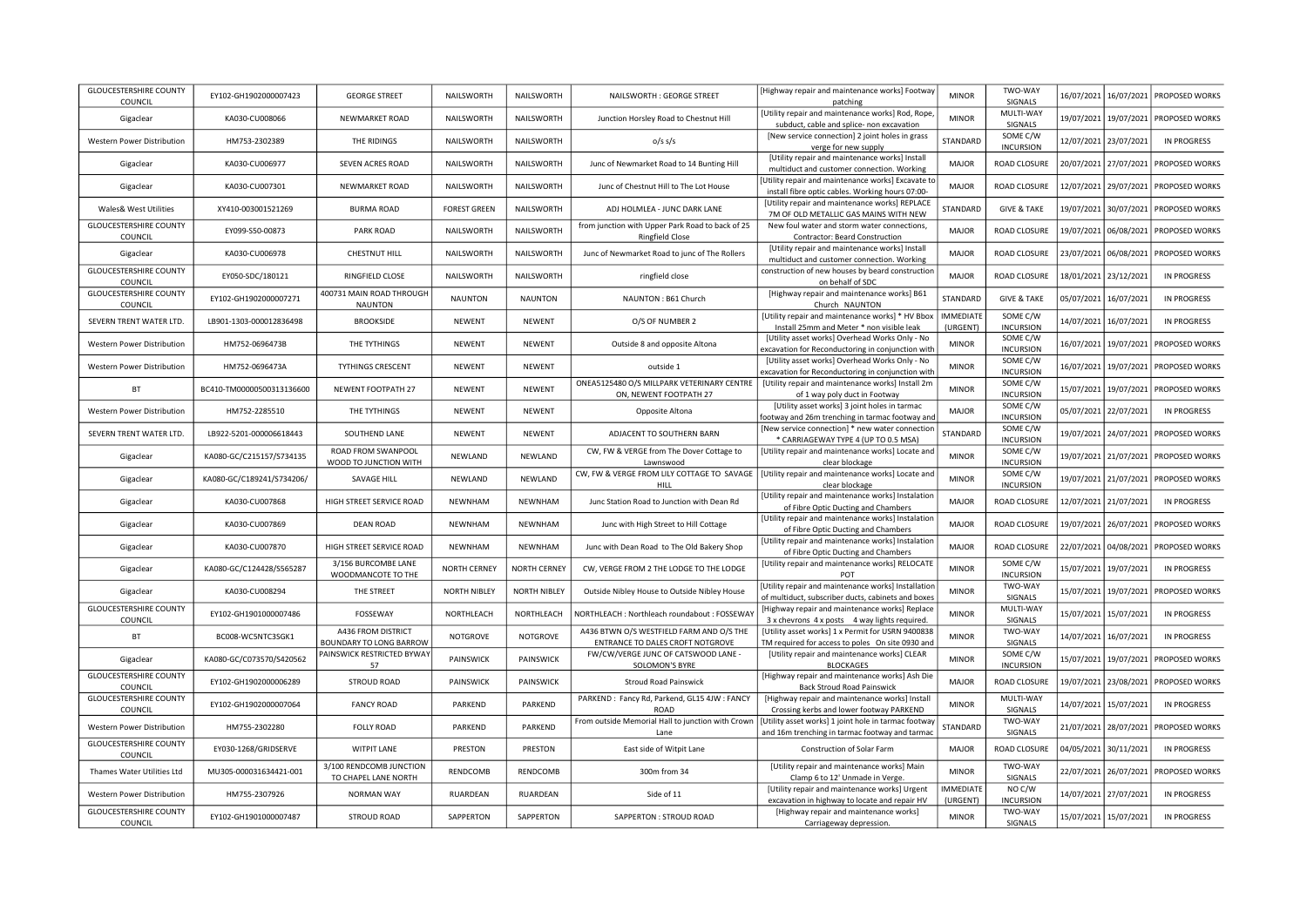| | | | | | | | | | | | |
|---|---|---|---|---|---|---|---|---|---|---|---|
| GLOUCESTERSHIRE COUNTY COUNCIL | EY102-GH1902000007423 | GEORGE STREET | NAILSWORTH | NAILSWORTH | NAILSWORTH : GEORGE STREET | [Highway repair and maintenance works] Footway patching | MINOR | TWO-WAY SIGNALS | 16/07/2021 | 16/07/2021 | PROPOSED WORKS |
| Gigaclear | KA030-CU008066 | NEWMARKET ROAD | NAILSWORTH | NAILSWORTH | Junction Horsley Road to Chestnut Hill | [Utility repair and maintenance works] Rod, Rope, subduct, cable and splice- non excavation | MINOR | MULTI-WAY SIGNALS | 19/07/2021 | 19/07/2021 | PROPOSED WORKS |
| Western Power Distribution | HM753-2302389 | THE RIDINGS | NAILSWORTH | NAILSWORTH | o/s s/s | [New service connection] 2 joint holes in grass verge for new supply | STANDARD | SOME C/W INCURSION | 12/07/2021 | 23/07/2021 | IN PROGRESS |
| Gigaclear | KA030-CU006977 | SEVEN ACRES ROAD | NAILSWORTH | NAILSWORTH | Junc of Newmarket Road to 14 Bunting Hill | [Utility repair and maintenance works] Install multiduct and customer connection. Working | MAJOR | ROAD CLOSURE | 20/07/2021 | 27/07/2021 | PROPOSED WORKS |
| Gigaclear | KA030-CU007301 | NEWMARKET ROAD | NAILSWORTH | NAILSWORTH | Junc of Chestnut Hill to The Lot House | [Utility repair and maintenance works] Excavate to install fibre optic cables. Working hours 07:00- | MAJOR | ROAD CLOSURE | 12/07/2021 | 29/07/2021 | PROPOSED WORKS |
| Wales& West Utilities | XY410-003001521269 | BURMA ROAD | FOREST GREEN | NAILSWORTH | ADJ HOLMLEA - JUNC DARK LANE | [Utility repair and maintenance works] REPLACE 7M OF OLD METALLIC GAS MAINS WITH NEW | STANDARD | GIVE & TAKE | 19/07/2021 | 30/07/2021 | PROPOSED WORKS |
| GLOUCESTERSHIRE COUNTY COUNCIL | EY099-S50-00873 | PARK ROAD | NAILSWORTH | NAILSWORTH | from junction with Upper Park Road to back of 25 Ringfield Close | New foul water and storm water connections, Contractor: Beard Construction | MAJOR | ROAD CLOSURE | 19/07/2021 | 06/08/2021 | PROPOSED WORKS |
| Gigaclear | KA030-CU006978 | CHESTNUT HILL | NAILSWORTH | NAILSWORTH | Junc of Newmarket Road to junc of The Rollers | [Utility repair and maintenance works] Install multiduct and customer connection. Working | MAJOR | ROAD CLOSURE | 23/07/2021 | 06/08/2021 | PROPOSED WORKS |
| GLOUCESTERSHIRE COUNTY COUNCIL | EY050-SDC/180121 | RINGFIELD CLOSE | NAILSWORTH | NAILSWORTH | ringfield close | construction of new houses by beard construction on behalf of SDC | MAJOR | ROAD CLOSURE | 18/01/2021 | 23/12/2021 | IN PROGRESS |
| GLOUCESTERSHIRE COUNTY COUNCIL | EY102-GH1902000007271 | 400731 MAIN ROAD THROUGH NAUNTON | NAUNTON | NAUNTON | NAUNTON : B61 Church | [Highway repair and maintenance works] B61 Church NAUNTON | STANDARD | GIVE & TAKE | 05/07/2021 | 16/07/2021 | IN PROGRESS |
| SEVERN TRENT WATER LTD. | LB901-1303-000012836498 | BROOKSIDE | NEWENT | NEWENT | O/S OF NUMBER 2 | [Utility repair and maintenance works] * HV Bbox Install 25mm and Meter * non visible leak | IMMEDIATE (URGENT) | SOME C/W INCURSION | 14/07/2021 | 16/07/2021 | IN PROGRESS |
| Western Power Distribution | HM752-0696473B | THE TYTHINGS | NEWENT | NEWENT | Outside 8 and opposite Altona | [Utility asset works] Overhead Works Only - No excavation for Reconductoring in conjunction with | MINOR | SOME C/W INCURSION | 16/07/2021 | 19/07/2021 | PROPOSED WORKS |
| Western Power Distribution | HM752-0696473A | TYTHINGS CRESCENT | NEWENT | NEWENT | outside 1 | [Utility asset works] Overhead Works Only - No excavation for Reconductoring in conjunction with | MINOR | SOME C/W INCURSION | 16/07/2021 | 19/07/2021 | PROPOSED WORKS |
| BT | BC410-TM00000500313136600 | NEWENT FOOTPATH 27 | NEWENT | NEWENT | ONEA5125480 O/S MILLPARK VETERINARY CENTRE ON, NEWENT FOOTPATH 27 | [Utility repair and maintenance works] Install 2m of 1 way poly duct in Footway | MINOR | SOME C/W INCURSION | 15/07/2021 | 19/07/2021 | PROPOSED WORKS |
| Western Power Distribution | HM752-2285510 | THE TYTHINGS | NEWENT | NEWENT | Opposite Altona | [Utility asset works] 3 joint holes in tarmac footway and 26m trenching in tarmac footway and | MAJOR | SOME C/W INCURSION | 05/07/2021 | 22/07/2021 | IN PROGRESS |
| SEVERN TRENT WATER LTD. | LB922-5201-000006618443 | SOUTHEND LANE | NEWENT | NEWENT | ADJACENT TO SOUTHERN BARN | [New service connection] * new water connection * CARRIAGEWAY TYPE 4 (UP TO 0.5 MSA) | STANDARD | SOME C/W INCURSION | 19/07/2021 | 24/07/2021 | PROPOSED WORKS |
| Gigaclear | KA080-GC/C215157/S734135 | ROAD FROM SWANPOOL WOOD TO JUNCTION WITH | NEWLAND | NEWLAND | CW, FW & VERGE from The Dover Cottage to Lawnswood | [Utility repair and maintenance works] Locate and clear blockage | MINOR | SOME C/W INCURSION | 19/07/2021 | 21/07/2021 | PROPOSED WORKS |
| Gigaclear | KA080-GC/C189241/S734206/ | SAVAGE HILL | NEWLAND | NEWLAND | CW, FW & VERGE FROM LILY COTTAGE TO SAVAGE HILL | [Utility repair and maintenance works] Locate and clear blockage | MINOR | SOME C/W INCURSION | 19/07/2021 | 21/07/2021 | PROPOSED WORKS |
| Gigaclear | KA030-CU007868 | HIGH STREET SERVICE ROAD | NEWNHAM | NEWNHAM | Junc Station Road to Junction with Dean Rd | [Utility repair and maintenance works] Instalation of Fibre Optic Ducting and Chambers | MAJOR | ROAD CLOSURE | 12/07/2021 | 21/07/2021 | IN PROGRESS |
| Gigaclear | KA030-CU007869 | DEAN ROAD | NEWNHAM | NEWNHAM | Junc with High Street to Hill Cottage | [Utility repair and maintenance works] Instalation of Fibre Optic Ducting and Chambers | MAJOR | ROAD CLOSURE | 19/07/2021 | 26/07/2021 | PROPOSED WORKS |
| Gigaclear | KA030-CU007870 | HIGH STREET SERVICE ROAD | NEWNHAM | NEWNHAM | Junc with Dean Road to The Old Bakery Shop | [Utility repair and maintenance works] Instalation of Fibre Optic Ducting and Chambers | MAJOR | ROAD CLOSURE | 22/07/2021 | 04/08/2021 | PROPOSED WORKS |
| Gigaclear | KA080-GC/C124428/S565287 | 3/156 BURCOMBE LANE WOODMANCOTE TO THE | NORTH CERNEY | NORTH CERNEY | CW, VERGE FROM 2 THE LODGE TO THE LODGE | [Utility repair and maintenance works] RELOCATE POT | MINOR | SOME C/W INCURSION | 15/07/2021 | 19/07/2021 | IN PROGRESS |
| Gigaclear | KA030-CU008294 | THE STREET | NORTH NIBLEY | NORTH NIBLEY | Outside Nibley House to Outside Nibley House | [Utility repair and maintenance works] Installation of multiduct, subscriber ducts, cabinets and boxes | MINOR | TWO-WAY SIGNALS | 15/07/2021 | 19/07/2021 | PROPOSED WORKS |
| GLOUCESTERSHIRE COUNTY COUNCIL | EY102-GH1901000007486 | FOSSEWAY | NORTHLEACH | NORTHLEACH | NORTHLEACH : Northleach roundabout : FOSSEWAY | [Highway repair and maintenance works] Replace 3 x chevrons 4 x posts 4 way lights required. | MINOR | MULTI-WAY SIGNALS | 15/07/2021 | 15/07/2021 | IN PROGRESS |
| BT | BC008-WC5NTC3SGK1 | A436 FROM DISTRICT BOUNDARY TO LONG BARROW | NOTGROVE | NOTGROVE | A436 BTWN O/S WESTFIELD FARM AND O/S THE ENTRANCE TO DALES CROFT NOTGROVE | [Utility asset works] 1 x Permit for USRN 9400838 TM required for access to poles On site 0930 and | MINOR | TWO-WAY SIGNALS | 14/07/2021 | 16/07/2021 | IN PROGRESS |
| Gigaclear | KA080-GC/C073570/S420562 | PAINSWICK RESTRICTED BYWAY 57 | PAINSWICK | PAINSWICK | FW/CW/VERGE JUNC OF CATSWOOD LANE - SOLOMON'S BYRE | [Utility repair and maintenance works] CLEAR BLOCKAGES | MINOR | SOME C/W INCURSION | 15/07/2021 | 19/07/2021 | PROPOSED WORKS |
| GLOUCESTERSHIRE COUNTY COUNCIL | EY102-GH1902000006289 | STROUD ROAD | PAINSWICK | PAINSWICK | Stroud Road Painswick | [Highway repair and maintenance works] Ash Die Back Stroud Road Painswick | MAJOR | ROAD CLOSURE | 19/07/2021 | 23/08/2021 | PROPOSED WORKS |
| GLOUCESTERSHIRE COUNTY COUNCIL | EY102-GH1902000007064 | FANCY ROAD | PARKEND | PARKEND | PARKEND : Fancy Rd, Parkend, GL15 4JW : FANCY ROAD | [Highway repair and maintenance works] Install Crossing kerbs and lower footway PARKEND | MINOR | MULTI-WAY SIGNALS | 14/07/2021 | 15/07/2021 | IN PROGRESS |
| Western Power Distribution | HM755-2302280 | FOLLY ROAD | PARKEND | PARKEND | From outside Memorial Hall to junction with Crown Lane | [Utility asset works] 1 joint hole in tarmac footway and 16m trenching in tarmac footway and tarmac | STANDARD | TWO-WAY SIGNALS | 21/07/2021 | 28/07/2021 | PROPOSED WORKS |
| GLOUCESTERSHIRE COUNTY COUNCIL | EY030-1268/GRIDSERVE | WITPIT LANE | PRESTON | PRESTON | East side of Witpit Lane | Construction of Solar Farm | MAJOR | ROAD CLOSURE | 04/05/2021 | 30/11/2021 | IN PROGRESS |
| Thames Water Utilities Ltd | MU305-000031634421-001 | 3/100 RENDCOMB JUNCTION TO CHAPEL LANE NORTH | RENDCOMB | RENDCOMB | 300m from 34 | [Utility repair and maintenance works] Main Clamp 6 to 12' Unmade in Verge. | MINOR | TWO-WAY SIGNALS | 22/07/2021 | 26/07/2021 | PROPOSED WORKS |
| Western Power Distribution | HM755-2307926 | NORMAN WAY | RUARDEAN | RUARDEAN | Side of 11 | [Utility repair and maintenance works] Urgent excavation in highway to locate and repair HV | IMMEDIATE (URGENT) | NO C/W INCURSION | 14/07/2021 | 27/07/2021 | IN PROGRESS |
| GLOUCESTERSHIRE COUNTY COUNCIL | EY102-GH1901000007487 | STROUD ROAD | SAPPERTON | SAPPERTON | SAPPERTON : STROUD ROAD | [Highway repair and maintenance works] Carriageway depression. | MINOR | TWO-WAY SIGNALS | 15/07/2021 | 15/07/2021 | IN PROGRESS |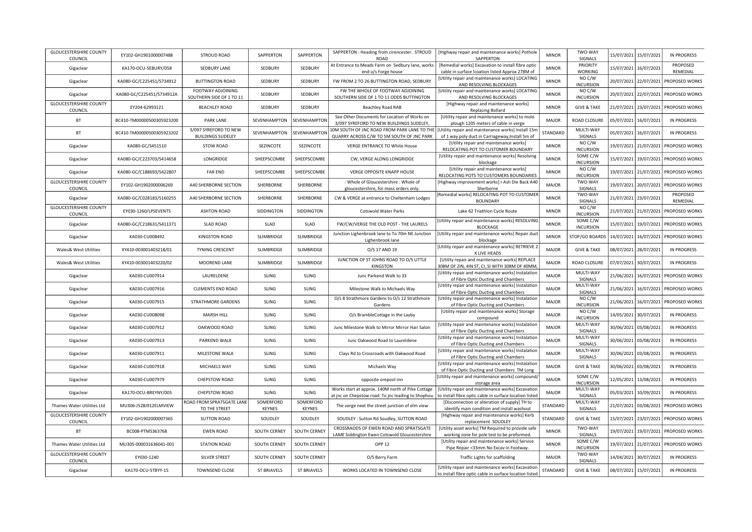| GLOUCESTERSHIRE COUNTY COUNCIL | EY102-GH1901000007488 | STROUD ROAD | SAPPERTON | SAPPERTON | SAPPERTON : Heading from cirencester. STROUD ROAD | [Highway repair and maintenance works] Pothole SAPPERTON | MINOR | TWO-WAY SIGNALS | 15/07/2021 | 15/07/2021 | IN PROGRESS |
|---|---|---|---|---|---|---|---|---|---|---|---|
| Gigaclear | KA170-OCU-SEBURY/058 | SEDBURY LANE | SEDBURY | SEDBURY | At Entrance to Meads Farm on Sedbury lane, works end o/s Forge house | [Remedial works] Excavation to install fibre optic cable in surface lcoation listed Approx 278M of | MINOR | PRIORITY WORKING | 15/07/2021 | 16/07/2021 | PROPOSED REMEDIAL |
| Gigaclear | KA080-GC/C225451/S734912 | BUTTINGTON ROAD | SEDBURY | SEDBURY | FW FROM 2 TO 26 BUTTINGTON ROAD, SEDBURY | [Utility repair and maintenance works] LOCATING AND RESOLVING BLOCKAGES | MINOR | NO C/W INCURSION | 20/07/2021 | 22/07/2021 | PROPOSED WORKS |
| Gigaclear | KA080-GC/C225451/S734912A | FOOTWAY ADJOINING SOUTHERN SIDE OF 1 TO 11 | SEDBURY | SEDBURY | FW THE WHOLE OF FOOTWAY ADJOINING SOUTHERN SIDE OF 1 TO 11 ODDS BUTTINGTON | [Utility repair and maintenance works] LOCATING AND RESOLVING BLOCKAGES | MINOR | NO C/W INCURSION | 20/07/2021 | 22/07/2021 | PROPOSED WORKS |
| GLOUCESTERSHIRE COUNTY COUNCIL | EY204-62993121 | BEACHLEY ROAD | SEDBURY | SEDBURY | Beachley Road RAB | [Highway repair and maintenance works] Replacing Bollard | MINOR | GIVE & TAKE | 21/07/2021 | 23/07/2021 | PROPOSED WORKS |
| BT | BC410-TM00000500305923200 | PARK LANE | SEVENHAMPTON | SEVENHAMPTON | See Other Documents for Location of Works on 3/097 SYREFORD TO NEW BUILDINGS SUDELEY, | [Utility repair and maintenance works] to mole plough 1205 meters of cable in verge | MAJOR | ROAD CLOSURE | 05/07/2021 | 16/07/2021 | IN PROGRESS |
| BT | BC410-TM00000500305923202 | 3/097 SYREFORD TO NEW BUILDINGS SUDELEY | SEVENHAMPTON | SEVENHAMPTON | 10M SOUTH OF JNC ROAD FROM PARK LANE TO THE QUARRY ACROSS C/W TO 5M SOUTH OF JNC PARK | [Utility repair and maintenance works] Install 15m of 1 way poly duct in Carriageway,Install 5m of | STANDARD | MULTI-WAY SIGNALS | 05/07/2021 | 16/07/2021 | IN PROGRESS |
| Gigaclear | KA080-GC/S451510 | STOW ROAD | SEZINCOTE | SEZINCOTE | VERGE ENTRANCE TO White House | [Utility repair and maintenance works] RELOCATING POT TO CUSTOMER BOUNDARY | MINOR | NO C/W INCURSION | 19/07/2021 | 21/07/2021 | PROPOSED WORKS |
| Gigaclear | KA080-GC/C223703/S414658 | LONGRIDGE | SHEEPSCOMBE | SHEEPSCOMBE | CW, VERGE ALONG LONGRIDGE | [Utility repair and maintenance works] Resolving blockage | MINOR | SOME C/W INCURSION | 15/07/2021 | 19/07/2021 | PROPOSED WORKS |
| Gigaclear | KA080-GC/C188693/S422807 | FAR END | SHEEPSCOMBE | SHEEPSCOMBE | VERGE OPPOSITE KNAPP HOUSE | [Utility repair and maintenance works] RELOCATING POTS TO CUSTOMERS BOUNDARIES | MINOR | NO C/W INCURSION | 19/07/2021 | 21/07/2021 | PROPOSED WORKS |
| GLOUCESTERSHIRE COUNTY COUNCIL | EY102-GH1902000006269 | A40 SHERBORNE SECTION | SHERBORNE | SHERBORNE | : Whole of Gloucestershire : Whole of gloucestershire, for mass orders only. | [Highway improvement works] r Ash Die Back A40 Sherborne | MAJOR | TWO-WAY SIGNALS | 19/07/2021 | 20/07/2021 | PROPOSED WORKS |
| Gigaclear | KA080-GC/C028183/S160255 | A40 SHERBORNE SECTION | SHERBORNE | SHERBORNE | CW & VERGE at entrance to Cheltenham Lodges | [Remedial works] RELOCATING POT TO CUSTOMER BOUNDARY | MINOR | TWO-WAY SIGNALS | 21/07/2021 | 23/07/2021 | PROPOSED REMEDIAL |
| GLOUCESTERSHIRE COUNTY COUNCIL | EY030-1260/LPSEVENTS | ASHTON ROAD | SIDDINGTON | SIDDINGTON | Cotswold Water Parks | Lake 62 Triathlon Cycle Route | MINOR | NO C/W INCURSION | 21/07/2021 | 21/07/2021 | PROPOSED WORKS |
| Gigaclear | KA080-GC/C218631/S411371 | SLAD ROAD | SLAD | SLAD | FW/CW/VERGE THE OLD POST - THE LAURELS | [Utility repair and maintenance works] RESOLVING BLOCKAGE | MINOR | SOME C/W INCURSION | 15/07/2021 | 19/07/2021 | PROPOSED WORKS |
| Gigaclear | KA030-CU008492 | KINGSTON ROAD | SLIMBRIDGE | SLIMBRIDGE | Junction Lighenbrook lane to To 70m NE Junction Lighenbrook lane | [Utility repair and maintenance works] Repair duct blockage | MINOR | STOP/GO BOARDS | 14/07/2021 | 16/07/2021 | PROPOSED WORKS |
| Wales& West Utilities | XY410-003001403218/01 | TYNING CRESCENT | SLIMBRIDGE | SLIMBRIDGE | O/S 17 AND 19 | [Utility repair and maintenance works] RETRIEVE 2 X LIVE HEADS | MAJOR | GIVE & TAKE | 08/07/2021 | 28/07/2021 | IN PROGRESS |
| Wales& West Utilities | XY410-003001403220/02 | MOOREND LANE | SLIMBRIDGE | SLIMBRIDGE | JUNCTION OF ST JOHNS ROAD TO O/S LITTLE KINGSTON | [Utility repair and maintenance works] REPLACE 308M OF 2IN, 4IN ST, CI, SI WITH 308M OF 40MM, | MAJOR | ROAD CLOSURE | 07/07/2021 | 30/07/2021 | IN PROGRESS |
| Gigaclear | KA030-CU007914 | LAURELDENE | SLING | SLING | Junc Parkend Walk to 33 | [Utility repair and maintenance works] Instalation of Fibre Optic Ducting and Chambers | MAJOR | MULTI-WAY SIGNALS | 21/06/2021 | 16/07/2021 | PROPOSED WORKS |
| Gigaclear | KA030-CU007916 | CLEMENTS END ROAD | SLING | SLING | Milestone Walk to Michaels Way | [Utility repair and maintenance works] Instalation of Fibre Optic Ducting and Chambers | MAJOR | MULTI-WAY SIGNALS | 21/06/2021 | 16/07/2021 | PROPOSED WORKS |
| Gigaclear | KA030-CU007915 | STRATHMORE GARDENS | SLING | SLING | O/s 8 Strathmore Gardens to O/s 12 Strathmore Gardens | [Utility repair and maintenance works] Instalation of Fibre Optic Ducting and Chambers | MAJOR | NO C/W INCURSION | 21/06/2021 | 16/07/2021 | PROPOSED WORKS |
| Gigaclear | KA030-CU008098 | MARSH HILL | SLING | SLING | O/s BrambleCottage in the Layby | [Utility repair and maintenance works] Storage compound | MAJOR | NO C/W INCURSION | 14/05/2021 | 30/07/2021 | IN PROGRESS |
| Gigaclear | KA030-CU007912 | OAKWOOD ROAD | SLING | SLING | Junc Milestone Walk to Mirror Mirror Hair Salon | [Utility repair and maintenance works] Instalation of Fibre Optic Ducting and Chambers | MAJOR | MULTI-WAY SIGNALS | 30/06/2021 | 03/08/2021 | IN PROGRESS |
| Gigaclear | KA030-CU007913 | PARKEND WALK | SLING | SLING | Junc Oakwood Road to Laureldene | [Utility repair and maintenance works] Instalation of Fibre Optic Ducting and Chambers | MAJOR | MULTI-WAY SIGNALS | 30/06/2021 | 03/08/2021 | IN PROGRESS |
| Gigaclear | KA030-CU007911 | MILESTONE WALK | SLING | SLING | Clays Rd to Crossroads with Oakwood Road | [Utility repair and maintenance works] Instalation of Fibre Optic Ducting and Chambers | MAJOR | MULTI-WAY SIGNALS | 30/06/2021 | 03/08/2021 | IN PROGRESS |
| Gigaclear | KA030-CU007918 | MICHAELS WAY | SLING | SLING | Michaels Way | [Utility repair and maintenance works] Instalation of Fibre Optic Ducting and Chambers TM Long | MAJOR | GIVE & TAKE | 30/06/2021 | 03/08/2021 | IN PROGRESS |
| Gigaclear | KA030-CU007979 | CHEPSTOW ROAD | SLING | SLING | opposite orepool inn | [Utility repair and maintenance works] compound/ storage area | MAJOR | SOME C/W INCURSION | 12/05/2021 | 13/08/2021 | IN PROGRESS |
| Gigaclear | KA170-OCU-BREYNY/005 | CHEPSTOW ROAD | SLING | SLING | Works start at approx. 140M north of Pike Cottage at jnc on Chepstow road To jnc leading to Shophou | [Utility repair and maintenance works] Excavation to install fibre optic cable in surface location listed | MAJOR | MULTI-WAY SIGNALS | 05/03/2021 | 10/09/2021 | IN PROGRESS |
| Thames Water Utilities Ltd | MU306-J528J912ELMVIEW | ROAD FROM SPRATSGATE LANE TO THE STREET | SOMERFORD KEYNES | SOMERFORD KEYNES | The verge next the street junction of elm view | [Disconnection or alteration of supply] TH to identify main condition and install washout | STANDARD | MULTI-WAY SIGNALS | 21/07/2021 | 03/08/2021 | PROPOSED WORKS |
| GLOUCESTERSHIRE COUNTY COUNCIL | EY102-GH1902000007365 | SUTTON ROAD | SOUDLEY | SOUDLEY | SOUDLEY : Sutton Rd Soudley, SUTTON ROAD | [Highway repair and maintenance works] Kerb replacement SOUDLEY | STANDARD | GIVE & TAKE | 15/07/2021 | 23/07/2021 | PROPOSED WORKS |
| BT | BC008-PTMS363768 | EWEN ROAD | SOUTH CERNEY | SOUTH CERNEY | CROSSRAODS OF EWEN ROAD AND SPRATSGATE LAME Siddington Ewen Cotswold Gloucestershire | [Utility asset works] TM Required to provide safe working zone for pole test to be preformed. | MINOR | TWO-WAY SIGNALS | 19/07/2021 | 19/07/2021 | PROPOSED WORKS |
| Thames Water Utilities Ltd | MU305-000031636041-001 | STATION ROAD | SOUTH CERNEY | SOUTH CERNEY | OPP 12 | [Utility repair and maintenance works] Service Pipe Repair <33mm No Excav in Footway. | MINOR | SOME C/W INCURSION | 19/07/2021 | 21/07/2021 | PROPOSED WORKS |
| GLOUCESTERSHIRE COUNTY COUNCIL | EY030-1240 | SILVER STREET | SOUTH CERNEY | SOUTH CERNEY | O/S Berry Farm | Traffic Lights for scaffolding | MAJOR | TWO-WAY SIGNALS | 14/04/2021 | 30/07/2021 | IN PROGRESS |
| Gigaclear | KA170-OCU-STBYY-15 | TOWNSEND CLOSE | ST BRIAVELS | ST BRIAVELS | WORKS LOCATED IN TOWNSEND CLOSE | [Utility repair and maintenance works] Excavation to install fibre optic cable in surface location listed | STANDARD | GIVE & TAKE | 08/07/2021 | 15/07/2021 | IN PROGRESS |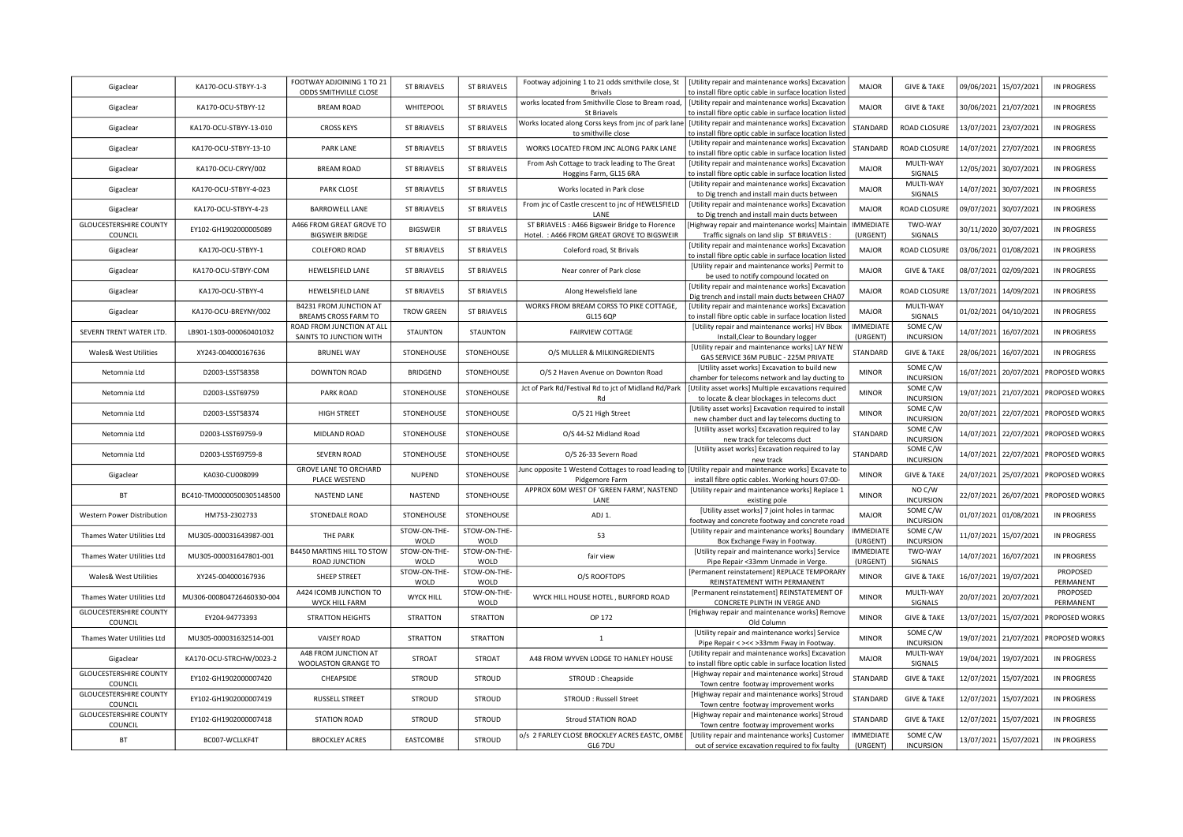| Gigaclear | KA170-OCU-STBYY-1-3 | FOOTWAY ADJOINING 1 TO 21 ODDS SMITHVILLE CLOSE | ST BRIAVELS | ST BRIAVELS | Footway adjoining 1 to 21 odds smithvile close, St Brivals | [Utility repair and maintenance works] Excavation to install fibre optic cable in surface location listed | MAJOR | GIVE & TAKE | 09/06/2021 | 15/07/2021 | IN PROGRESS |
|---|---|---|---|---|---|---|---|---|---|---|---|
| Gigaclear | KA170-OCU-STBYY-12 | BREAM ROAD | WHITEPOOL | ST BRIAVELS | works located from Smithville Close to Bream road, St Briavels | [Utility repair and maintenance works] Excavation to install fibre optic cable in surface location listed | MAJOR | GIVE & TAKE | 30/06/2021 | 21/07/2021 | IN PROGRESS |
| Gigaclear | KA170-OCU-STBYY-13-010 | CROSS KEYS | ST BRIAVELS | ST BRIAVELS | Works located along Corss keys from jnc of park lane to smithville close | [Utility repair and maintenance works] Excavation to install fibre optic cable in surface location listed | STANDARD | ROAD CLOSURE | 13/07/2021 | 23/07/2021 | IN PROGRESS |
| Gigaclear | KA170-OCU-STBYY-13-10 | PARK LANE | ST BRIAVELS | ST BRIAVELS | WORKS LOCATED FROM JNC ALONG PARK LANE | [Utility repair and maintenance works] Excavation to install fibre optic cable in surface location listed | STANDARD | ROAD CLOSURE | 14/07/2021 | 27/07/2021 | IN PROGRESS |
| Gigaclear | KA170-OCU-CRYY/002 | BREAM ROAD | ST BRIAVELS | ST BRIAVELS | From Ash Cottage to track leading to The Great Hoggins Farm, GL15 6RA | [Utility repair and maintenance works] Excavation to install fibre optic cable in surface location listed | MAJOR | MULTI-WAY SIGNALS | 12/05/2021 | 30/07/2021 | IN PROGRESS |
| Gigaclear | KA170-OCU-STBYY-4-023 | PARK CLOSE | ST BRIAVELS | ST BRIAVELS | Works located in Park close | [Utility repair and maintenance works] Excavation to Dig trench and install main ducts between | MAJOR | MULTI-WAY SIGNALS | 14/07/2021 | 30/07/2021 | IN PROGRESS |
| Gigaclear | KA170-OCU-STBYY-4-23 | BARROWELL LANE | ST BRIAVELS | ST BRIAVELS | From jnc of Castle crescent to jnc of HEWELSFIELD LANE | [Utility repair and maintenance works] Excavation to Dig trench and install main ducts between | MAJOR | ROAD CLOSURE | 09/07/2021 | 30/07/2021 | IN PROGRESS |
| GLOUCESTERSHIRE COUNTY COUNCIL | EY102-GH1902000005089 | A466 FROM GREAT GROVE TO BIGSWEIR BRIDGE | BIGSWEIR | ST BRIAVELS | ST BRIAVELS : A466 Bigsweir Bridge to Florence Hotel. : A466 FROM GREAT GROVE TO BIGSWEIR | [Highway repair and maintenance works] Maintain Traffic signals on land slip ST BRIAVELS : | IMMEDIATE (URGENT) | TWO-WAY SIGNALS | 30/11/2020 | 30/07/2021 | IN PROGRESS |
| Gigaclear | KA170-OCU-STBYY-1 | COLEFORD ROAD | ST BRIAVELS | ST BRIAVELS | Coleford road, St Brivals | [Utility repair and maintenance works] Excavation to install fibre optic cable in surface location listed | MAJOR | ROAD CLOSURE | 03/06/2021 | 01/08/2021 | IN PROGRESS |
| Gigaclear | KA170-OCU-STBYY-COM | HEWELSFIELD LANE | ST BRIAVELS | ST BRIAVELS | Near conrer of Park close | [Utility repair and maintenance works] Permit to be used to notify compound located on | MAJOR | GIVE & TAKE | 08/07/2021 | 02/09/2021 | IN PROGRESS |
| Gigaclear | KA170-OCU-STBYY-4 | HEWELSFIELD LANE | ST BRIAVELS | ST BRIAVELS | Along Hewelsfield lane | [Utility repair and maintenance works] Excavation Dig trench and install main ducts between CHA07 | MAJOR | ROAD CLOSURE | 13/07/2021 | 14/09/2021 | IN PROGRESS |
| Gigaclear | KA170-OCU-BREYNY/002 | B4231 FROM JUNCTION AT BREAMS CROSS FARM TO | TROW GREEN | ST BRIAVELS | WORKS FROM BREAM CORSS TO PIKE COTTAGE, GL15 6QP | [Utility repair and maintenance works] Excavation to install fibre optic cable in surface location listed | MAJOR | MULTI-WAY SIGNALS | 01/02/2021 | 04/10/2021 | IN PROGRESS |
| SEVERN TRENT WATER LTD. | LB901-1303-000060401032 | ROAD FROM JUNCTION AT ALL SAINTS TO JUNCTION WITH | STAUNTON | STAUNTON | FAIRVIEW COTTAGE | [Utility repair and maintenance works] HV Bbox Install,Clear to Boundary logger | IMMEDIATE (URGENT) | SOME C/W INCURSION | 14/07/2021 | 16/07/2021 | IN PROGRESS |
| Wales& West Utilities | XY243-004000167636 | BRUNEL WAY | STONEHOUSE | STONEHOUSE | O/S MULLER & MILKINGREDIENTS | [Utility repair and maintenance works] LAY NEW GAS SERVICE 36M PUBLIC - 225M PRIVATE | STANDARD | GIVE & TAKE | 28/06/2021 | 16/07/2021 | IN PROGRESS |
| Netomnia Ltd | D2003-LSST58358 | DOWNTON ROAD | BRIDGEND | STONEHOUSE | O/S 2 Haven Avenue on Downton Road | [Utility asset works] Excavation to build new chamber for telecoms network and lay ducting to | MINOR | SOME C/W INCURSION | 16/07/2021 | 20/07/2021 | PROPOSED WORKS |
| Netomnia Ltd | D2003-LSST69759 | PARK ROAD | STONEHOUSE | STONEHOUSE | Jct of Park Rd/Festival Rd to jct of Midland Rd/Park Rd | [Utility asset works] Multiple excavations required to locate & clear blockages in telecoms duct | MINOR | SOME C/W INCURSION | 19/07/2021 | 21/07/2021 | PROPOSED WORKS |
| Netomnia Ltd | D2003-LSST58374 | HIGH STREET | STONEHOUSE | STONEHOUSE | O/S 21 High Street | [Utility asset works] Excavation required to install new chamber duct and lay telecoms ducting to | MINOR | SOME C/W INCURSION | 20/07/2021 | 22/07/2021 | PROPOSED WORKS |
| Netomnia Ltd | D2003-LSST69759-9 | MIDLAND ROAD | STONEHOUSE | STONEHOUSE | O/S 44-52 Midland Road | [Utility asset works] Excavation required to lay new track for telecoms duct | STANDARD | SOME C/W INCURSION | 14/07/2021 | 22/07/2021 | PROPOSED WORKS |
| Netomnia Ltd | D2003-LSST69759-8 | SEVERN ROAD | STONEHOUSE | STONEHOUSE | O/S 26-33 Severn Road | [Utility asset works] Excavation required to lay new track | STANDARD | SOME C/W INCURSION | 14/07/2021 | 22/07/2021 | PROPOSED WORKS |
| Gigaclear | KA030-CU008099 | GROVE LANE TO ORCHARD PLACE WESTEND | NUPEND | STONEHOUSE | Junc opposite 1 Westend Cottages to road leading to Pidgemore Farm | [Utility repair and maintenance works] Excavate to install fibre optic cables. Working hours 07:00- | MINOR | GIVE & TAKE | 24/07/2021 | 25/07/2021 | PROPOSED WORKS |
| BT | BC410-TM00000500305148500 | NASTEND LANE | NASTEND | STONEHOUSE | APPROX 60M WEST OF 'GREEN FARM', NASTEND LANE | [Utility repair and maintenance works] Replace 1 existing pole | MINOR | NO C/W INCURSION | 22/07/2021 | 26/07/2021 | PROPOSED WORKS |
| Western Power Distribution | HM753-2302733 | STONEDALE ROAD | STONEHOUSE | STONEHOUSE | ADJ 1. | [Utility asset works] 7 joint holes in tarmac footway and concrete footway and concrete road | MAJOR | SOME C/W INCURSION | 01/07/2021 | 01/08/2021 | IN PROGRESS |
| Thames Water Utilities Ltd | MU305-000031643987-001 | THE PARK | STOW-ON-THE-WOLD | STOW-ON-THE-WOLD | 53 | [Utility repair and maintenance works] Boundary Box Exchange Fway in Footway. | IMMEDIATE (URGENT) | SOME C/W INCURSION | 11/07/2021 | 15/07/2021 | IN PROGRESS |
| Thames Water Utilities Ltd | MU305-000031647801-001 | B4450 MARTINS HILL TO STOW ROAD JUNCTION | STOW-ON-THE-WOLD | STOW-ON-THE-WOLD | fair view | [Utility repair and maintenance works] Service Pipe Repair <33mm Unmade in Verge. | IMMEDIATE (URGENT) | TWO-WAY SIGNALS | 14/07/2021 | 16/07/2021 | IN PROGRESS |
| Wales& West Utilities | XY245-004000167936 | SHEEP STREET | STOW-ON-THE-WOLD | STOW-ON-THE-WOLD | O/S ROOFTOPS | [Permanent reinstatement] REPLACE TEMPORARY REINSTATEMENT WITH PERMANENT | MINOR | GIVE & TAKE | 16/07/2021 | 19/07/2021 | PROPOSED PERMANENT |
| Thames Water Utilities Ltd | MU306-000804726460330-004 | A424 ICOMB JUNCTION TO WYCK HILL FARM | WYCK HILL | STOW-ON-THE-WOLD | WYCK HILL HOUSE HOTEL , BURFORD ROAD | [Permanent reinstatement] REINSTATEMENT OF CONCRETE PLINTH IN VERGE AND | MINOR | MULTI-WAY SIGNALS | 20/07/2021 | 20/07/2021 | PROPOSED PERMANENT |
| GLOUCESTERSHIRE COUNTY COUNCIL | EY204-94773393 | STRATTON HEIGHTS | STRATTON | STRATTON | OP 172 | [Highway repair and maintenance works] Remove Old Column | MINOR | GIVE & TAKE | 13/07/2021 | 15/07/2021 | PROPOSED WORKS |
| Thames Water Utilities Ltd | MU305-000031632514-001 | VAISEY ROAD | STRATTON | STRATTON | 1 | [Utility repair and maintenance works] Service Pipe Repair < >< >33mm Fway in Footway. | MINOR | SOME C/W INCURSION | 19/07/2021 | 21/07/2021 | PROPOSED WORKS |
| Gigaclear | KA170-OCU-STRCHW/0023-2 | A48 FROM JUNCTION AT WOOLASTON GRANGE TO | STROAT | STROAT | A48 FROM WYVEN LODGE TO HANLEY HOUSE | [Utility repair and maintenance works] Excavation to install fibre optic cable in surface location listed | MAJOR | MULTI-WAY SIGNALS | 19/04/2021 | 19/07/2021 | IN PROGRESS |
| GLOUCESTERSHIRE COUNTY COUNCIL | EY102-GH1902000007420 | CHEAPSIDE | STROUD | STROUD | STROUD : Cheapside | [Highway repair and maintenance works] Stroud Town centre footway improvement works | STANDARD | GIVE & TAKE | 12/07/2021 | 15/07/2021 | IN PROGRESS |
| GLOUCESTERSHIRE COUNTY COUNCIL | EY102-GH1902000007419 | RUSSELL STREET | STROUD | STROUD | STROUD : Russell Street | [Highway repair and maintenance works] Stroud Town centre footway improvement works | STANDARD | GIVE & TAKE | 12/07/2021 | 15/07/2021 | IN PROGRESS |
| GLOUCESTERSHIRE COUNTY COUNCIL | EY102-GH1902000007418 | STATION ROAD | STROUD | STROUD | Stroud STATION ROAD | [Highway repair and maintenance works] Stroud Town centre footway improvement works | STANDARD | GIVE & TAKE | 12/07/2021 | 15/07/2021 | IN PROGRESS |
| BT | BC007-WCLLKF4T | BROCKLEY ACRES | EASTCOMBE | STROUD | o/s 2 FARLEY CLOSE BROCKLEY ACRES EASTC, OMBE GL6 7DU | [Utility repair and maintenance works] Customer out of service excavation required to fix faulty | IMMEDIATE (URGENT) | SOME C/W INCURSION | 13/07/2021 | 15/07/2021 | IN PROGRESS |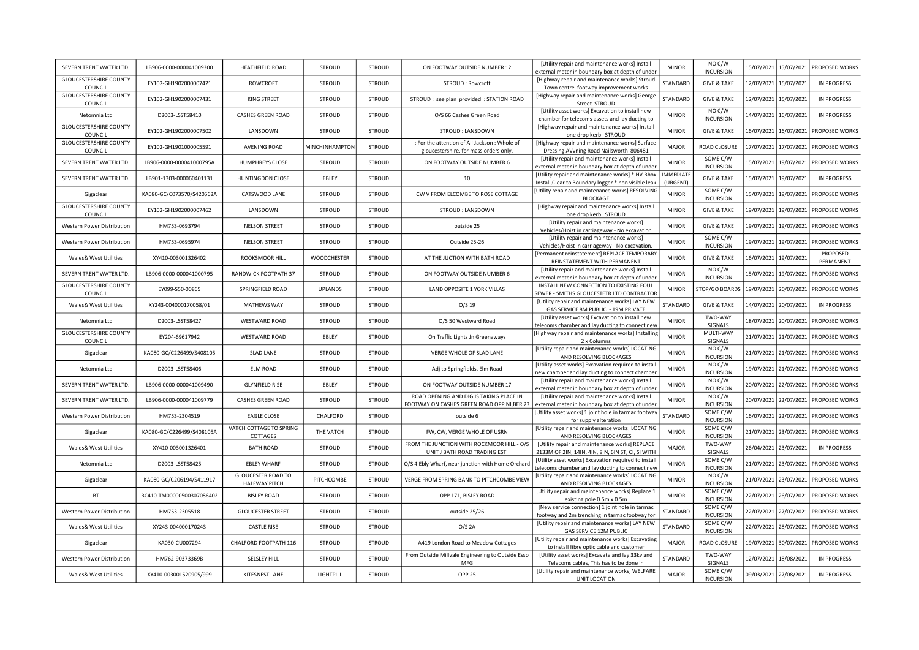| SEVERN TRENT WATER LTD. | LB906-0000-000041009300 | HEATHFIELD ROAD | STROUD | STROUD | ON FOOTWAY OUTSIDE NUMBER 12 | [Utility repair and maintenance works] Install external meter in boundary box at depth of under | MINOR | NO C/W INCURSION | 15/07/2021 | 15/07/2021 | PROPOSED WORKS |
|---|---|---|---|---|---|---|---|---|---|---|---|
| GLOUCESTERSHIRE COUNTY COUNCIL | EY102-GH1902000007421 | ROWCROFT | STROUD | STROUD | STROUD : Rowcroft | [Highway repair and maintenance works] Stroud Town centre footway improvement works | STANDARD | GIVE & TAKE | 12/07/2021 | 15/07/2021 | IN PROGRESS |
| GLOUCESTERSHIRE COUNTY COUNCIL | EY102-GH1902000007431 | KING STREET | STROUD | STROUD | STROUD : see plan provided : STATION ROAD | [Highway repair and maintenance works] George Street STROUD | STANDARD | GIVE & TAKE | 12/07/2021 | 15/07/2021 | IN PROGRESS |
| Netomnia Ltd | D2003-LSST58410 | CASHES GREEN ROAD | STROUD | STROUD | O/S 66 Cashes Green Road | [Utility asset works] Excavation to install new chamber for telecoms assets and lay ducting to | MINOR | NO C/W INCURSION | 14/07/2021 | 16/07/2021 | IN PROGRESS |
| GLOUCESTERSHIRE COUNTY COUNCIL | EY102-GH1902000007502 | LANSDOWN | STROUD | STROUD | STROUD : LANSDOWN | [Highway repair and maintenance works] Install one drop kerb STROUD | MINOR | GIVE & TAKE | 16/07/2021 | 16/07/2021 | PROPOSED WORKS |
| GLOUCESTERSHIRE COUNTY COUNCIL | EY102-GH1901000005591 | AVENING ROAD | MINCHINHAMPTON | STROUD | : For the attention of Ali Jackson : Whole of gloucestershire, for mass orders only. | [Highway repair and maintenance works] Surface Dressing AVvning Road Nailsworth 806481 | MAJOR | ROAD CLOSURE | 17/07/2021 | 17/07/2021 | PROPOSED WORKS |
| SEVERN TRENT WATER LTD. | LB906-0000-000041000795A | HUMPHREYS CLOSE | STROUD | STROUD | ON FOOTWAY OUTSIDE NUMBER 6 | [Utility repair and maintenance works] Install external meter in boundary box at depth of under | MINOR | SOME C/W INCURSION | 15/07/2021 | 19/07/2021 | PROPOSED WORKS |
| SEVERN TRENT WATER LTD. | LB901-1303-000060401131 | HUNTINGDON CLOSE | EBLEY | STROUD | 10 | [Utility repair and maintenance works] * HV Bbox Install,Clear to Boundary logger * non visible leak | IMMEDIATE (URGENT) | GIVE & TAKE | 15/07/2021 | 19/07/2021 | IN PROGRESS |
| Gigaclear | KA080-GC/C073570/S420562A | CATSWOOD LANE | STROUD | STROUD | CW V FROM ELCOMBE TO ROSE COTTAGE | [Utility repair and maintenance works] RESOLVING BLOCKAGE | MINOR | SOME C/W INCURSION | 15/07/2021 | 19/07/2021 | PROPOSED WORKS |
| GLOUCESTERSHIRE COUNTY COUNCIL | EY102-GH1902000007462 | LANSDOWN | STROUD | STROUD | STROUD : LANSDOWN | [Highway repair and maintenance works] Install one drop kerb STROUD | MINOR | GIVE & TAKE | 19/07/2021 | 19/07/2021 | PROPOSED WORKS |
| Western Power Distribution | HM753-0693794 | NELSON STREET | STROUD | STROUD | outside 25 | [Utility repair and maintenance works] Vehicles/Hoist in carriageway - No excavation | MINOR | GIVE & TAKE | 19/07/2021 | 19/07/2021 | PROPOSED WORKS |
| Western Power Distribution | HM753-0695974 | NELSON STREET | STROUD | STROUD | Outside 25-26 | [Utility repair and maintenance works] Vehicles/Hoist in carriageway - No excavation. | MINOR | SOME C/W INCURSION | 19/07/2021 | 19/07/2021 | PROPOSED WORKS |
| Wales& West Utilities | XY410-003001326402 | ROOKSMOOR HILL | WOODCHESTER | STROUD | AT THE JUCTION WITH BATH ROAD | [Permanent reinstatement] REPLACE TEMPORARY REINSTATEMENT WITH PERMANENT | MINOR | GIVE & TAKE | 16/07/2021 | 19/07/2021 | PROPOSED PERMANENT |
| SEVERN TRENT WATER LTD. | LB906-0000-000041000795 | RANDWICK FOOTPATH 37 | STROUD | STROUD | ON FOOTWAY OUTSIDE NUMBER 6 | [Utility repair and maintenance works] Install external meter in boundary box at depth of under | MINOR | NO C/W INCURSION | 15/07/2021 | 19/07/2021 | PROPOSED WORKS |
| GLOUCESTERSHIRE COUNTY COUNCIL | EY099-S50-00865 | SPRINGFIELD ROAD | UPLANDS | STROUD | LAND OPPOSITE 1 YORK VILLAS | INSTALL NEW CONNECTION TO EXISTING FOUL SEWER - SMITHS GLOUCESTETR LTD CONTRACTOR | MINOR | STOP/GO BOARDS | 19/07/2021 | 20/07/2021 | PROPOSED WORKS |
| Wales& West Utilities | XY243-004000170058/01 | MATHEWS WAY | STROUD | STROUD | O/S 19 | [Utility repair and maintenance works] LAY NEW GAS SERVICE 8M PUBLIC - 19M PRIVATE | STANDARD | GIVE & TAKE | 14/07/2021 | 20/07/2021 | IN PROGRESS |
| Netomnia Ltd | D2003-LSST58427 | WESTWARD ROAD | STROUD | STROUD | O/S 50 Westward Road | [Utility asset works] Excavation to install new telecoms chamber and lay ducting to connect new | MINOR | TWO-WAY SIGNALS | 18/07/2021 | 20/07/2021 | PROPOSED WORKS |
| GLOUCESTERSHIRE COUNTY COUNCIL | EY204-69617942 | WESTWARD ROAD | EBLEY | STROUD | On Traffic Lights Jn Greenaways | [Highway repair and maintenance works] Installing 2 x Columns | MINOR | MULTI-WAY SIGNALS | 21/07/2021 | 21/07/2021 | PROPOSED WORKS |
| Gigaclear | KA080-GC/C226499/S408105 | SLAD LANE | STROUD | STROUD | VERGE WHOLE OF SLAD LANE | [Utility repair and maintenance works] LOCATING AND RESOLVING BLOCKAGES | MINOR | NO C/W INCURSION | 21/07/2021 | 21/07/2021 | PROPOSED WORKS |
| Netomnia Ltd | D2003-LSST58406 | ELM ROAD | STROUD | STROUD | Adj to Springfields, Elm Road | [Utility asset works] Excavation required to install new chamber and lay ducting to connect chamber | MINOR | NO C/W INCURSION | 19/07/2021 | 21/07/2021 | PROPOSED WORKS |
| SEVERN TRENT WATER LTD. | LB906-0000-000041009490 | GLYNFIELD RISE | EBLEY | STROUD | ON FOOTWAY OUTSIDE NUMBER 17 | [Utility repair and maintenance works] Install external meter in boundary box at depth of under | MINOR | NO C/W INCURSION | 20/07/2021 | 22/07/2021 | PROPOSED WORKS |
| SEVERN TRENT WATER LTD. | LB906-0000-000041009779 | CASHES GREEN ROAD | STROUD | STROUD | ROAD OPENING AND DIG IS TAKING PLACE IN FOOTWAY ON CASHES GREEN ROAD OPP NI,BER 23 | [Utility repair and maintenance works] Install external meter in boundary box at depth of under | MINOR | NO C/W INCURSION | 20/07/2021 | 22/07/2021 | PROPOSED WORKS |
| Western Power Distribution | HM753-2304519 | EAGLE CLOSE | CHALFORD | STROUD | outside 6 | [Utility asset works] 1 joint hole in tarmac footway for supply alteration | STANDARD | SOME C/W INCURSION | 16/07/2021 | 22/07/2021 | PROPOSED WORKS |
| Gigaclear | KA080-GC/C226499/S408105A | VATCH COTTAGE TO SPRING COTTAGES | THE VATCH | STROUD | FW, CW, VERGE WHOLE OF USRN | [Utility repair and maintenance works] LOCATING AND RESOLVING BLOCKAGES | MINOR | SOME C/W INCURSION | 21/07/2021 | 23/07/2021 | PROPOSED WORKS |
| Wales& West Utilities | XY410-003001326401 | BATH ROAD | STROUD | STROUD | FROM THE JUNCTION WITH ROCKMOOR HILL - O/S UNIT J BATH ROAD TRADING EST. | [Utility repair and maintenance works] REPLACE 2133M OF 2IN, 14IN, 4IN, 8IN, 6IN ST, CI, SI WITH | MAJOR | TWO-WAY SIGNALS | 26/04/2021 | 23/07/2021 | IN PROGRESS |
| Netomnia Ltd | D2003-LSST58425 | EBLEY WHARF | STROUD | STROUD | O/S 4 Ebly Wharf, near junction with Home Orchard | [Utility asset works] Excavation required to install telecoms chamber and lay ducting to connect new | MINOR | SOME C/W INCURSION | 21/07/2021 | 23/07/2021 | PROPOSED WORKS |
| Gigaclear | KA080-GC/C206194/S411917 | GLOUCESTER ROAD TO HALFWAY PITCH | PITCHCOMBE | STROUD | VERGE FROM SPRING BANK TO PITCHCOMBE VIEW | [Utility repair and maintenance works] LOCATING AND RESOLVING BLOCKAGES | MINOR | NO C/W INCURSION | 21/07/2021 | 23/07/2021 | PROPOSED WORKS |
| BT | BC410-TM00000500307086402 | BISLEY ROAD | STROUD | STROUD | OPP 171, BISLEY ROAD | [Utility repair and maintenance works] Replace 1 existing pole 0.5m x 0.5m | MINOR | SOME C/W INCURSION | 22/07/2021 | 26/07/2021 | PROPOSED WORKS |
| Western Power Distribution | HM753-2305518 | GLOUCESTER STREET | STROUD | STROUD | outside 25/26 | [New service connection] 1 joint hole in tarmac footway and 2m trenching in tarmac footway for | STANDARD | SOME C/W INCURSION | 22/07/2021 | 27/07/2021 | PROPOSED WORKS |
| Wales& West Utilities | XY243-004000170243 | CASTLE RISE | STROUD | STROUD | O/S 2A | [Utility repair and maintenance works] LAY NEW GAS SERVICE 12M PUBLIC | STANDARD | SOME C/W INCURSION | 22/07/2021 | 28/07/2021 | PROPOSED WORKS |
| Gigaclear | KA030-CU007294 | CHALFORD FOOTPATH 116 | STROUD | STROUD | A419 London Road to Meadow Cottages | [Utility repair and maintenance works] Excavating to install fibre optic cable and customer | MAJOR | ROAD CLOSURE | 19/07/2021 | 30/07/2021 | PROPOSED WORKS |
| Western Power Distribution | HM762-90373369B | SELSLEY HILL | STROUD | STROUD | From Outside Millvale Engineering to Outside Esso MFG | [Utility asset works] Excavate and lay 33kv and Telecoms cables, This has to be done in | STANDARD | TWO-WAY SIGNALS | 12/07/2021 | 18/08/2021 | IN PROGRESS |
| Wales& West Utilities | XY410-003001520905/999 | KITESNEST LANE | LIGHTPILL | STROUD | OPP 25 | [Utility repair and maintenance works] WELFARE UNIT LOCATION | MAJOR | SOME C/W INCURSION | 09/03/2021 | 27/08/2021 | IN PROGRESS |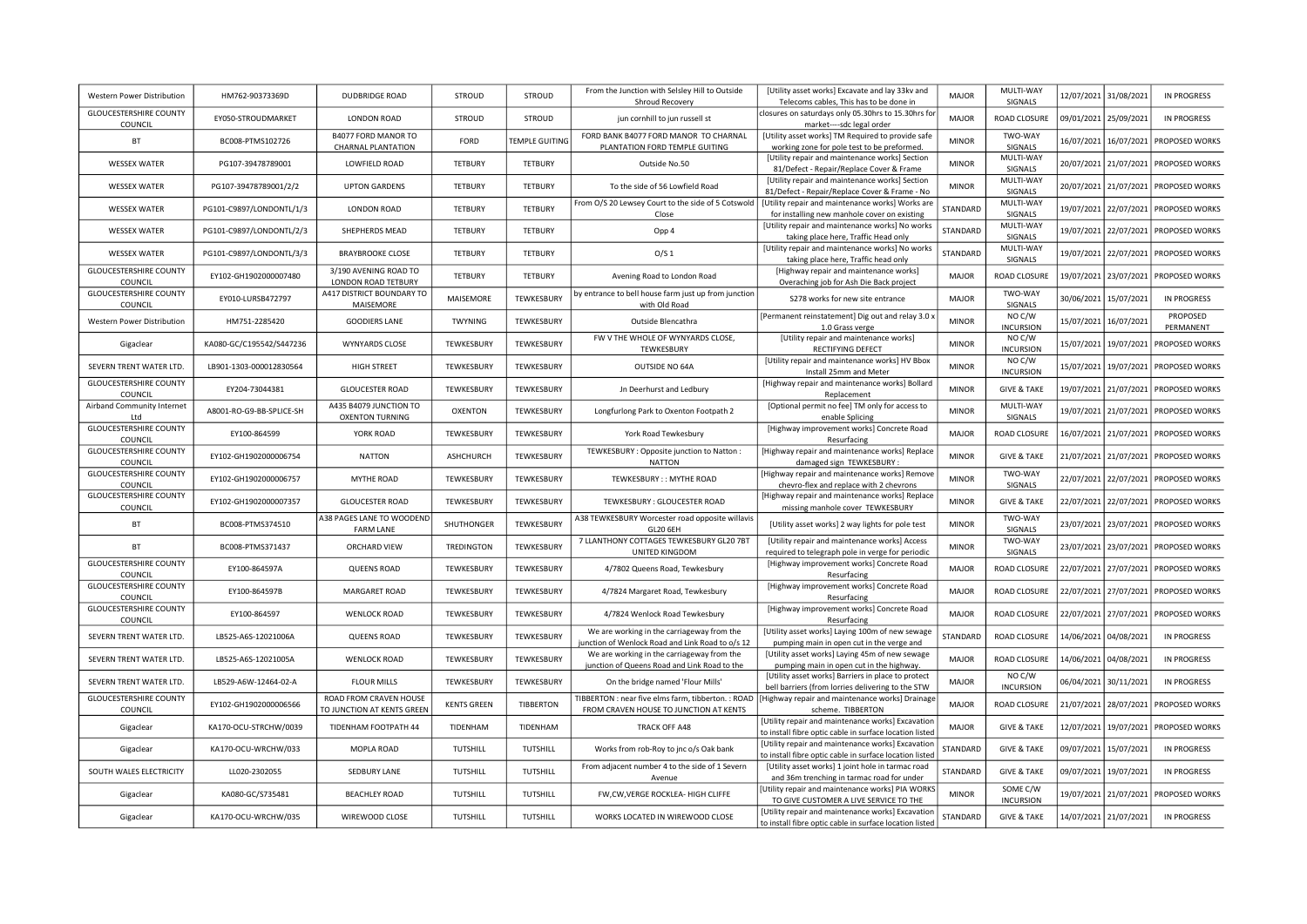| Western Power Distribution | HM762-90373369D | DUDBRIDGE ROAD | STROUD | STROUD | From the Junction with Selsley Hill to Outside Shroud Recovery | [Utility asset works] Excavate and lay 33kv and Telecoms cables, This has to be done in | MAJOR | MULTI-WAY SIGNALS | 12/07/2021 | 31/08/2021 | IN PROGRESS |
|---|---|---|---|---|---|---|---|---|---|---|---|
| GLOUCESTERSHIRE COUNTY COUNCIL | EY050-STROUDMARKET | LONDON ROAD | STROUD | STROUD | jun cornhill to jun russell st | closures on saturdays only 05.30hrs to 15.30hrs for market----sdc legal order | MAJOR | ROAD CLOSURE | 09/01/2021 | 25/09/2021 | IN PROGRESS |
| BT | BC008-PTMS102726 | B4077 FORD MANOR TO CHARNAL PLANTATION | FORD | TEMPLE GUITING | FORD BANK B4077 FORD MANOR TO CHARNAL PLANTATION FORD TEMPLE GUITING | [Utility asset works] TM Required to provide safe working zone for pole test to be preformed. | MINOR | TWO-WAY SIGNALS | 16/07/2021 | 16/07/2021 | PROPOSED WORKS |
| WESSEX WATER | PG107-39478789001 | LOWFIELD ROAD | TETBURY | TETBURY | Outside No.50 | [Utility repair and maintenance works] Section 81/Defect - Repair/Replace Cover & Frame | MINOR | MULTI-WAY SIGNALS | 20/07/2021 | 21/07/2021 | PROPOSED WORKS |
| WESSEX WATER | PG107-39478789001/2/2 | UPTON GARDENS | TETBURY | TETBURY | To the side of 56 Lowfield Road | [Utility repair and maintenance works] Section 81/Defect - Repair/Replace Cover & Frame - No | MINOR | MULTI-WAY SIGNALS | 20/07/2021 | 21/07/2021 | PROPOSED WORKS |
| WESSEX WATER | PG101-C9897/LONDONTL/1/3 | LONDON ROAD | TETBURY | TETBURY | From O/S 20 Lewsey Court to the side of 5 Cotswold Close | [Utility repair and maintenance works] Works are for installing new manhole cover on existing | STANDARD | MULTI-WAY SIGNALS | 19/07/2021 | 22/07/2021 | PROPOSED WORKS |
| WESSEX WATER | PG101-C9897/LONDONTL/2/3 | SHEPHERDS MEAD | TETBURY | TETBURY | Opp 4 | [Utility repair and maintenance works] No works taking place here, Traffic Head only | STANDARD | MULTI-WAY SIGNALS | 19/07/2021 | 22/07/2021 | PROPOSED WORKS |
| WESSEX WATER | PG101-C9897/LONDONTL/3/3 | BRAYBROOKE CLOSE | TETBURY | TETBURY | O/S 1 | [Utility repair and maintenance works] No works taking place here, Traffic head only | STANDARD | MULTI-WAY SIGNALS | 19/07/2021 | 22/07/2021 | PROPOSED WORKS |
| GLOUCESTERSHIRE COUNTY COUNCIL | EY102-GH1902000007480 | 3/190 AVENING ROAD TO LONDON ROAD TETBURY | TETBURY | TETBURY | Avening Road to London Road | [Highway repair and maintenance works] Overaching job for Ash Die Back project | MAJOR | ROAD CLOSURE | 19/07/2021 | 23/07/2021 | PROPOSED WORKS |
| GLOUCESTERSHIRE COUNTY COUNCIL | EY010-LURSB472797 | A417 DISTRICT BOUNDARY TO MAISEMORE | MAISEMORE | TEWKESBURY | by entrance to bell house farm just up from junction with Old Road | S278 works for new site entrance | MAJOR | TWO-WAY SIGNALS | 30/06/2021 | 15/07/2021 | IN PROGRESS |
| Western Power Distribution | HM751-2285420 | GOODIERS LANE | TWYNING | TEWKESBURY | Outside Blencathra | [Permanent reinstatement] Dig out and relay 3.0 x 1.0 Grass verge | MINOR | NO C/W INCURSION | 15/07/2021 | 16/07/2021 | PROPOSED PERMANENT |
| Gigaclear | KA080-GC/C195542/S447236 | WYNYARDS CLOSE | TEWKESBURY | TEWKESBURY | FW V THE WHOLE OF WYNYARDS CLOSE, TEWKESBURY | [Utility repair and maintenance works] RECTIFYING DEFECT | MINOR | NO C/W INCURSION | 15/07/2021 | 19/07/2021 | PROPOSED WORKS |
| SEVERN TRENT WATER LTD. | LB901-1303-000012830564 | HIGH STREET | TEWKESBURY | TEWKESBURY | OUTSIDE NO 64A | [Utility repair and maintenance works] HV Bbox Install 25mm and Meter | MINOR | NO C/W INCURSION | 15/07/2021 | 19/07/2021 | PROPOSED WORKS |
| GLOUCESTERSHIRE COUNTY COUNCIL | EY204-73044381 | GLOUCESTER ROAD | TEWKESBURY | TEWKESBURY | Jn Deerhurst and Ledbury | [Highway repair and maintenance works] Bollard Replacement | MINOR | GIVE & TAKE | 19/07/2021 | 21/07/2021 | PROPOSED WORKS |
| Airband Community Internet Ltd | A8001-RO-G9-BB-SPLICE-SH | A435 B4079 JUNCTION TO OXENTON TURNING | OXENTON | TEWKESBURY | Longfurlong Park to Oxenton Footpath 2 | [Optional permit no fee] TM only for access to enable Splicing | MINOR | MULTI-WAY SIGNALS | 19/07/2021 | 21/07/2021 | PROPOSED WORKS |
| GLOUCESTERSHIRE COUNTY COUNCIL | EY100-864599 | YORK ROAD | TEWKESBURY | TEWKESBURY | York Road Tewkesbury | [Highway improvement works] Concrete Road Resurfacing | MAJOR | ROAD CLOSURE | 16/07/2021 | 21/07/2021 | PROPOSED WORKS |
| GLOUCESTERSHIRE COUNTY COUNCIL | EY102-GH1902000006754 | NATTON | ASHCHURCH | TEWKESBURY | TEWKESBURY : Opposite junction to Natton : NATTON | [Highway repair and maintenance works] Replace damaged sign TEWKESBURY : | MINOR | GIVE & TAKE | 21/07/2021 | 21/07/2021 | PROPOSED WORKS |
| GLOUCESTERSHIRE COUNTY COUNCIL | EY102-GH1902000006757 | MYTHE ROAD | TEWKESBURY | TEWKESBURY | TEWKESBURY : : MYTHE ROAD | [Highway repair and maintenance works] Remove chevro-flex and replace with 2 chevrons | MINOR | TWO-WAY SIGNALS | 22/07/2021 | 22/07/2021 | PROPOSED WORKS |
| GLOUCESTERSHIRE COUNTY COUNCIL | EY102-GH1902000007357 | GLOUCESTER ROAD | TEWKESBURY | TEWKESBURY | TEWKESBURY : GLOUCESTER ROAD | [Highway repair and maintenance works] Replace missing manhole cover TEWKESBURY | MINOR | GIVE & TAKE | 22/07/2021 | 22/07/2021 | PROPOSED WORKS |
| BT | BC008-PTMS374510 | A38 PAGES LANE TO WOODEND FARM LANE | SHUTHONGER | TEWKESBURY | A38 TEWKESBURY Worcester road opposite willavis GL20 6EH | [Utility asset works] 2 way lights for pole test | MINOR | TWO-WAY SIGNALS | 23/07/2021 | 23/07/2021 | PROPOSED WORKS |
| BT | BC008-PTMS371437 | ORCHARD VIEW | TREDINGTON | TEWKESBURY | 7 LLANTHONY COTTAGES TEWKESBURY GL20 7BT UNITED KINGDOM | [Utility repair and maintenance works] Access required to telegraph pole in verge for periodic | MINOR | TWO-WAY SIGNALS | 23/07/2021 | 23/07/2021 | PROPOSED WORKS |
| GLOUCESTERSHIRE COUNTY COUNCIL | EY100-864597A | QUEENS ROAD | TEWKESBURY | TEWKESBURY | 4/7802 Queens Road, Tewkesbury | [Highway improvement works] Concrete Road Resurfacing | MAJOR | ROAD CLOSURE | 22/07/2021 | 27/07/2021 | PROPOSED WORKS |
| GLOUCESTERSHIRE COUNTY COUNCIL | EY100-864597B | MARGARET ROAD | TEWKESBURY | TEWKESBURY | 4/7824 Margaret Road, Tewkesbury | [Highway improvement works] Concrete Road Resurfacing | MAJOR | ROAD CLOSURE | 22/07/2021 | 27/07/2021 | PROPOSED WORKS |
| GLOUCESTERSHIRE COUNTY COUNCIL | EY100-864597 | WENLOCK ROAD | TEWKESBURY | TEWKESBURY | 4/7824 Wenlock Road Tewkesbury | [Highway improvement works] Concrete Road Resurfacing | MAJOR | ROAD CLOSURE | 22/07/2021 | 27/07/2021 | PROPOSED WORKS |
| SEVERN TRENT WATER LTD. | LB525-A6S-12021006A | QUEENS ROAD | TEWKESBURY | TEWKESBURY | We are working in the carriageway from the junction of Wenlock Road and Link Road to o/s 12 | [Utility asset works] Laying 100m of new sewage pumping main in open cut in the verge and | STANDARD | ROAD CLOSURE | 14/06/2021 | 04/08/2021 | IN PROGRESS |
| SEVERN TRENT WATER LTD. | LB525-A6S-12021005A | WENLOCK ROAD | TEWKESBURY | TEWKESBURY | We are working in the carriageway from the junction of Queens Road and Link Road to the | [Utility asset works] Laying 45m of new sewage pumping main in open cut in the highway. | MAJOR | ROAD CLOSURE | 14/06/2021 | 04/08/2021 | IN PROGRESS |
| SEVERN TRENT WATER LTD. | LB529-A6W-12464-02-A | FLOUR MILLS | TEWKESBURY | TEWKESBURY | On the bridge named 'Flour Mills' | [Utility asset works] Barriers in place to protect bell barriers (from lorries delivering to the STW | MAJOR | NO C/W INCURSION | 06/04/2021 | 30/11/2021 | IN PROGRESS |
| GLOUCESTERSHIRE COUNTY COUNCIL | EY102-GH1902000006566 | ROAD FROM CRAVEN HOUSE TO JUNCTION AT KENTS GREEN | KENTS GREEN | TIBBERTON | TIBBERTON : near five elms farm, tibberton. : ROAD FROM CRAVEN HOUSE TO JUNCTION AT KENTS | [Highway repair and maintenance works] Drainage scheme. TIBBERTON | MAJOR | ROAD CLOSURE | 21/07/2021 | 28/07/2021 | PROPOSED WORKS |
| Gigaclear | KA170-OCU-STRCHW/0039 | TIDENHAM FOOTPATH 44 | TIDENHAM | TIDENHAM | TRACK OFF A48 | [Utility repair and maintenance works] Excavation to install fibre optic cable in surface location listed | MAJOR | GIVE & TAKE | 12/07/2021 | 19/07/2021 | PROPOSED WORKS |
| Gigaclear | KA170-OCU-WRCHW/033 | MOPLA ROAD | TUTSHILL | TUTSHILL | Works from rob-Roy to jnc o/s Oak bank | [Utility repair and maintenance works] Excavation to install fibre optic cable in surface location listed | STANDARD | GIVE & TAKE | 09/07/2021 | 15/07/2021 | IN PROGRESS |
| SOUTH WALES ELECTRICITY | LL020-2302055 | SEDBURY LANE | TUTSHILL | TUTSHILL | From adjacent number 4 to the side of 1 Severn Avenue | [Utility asset works] 1 joint hole in tarmac road and 36m trenching in tarmac road for under | STANDARD | GIVE & TAKE | 09/07/2021 | 19/07/2021 | IN PROGRESS |
| Gigaclear | KA080-GC/S735481 | BEACHLEY ROAD | TUTSHILL | TUTSHILL | FW,CW,VERGE ROCKLEA- HIGH CLIFFE | [Utility repair and maintenance works] PIA WORKS TO GIVE CUSTOMER A LIVE SERVICE TO THE | MINOR | SOME C/W INCURSION | 19/07/2021 | 21/07/2021 | PROPOSED WORKS |
| Gigaclear | KA170-OCU-WRCHW/035 | WIREWOOD CLOSE | TUTSHILL | TUTSHILL | WORKS LOCATED IN WIREWOOD CLOSE | [Utility repair and maintenance works] Excavation to install fibre optic cable in surface location listed | STANDARD | GIVE & TAKE | 14/07/2021 | 21/07/2021 | IN PROGRESS |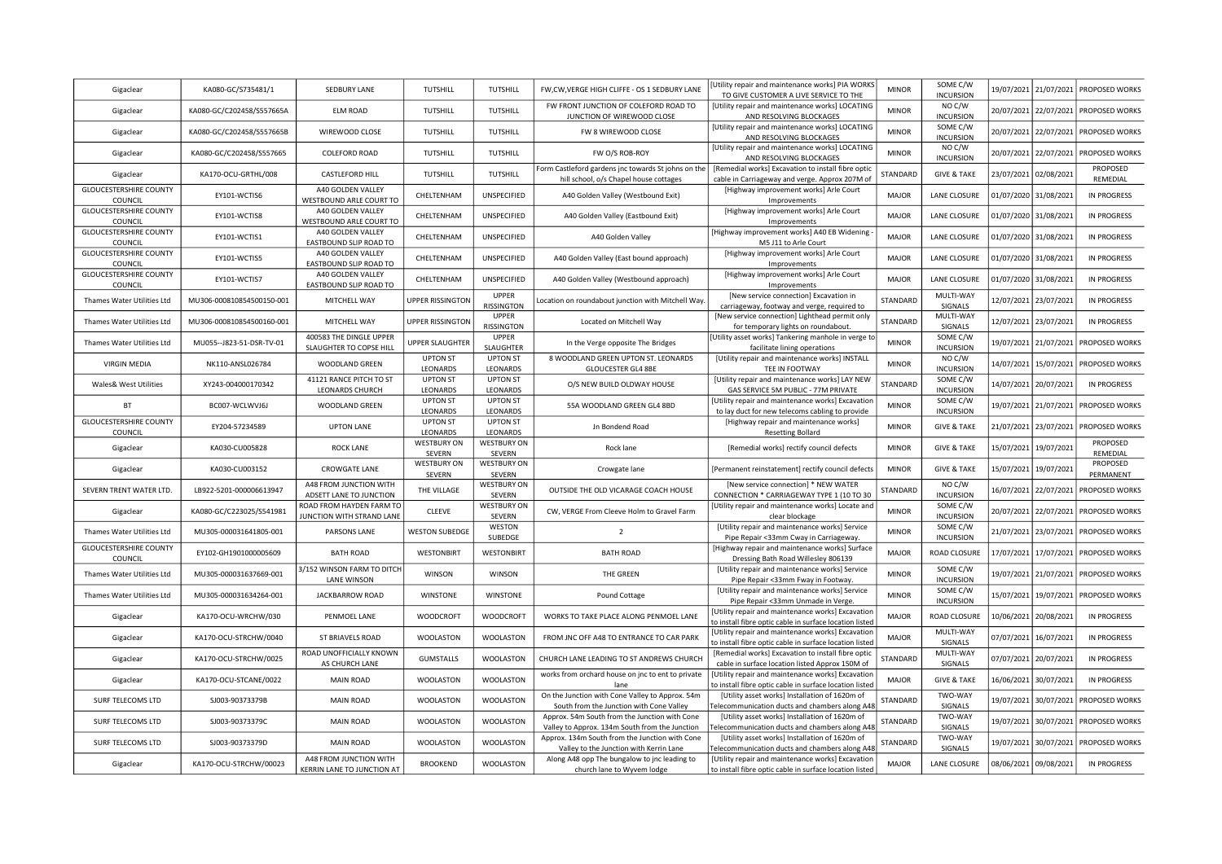| | | | | | | | | | | | |
|---|---|---|---|---|---|---|---|---|---|---|---|
| Gigaclear | KA080-GC/S735481/1 | SEDBURY LANE | TUTSHILL | TUTSHILL | FW,CW,VERGE HIGH CLIFFE - OS 1 SEDBURY LANE | [Utility repair and maintenance works] PIA WORKS TO GIVE CUSTOMER A LIVE SERVICE TO THE | MINOR | SOME C/W INCURSION | 19/07/2021 | 21/07/2021 | PROPOSED WORKS |
| Gigaclear | KA080-GC/C202458/S557665A | ELM ROAD | TUTSHILL | TUTSHILL | FW FRONT JUNCTION OF COLEFORD ROAD TO JUNCTION OF WIREWOOD CLOSE | [Utility repair and maintenance works] LOCATING AND RESOLVING BLOCKAGES | MINOR | NO C/W INCURSION | 20/07/2021 | 22/07/2021 | PROPOSED WORKS |
| Gigaclear | KA080-GC/C202458/S557665B | WIREWOOD CLOSE | TUTSHILL | TUTSHILL | FW 8 WIREWOOD CLOSE | [Utility repair and maintenance works] LOCATING AND RESOLVING BLOCKAGES | MINOR | SOME C/W INCURSION | 20/07/2021 | 22/07/2021 | PROPOSED WORKS |
| Gigaclear | KA080-GC/C202458/S557665 | COLEFORD ROAD | TUTSHILL | TUTSHILL | FW O/S ROB-ROY | [Utility repair and maintenance works] LOCATING AND RESOLVING BLOCKAGES | MINOR | NO C/W INCURSION | 20/07/2021 | 22/07/2021 | PROPOSED WORKS |
| Gigaclear | KA170-OCU-GRTHL/008 | CASTLEFORD HILL | TUTSHILL | TUTSHILL | Form Castleford gardens jnc towards St johns on the hill school, o/s Chapel house cottages | [Remedial works] Excavation to install fibre optic cable in Carriageway and verge. Approx 207M of | STANDARD | GIVE & TAKE | 23/07/2021 | 02/08/2021 | PROPOSED REMEDIAL |
| GLOUCESTERSHIRE COUNTY COUNCIL | EY101-WCTIS6 | A40 GOLDEN VALLEY WESTBOUND ARLE COURT TO | CHELTENHAM | UNSPECIFIED | A40 Golden Valley (Westbound Exit) | [Highway improvement works] Arle Court Improvements | MAJOR | LANE CLOSURE | 01/07/2020 | 31/08/2021 | IN PROGRESS |
| GLOUCESTERSHIRE COUNTY COUNCIL | EY101-WCTIS8 | A40 GOLDEN VALLEY WESTBOUND ARLE COURT TO | CHELTENHAM | UNSPECIFIED | A40 Golden Valley (Eastbound Exit) | [Highway improvement works] Arle Court Improvements | MAJOR | LANE CLOSURE | 01/07/2020 | 31/08/2021 | IN PROGRESS |
| GLOUCESTERSHIRE COUNTY COUNCIL | EY101-WCTIS1 | A40 GOLDEN VALLEY EASTBOUND SLIP ROAD TO | CHELTENHAM | UNSPECIFIED | A40 Golden Valley | [Highway improvement works] A40 EB Widening - M5 J11 to Arle Court | MAJOR | LANE CLOSURE | 01/07/2020 | 31/08/2021 | IN PROGRESS |
| GLOUCESTERSHIRE COUNTY COUNCIL | EY101-WCTIS5 | A40 GOLDEN VALLEY EASTBOUND SLIP ROAD TO | CHELTENHAM | UNSPECIFIED | A40 Golden Valley (East bound approach) | [Highway improvement works] Arle Court Improvements | MAJOR | LANE CLOSURE | 01/07/2020 | 31/08/2021 | IN PROGRESS |
| GLOUCESTERSHIRE COUNTY COUNCIL | EY101-WCTIS7 | A40 GOLDEN VALLEY EASTBOUND SLIP ROAD TO | CHELTENHAM | UNSPECIFIED | A40 Golden Valley (Westbound approach) | [Highway improvement works] Arle Court Improvements | MAJOR | LANE CLOSURE | 01/07/2020 | 31/08/2021 | IN PROGRESS |
| Thames Water Utilities Ltd | MU306-000810854500150-001 | MITCHELL WAY | UPPER RISSINGTON | UPPER RISSINGTON | Location on roundabout junction with Mitchell Way. | [New service connection] Excavation in carriageway, footway and verge, required to | STANDARD | MULTI-WAY SIGNALS | 12/07/2021 | 23/07/2021 | IN PROGRESS |
| Thames Water Utilities Ltd | MU306-000810854500160-001 | MITCHELL WAY | UPPER RISSINGTON | UPPER RISSINGTON | Located on Mitchell Way | [New service connection] Lighthead permit only for temporary lights on roundabout. | STANDARD | MULTI-WAY SIGNALS | 12/07/2021 | 23/07/2021 | IN PROGRESS |
| Thames Water Utilities Ltd | MU055--J823-51-DSR-TV-01 | 400583 THE DINGLE UPPER SLAUGHTER TO COPSE HILL | UPPER SLAUGHTER | UPPER SLAUGHTER | In the Verge opposite The Bridges | [Utility asset works] Tankering manhole in verge to facilitate lining operations | MINOR | SOME C/W INCURSION | 19/07/2021 | 21/07/2021 | PROPOSED WORKS |
| VIRGIN MEDIA | NK110-ANSL026784 | WOODLAND GREEN | UPTON ST LEONARDS | UPTON ST LEONARDS | 8 WOODLAND GREEN UPTON ST. LEONARDS GLOUCESTER GL4 8BE | [Utility repair and maintenance works] INSTALL TEE IN FOOTWAY | MINOR | NO C/W INCURSION | 14/07/2021 | 15/07/2021 | PROPOSED WORKS |
| Wales& West Utilities | XY243-004000170342 | 41121 RANCE PITCH TO ST LEONARDS CHURCH | UPTON ST LEONARDS | UPTON ST LEONARDS | O/S NEW BUILD OLDWAY HOUSE | [Utility repair and maintenance works] LAY NEW GAS SERVICE 5M PUBLIC - 77M PRIVATE | STANDARD | SOME C/W INCURSION | 14/07/2021 | 20/07/2021 | IN PROGRESS |
| BT | BC007-WCLWVJ6J | WOODLAND GREEN | UPTON ST LEONARDS | UPTON ST LEONARDS | 55A WOODLAND GREEN GL4 8BD | [Utility repair and maintenance works] Excavation to lay duct for new telecoms cabling to provide | MINOR | SOME C/W INCURSION | 19/07/2021 | 21/07/2021 | PROPOSED WORKS |
| GLOUCESTERSHIRE COUNTY COUNCIL | EY204-57234589 | UPTON LANE | UPTON ST LEONARDS | UPTON ST LEONARDS | Jn Bondend Road | [Highway repair and maintenance works] Resetting Bollard | MINOR | GIVE & TAKE | 21/07/2021 | 23/07/2021 | PROPOSED WORKS |
| Gigaclear | KA030-CU005828 | ROCK LANE | WESTBURY ON SEVERN | WESTBURY ON SEVERN | Rock lane | [Remedial works] rectify council defects | MINOR | GIVE & TAKE | 15/07/2021 | 19/07/2021 | PROPOSED REMEDIAL |
| Gigaclear | KA030-CU003152 | CROWGATE LANE | WESTBURY ON SEVERN | WESTBURY ON SEVERN | Crowgate lane | [Permanent reinstatement] rectify council defects | MINOR | GIVE & TAKE | 15/07/2021 | 19/07/2021 | PROPOSED PERMANENT |
| SEVERN TRENT WATER LTD. | LB922-5201-000006613947 | A48 FROM JUNCTION WITH ADSETT LANE TO JUNCTION | THE VILLAGE | WESTBURY ON SEVERN | OUTSIDE THE OLD VICARAGE COACH HOUSE | [New service connection] * NEW WATER CONNECTION * CARRIAGEWAY TYPE 1 (10 TO 30 | STANDARD | NO C/W INCURSION | 16/07/2021 | 22/07/2021 | PROPOSED WORKS |
| Gigaclear | KA080-GC/C223025/S541981 | ROAD FROM HAYDEN FARM TO JUNCTION WITH STRAND LANE | CLEEVE | WESTBURY ON SEVERN | CW, VERGE From Cleeve Holm to Gravel Farm | [Utility repair and maintenance works] Locate and clear blockage | MINOR | SOME C/W INCURSION | 20/07/2021 | 22/07/2021 | PROPOSED WORKS |
| Thames Water Utilities Ltd | MU305-000031641805-001 | PARSONS LANE | WESTON SUBEDGE | WESTON SUBEDGE | 2 | [Utility repair and maintenance works] Service Pipe Repair <33mm Cway in Carriageway. | MINOR | SOME C/W INCURSION | 21/07/2021 | 23/07/2021 | PROPOSED WORKS |
| GLOUCESTERSHIRE COUNTY COUNCIL | EY102-GH1901000005609 | BATH ROAD | WESTONBIRT | WESTONBIRT | BATH ROAD | [Highway repair and maintenance works] Surface Dressing Bath Road Willesley 806139 | MAJOR | ROAD CLOSURE | 17/07/2021 | 17/07/2021 | PROPOSED WORKS |
| Thames Water Utilities Ltd | MU305-000031637669-001 | 3/152 WINSON FARM TO DITCH LANE WINSON | WINSON | WINSON | THE GREEN | [Utility repair and maintenance works] Service Pipe Repair <33mm Fway in Footway. | MINOR | SOME C/W INCURSION | 19/07/2021 | 21/07/2021 | PROPOSED WORKS |
| Thames Water Utilities Ltd | MU305-000031634264-001 | JACKBARROW ROAD | WINSTONE | WINSTONE | Pound Cottage | [Utility repair and maintenance works] Service Pipe Repair <33mm Unmade in Verge. | MINOR | SOME C/W INCURSION | 15/07/2021 | 19/07/2021 | PROPOSED WORKS |
| Gigaclear | KA170-OCU-WRCHW/030 | PENMOEL LANE | WOODCROFT | WOODCROFT | WORKS TO TAKE PLACE ALONG PENMOEL LANE | [Utility repair and maintenance works] Excavation to install fibre optic cable in surface location listed | MAJOR | ROAD CLOSURE | 10/06/2021 | 20/08/2021 | IN PROGRESS |
| Gigaclear | KA170-OCU-STRCHW/0040 | ST BRIAVELS ROAD | WOOLASTON | WOOLASTON | FROM JNC OFF A48 TO ENTRANCE TO CAR PARK | [Utility repair and maintenance works] Excavation to install fibre optic cable in surface location listed | MAJOR | MULTI-WAY SIGNALS | 07/07/2021 | 16/07/2021 | IN PROGRESS |
| Gigaclear | KA170-OCU-STRCHW/0025 | ROAD UNOFFICIALLY KNOWN AS CHURCH LANE | GUMSTALLS | WOOLASTON | CHURCH LANE LEADING TO ST ANDREWS CHURCH | [Remedial works] Excavation to install fibre optic cable in surface location listed Approx 150M of | STANDARD | MULTI-WAY SIGNALS | 07/07/2021 | 20/07/2021 | IN PROGRESS |
| Gigaclear | KA170-OCU-STCANE/0022 | MAIN ROAD | WOOLASTON | WOOLASTON | works from orchard house on jnc to ent to private lane | [Utility repair and maintenance works] Excavation to install fibre optic cable in surface location listed | MAJOR | GIVE & TAKE | 16/06/2021 | 30/07/2021 | IN PROGRESS |
| SURF TELECOMS LTD | SJ003-90373379B | MAIN ROAD | WOOLASTON | WOOLASTON | On the Junction with Cone Valley to Approx. 54m South from the Junction with Cone Valley | [Utility asset works] Installation of 1620m of Telecommunication ducts and chambers along A48 | STANDARD | TWO-WAY SIGNALS | 19/07/2021 | 30/07/2021 | PROPOSED WORKS |
| SURF TELECOMS LTD | SJ003-90373379C | MAIN ROAD | WOOLASTON | WOOLASTON | Approx. 54m South from the Junction with Cone Valley to Approx. 134m South from the Junction | [Utility asset works] Installation of 1620m of Telecommunication ducts and chambers along A48 | STANDARD | TWO-WAY SIGNALS | 19/07/2021 | 30/07/2021 | PROPOSED WORKS |
| SURF TELECOMS LTD | SJ003-90373379D | MAIN ROAD | WOOLASTON | WOOLASTON | Approx. 134m South from the Junction with Cone Valley to the Junction with Kerrin Lane | [Utility asset works] Installation of 1620m of Telecommunication ducts and chambers along A48 | STANDARD | TWO-WAY SIGNALS | 19/07/2021 | 30/07/2021 | PROPOSED WORKS |
| Gigaclear | KA170-OCU-STRCHW/00023 | A48 FROM JUNCTION WITH KERRIN LANE TO JUNCTION AT | BROOKEND | WOOLASTON | Along A48 opp The bungalow to jnc leading to church lane to Wyvem lodge | [Utility repair and maintenance works] Excavation to install fibre optic cable in surface location listed | MAJOR | LANE CLOSURE | 08/06/2021 | 09/08/2021 | IN PROGRESS |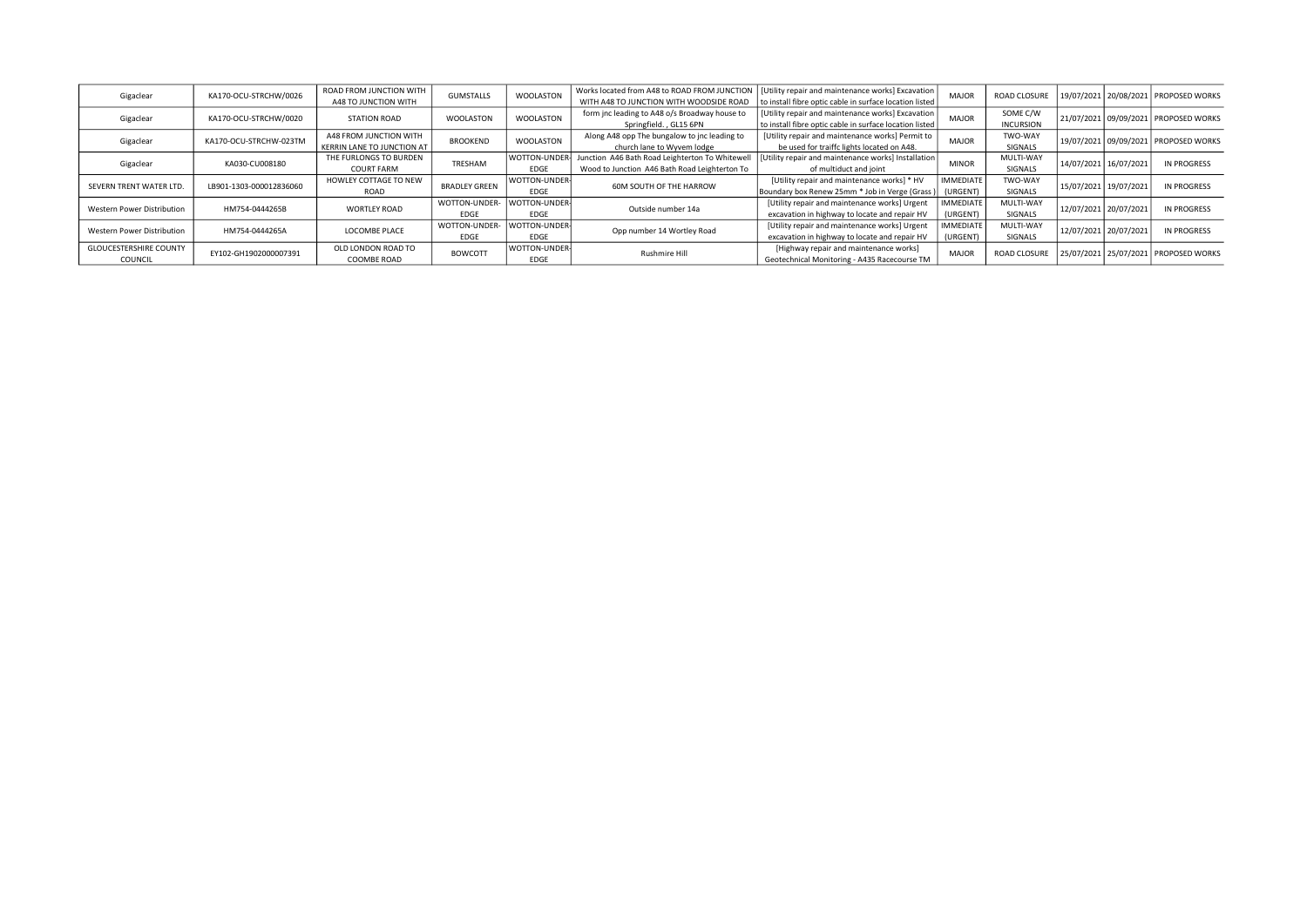| | | | | | | | | | | | |
|---|---|---|---|---|---|---|---|---|---|---|---|
| Gigaclear | KA170-OCU-STRCHW/0026 | ROAD FROM JUNCTION WITH A48 TO JUNCTION WITH | GUMSTALLS | WOOLASTON | Works located from A48 to ROAD FROM JUNCTION WITH A48 TO JUNCTION WITH WOODSIDE ROAD | [Utility repair and maintenance works] Excavation to install fibre optic cable in surface location listed | MAJOR | ROAD CLOSURE | 19/07/2021 | 20/08/2021 | PROPOSED WORKS |
| Gigaclear | KA170-OCU-STRCHW/0020 | STATION ROAD | WOOLASTON | WOOLASTON | form jnc leading to A48 o/s Broadway house to Springfield. , GL15 6PN | [Utility repair and maintenance works] Excavation to install fibre optic cable in surface location listed | MAJOR | SOME C/W INCURSION | 21/07/2021 | 09/09/2021 | PROPOSED WORKS |
| Gigaclear | KA170-OCU-STRCHW-023TM | A48 FROM JUNCTION WITH KERRIN LANE TO JUNCTION AT | BROOKEND | WOOLASTON | Along A48 opp The bungalow to jnc leading to church lane to Wyvem lodge | [Utility repair and maintenance works] Permit to be used for traiffc lights located on A48. | MAJOR | TWO-WAY SIGNALS | 19/07/2021 | 09/09/2021 | PROPOSED WORKS |
| Gigaclear | KA030-CU008180 | THE FURLONGS TO BURDEN COURT FARM | TRESHAM | WOTTON-UNDER-EDGE | Junction A46 Bath Road Leighterton To Whitewell Wood to Junction A46 Bath Road Leighterton To | [Utility repair and maintenance works] Installation of multiduct and joint | MINOR | MULTI-WAY SIGNALS | 14/07/2021 | 16/07/2021 | IN PROGRESS |
| SEVERN TRENT WATER LTD. | LB901-1303-000012836060 | HOWLEY COTTAGE TO NEW ROAD | BRADLEY GREEN | WOTTON-UNDER-EDGE | 60M SOUTH OF THE HARROW | [Utility repair and maintenance works] * HV Boundary box Renew 25mm * Job in Verge (Grass) | IMMEDIATE (URGENT) | TWO-WAY SIGNALS | 15/07/2021 | 19/07/2021 | IN PROGRESS |
| Western Power Distribution | HM754-0444265B | WORTLEY ROAD | WOTTON-UNDER-EDGE | WOTTON-UNDER-EDGE | Outside number 14a | [Utility repair and maintenance works] Urgent excavation in highway to locate and repair HV | IMMEDIATE (URGENT) | MULTI-WAY SIGNALS | 12/07/2021 | 20/07/2021 | IN PROGRESS |
| Western Power Distribution | HM754-0444265A | LOCOMBE PLACE | WOTTON-UNDER-EDGE | WOTTON-UNDER-EDGE | Opp number 14 Wortley Road | [Utility repair and maintenance works] Urgent excavation in highway to locate and repair HV | IMMEDIATE (URGENT) | MULTI-WAY SIGNALS | 12/07/2021 | 20/07/2021 | IN PROGRESS |
| GLOUCESTERSHIRE COUNTY COUNCIL | EY102-GH1902000007391 | OLD LONDON ROAD TO COOMBE ROAD | BOWCOTT | WOTTON-UNDER-EDGE | Rushmire Hill | [Highway repair and maintenance works] Geotechnical Monitoring - A435 Racecourse TM | MAJOR | ROAD CLOSURE | 25/07/2021 | 25/07/2021 | PROPOSED WORKS |